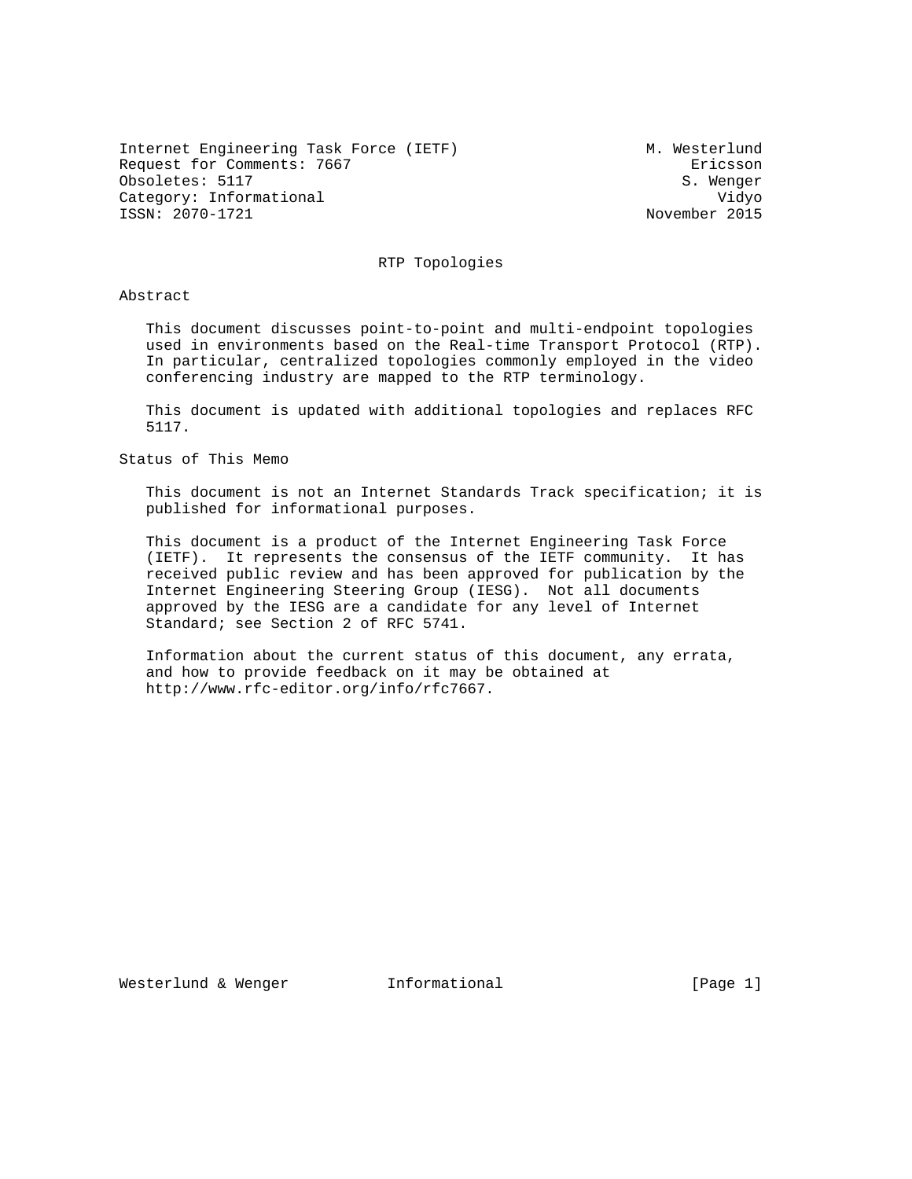Internet Engineering Task Force (IETF) M. Westerlund
Request for Comments: 7667 Ericsson
Obsoletes: 5117 S. Wenger
Category: Informational Vidyo
ISSN: 2070-1721 November 2015

# RTP Topologies

## Abstract

This document discusses point-to-point and multi-endpoint topologies used in environments based on the Real-time Transport Protocol (RTP). In particular, centralized topologies commonly employed in the video conferencing industry are mapped to the RTP terminology.

This document is updated with additional topologies and replaces RFC 5117.

## Status of This Memo

This document is not an Internet Standards Track specification; it is published for informational purposes.

This document is a product of the Internet Engineering Task Force (IETF). It represents the consensus of the IETF community. It has received public review and has been approved for publication by the Internet Engineering Steering Group (IESG). Not all documents approved by the IESG are a candidate for any level of Internet Standard; see Section 2 of RFC 5741.

Information about the current status of this document, any errata, and how to provide feedback on it may be obtained at http://www.rfc-editor.org/info/rfc7667.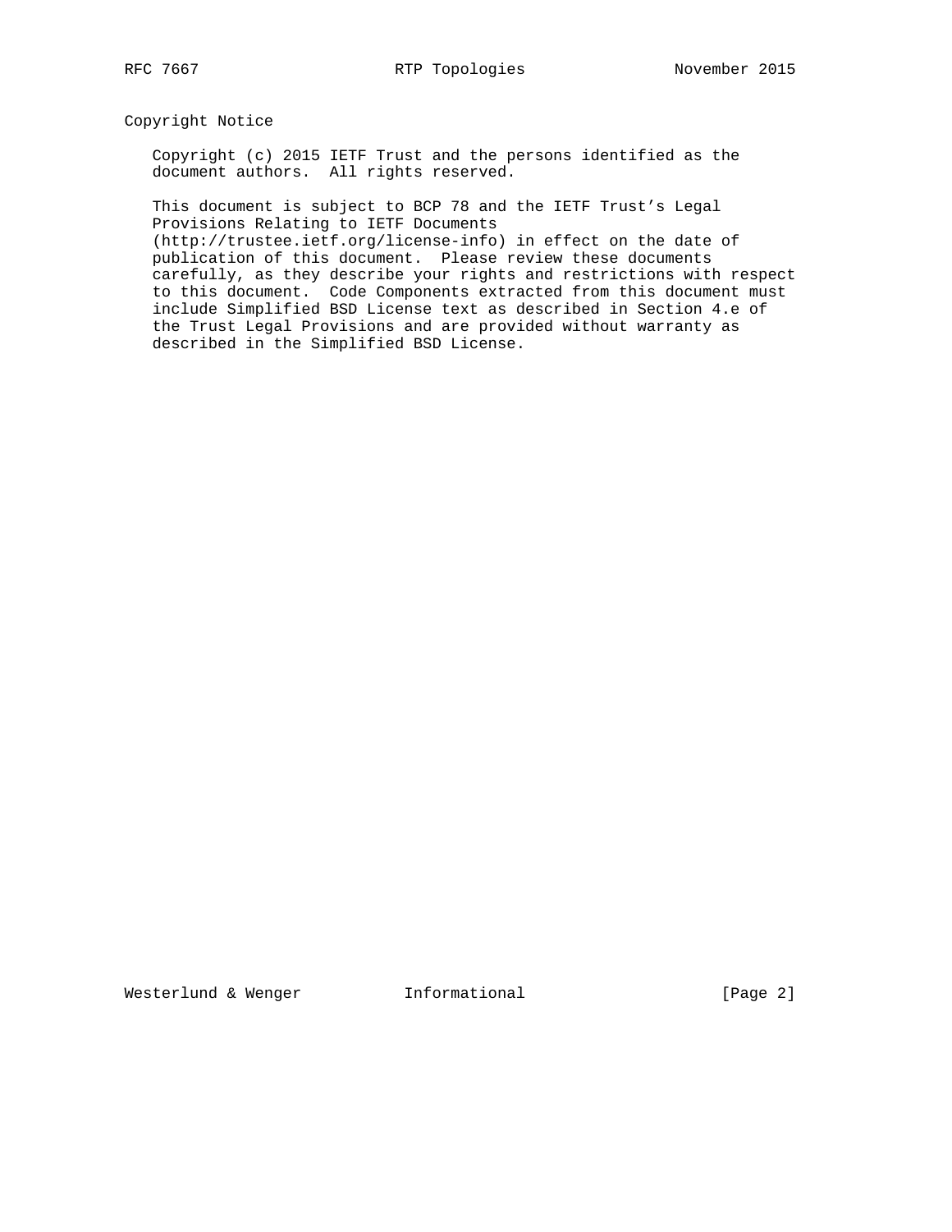## Copyright Notice

Copyright (c) 2015 IETF Trust and the persons identified as the document authors. All rights reserved.

This document is subject to BCP 78 and the IETF Trust's Legal Provisions Relating to IETF Documents (http://trustee.ietf.org/license-info) in effect on the date of publication of this document. Please review these documents carefully, as they describe your rights and restrictions with respect to this document. Code Components extracted from this document must include Simplified BSD License text as described in Section 4.e of the Trust Legal Provisions and are provided without warranty as described in the Simplified BSD License.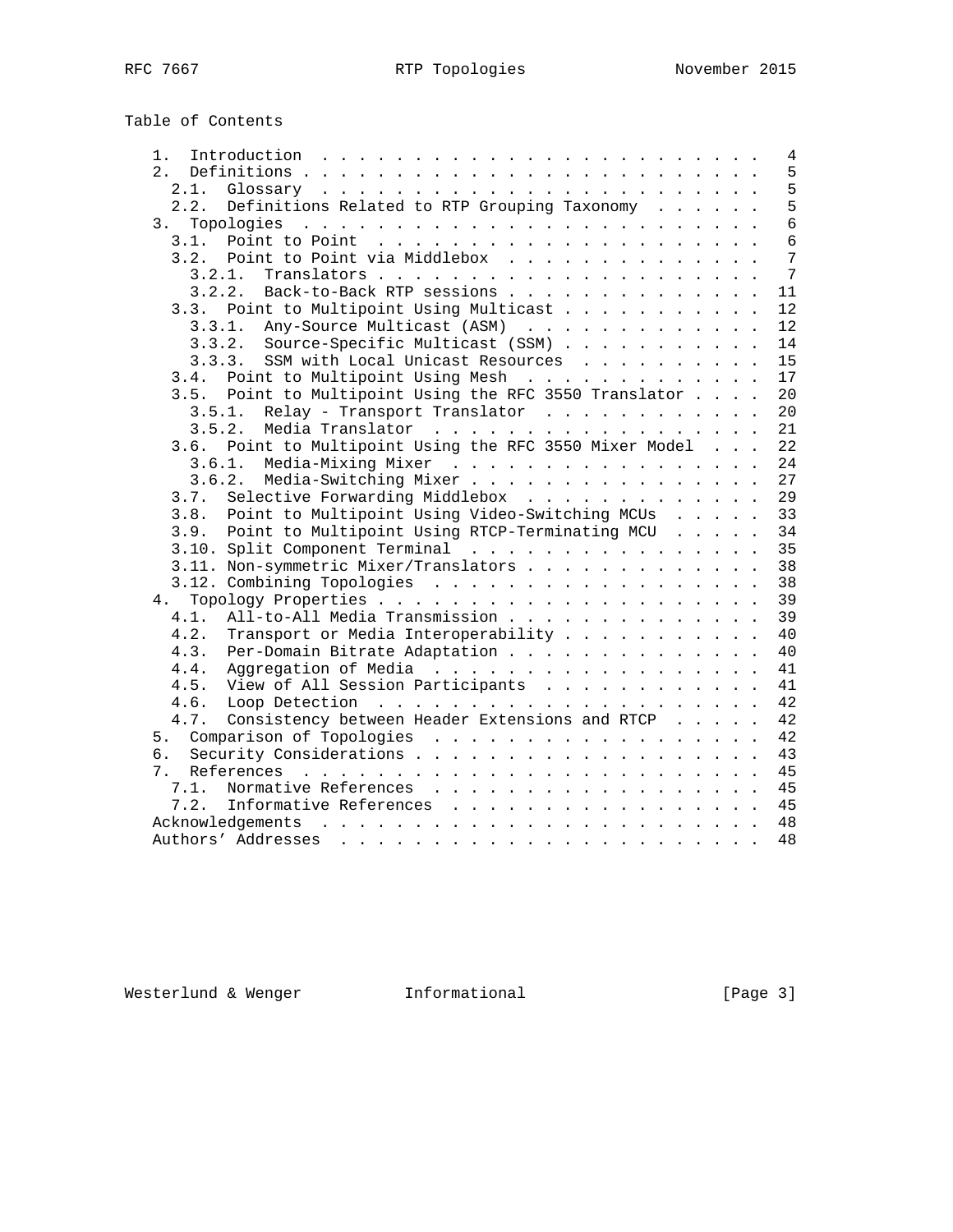Table of Contents

```
   1.  Introduction . . . . . . . . . . . . . . . . . . . . . . . .   4
   2.  Definitions . . . . . . . . . . . . . . . . . . . . . . . . .   5
     2.1.  Glossary  . . . . . . . . . . . . . . . . . . . . . . . .   5
     2.2.  Definitions Related to RTP Grouping Taxonomy  . . . . . .   5
   3.  Topologies  . . . . . . . . . . . . . . . . . . . . . . . . .   6
     3.1.  Point to Point  . . . . . . . . . . . . . . . . . . . . .   6
     3.2.  Point to Point via Middlebox  . . . . . . . . . . . . . .   7
       3.2.1.  Translators . . . . . . . . . . . . . . . . . . . . .   7
       3.2.2.  Back-to-Back RTP sessions . . . . . . . . . . . . . .  11
     3.3.  Point to Multipoint Using Multicast . . . . . . . . . . .  12
       3.3.1.  Any-Source Multicast (ASM)  . . . . . . . . . . . . .  12
       3.3.2.  Source-Specific Multicast (SSM) . . . . . . . . . . .  14
       3.3.3.  SSM with Local Unicast Resources  . . . . . . . . . .  15
     3.4.  Point to Multipoint Using Mesh  . . . . . . . . . . . . .  17
     3.5.  Point to Multipoint Using the RFC 3550 Translator . . . .  20
       3.5.1.  Relay - Transport Translator  . . . . . . . . . . . .  20
       3.5.2.  Media Translator  . . . . . . . . . . . . . . . . . .  21
     3.6.  Point to Multipoint Using the RFC 3550 Mixer Model  . . .  22
       3.6.1.  Media-Mixing Mixer  . . . . . . . . . . . . . . . . .  24
       3.6.2.  Media-Switching Mixer . . . . . . . . . . . . . . . .  27
     3.7.  Selective Forwarding Middlebox  . . . . . . . . . . . . .  29
     3.8.  Point to Multipoint Using Video-Switching MCUs  . . . . .  33
     3.9.  Point to Multipoint Using RTCP-Terminating MCU  . . . . .  34
     3.10. Split Component Terminal  . . . . . . . . . . . . . . . .  35
     3.11. Non-symmetric Mixer/Translators . . . . . . . . . . . . .  38
     3.12. Combining Topologies  . . . . . . . . . . . . . . . . . .  38
   4.  Topology Properties . . . . . . . . . . . . . . . . . . . . .  39
     4.1.  All-to-All Media Transmission . . . . . . . . . . . . . .  39
     4.2.  Transport or Media Interoperability . . . . . . . . . . .  40
     4.3.  Per-Domain Bitrate Adaptation . . . . . . . . . . . . . .  40
     4.4.  Aggregation of Media  . . . . . . . . . . . . . . . . . .  41
     4.5.  View of All Session Participants  . . . . . . . . . . . .  41
     4.6.  Loop Detection  . . . . . . . . . . . . . . . . . . . . .  42
     4.7.  Consistency between Header Extensions and RTCP  . . . . .  42
   5.  Comparison of Topologies  . . . . . . . . . . . . . . . . . .  42
   6.  Security Considerations . . . . . . . . . . . . . . . . . . .  43
   7.  References  . . . . . . . . . . . . . . . . . . . . . . . . .  45
     7.1.  Normative References  . . . . . . . . . . . . . . . . . .  45
     7.2.  Informative References  . . . . . . . . . . . . . . . . .  45
   Acknowledgements  . . . . . . . . . . . . . . . . . . . . . . . .  48
   Authors' Addresses  . . . . . . . . . . . . . . . . . . . . . . .  48
```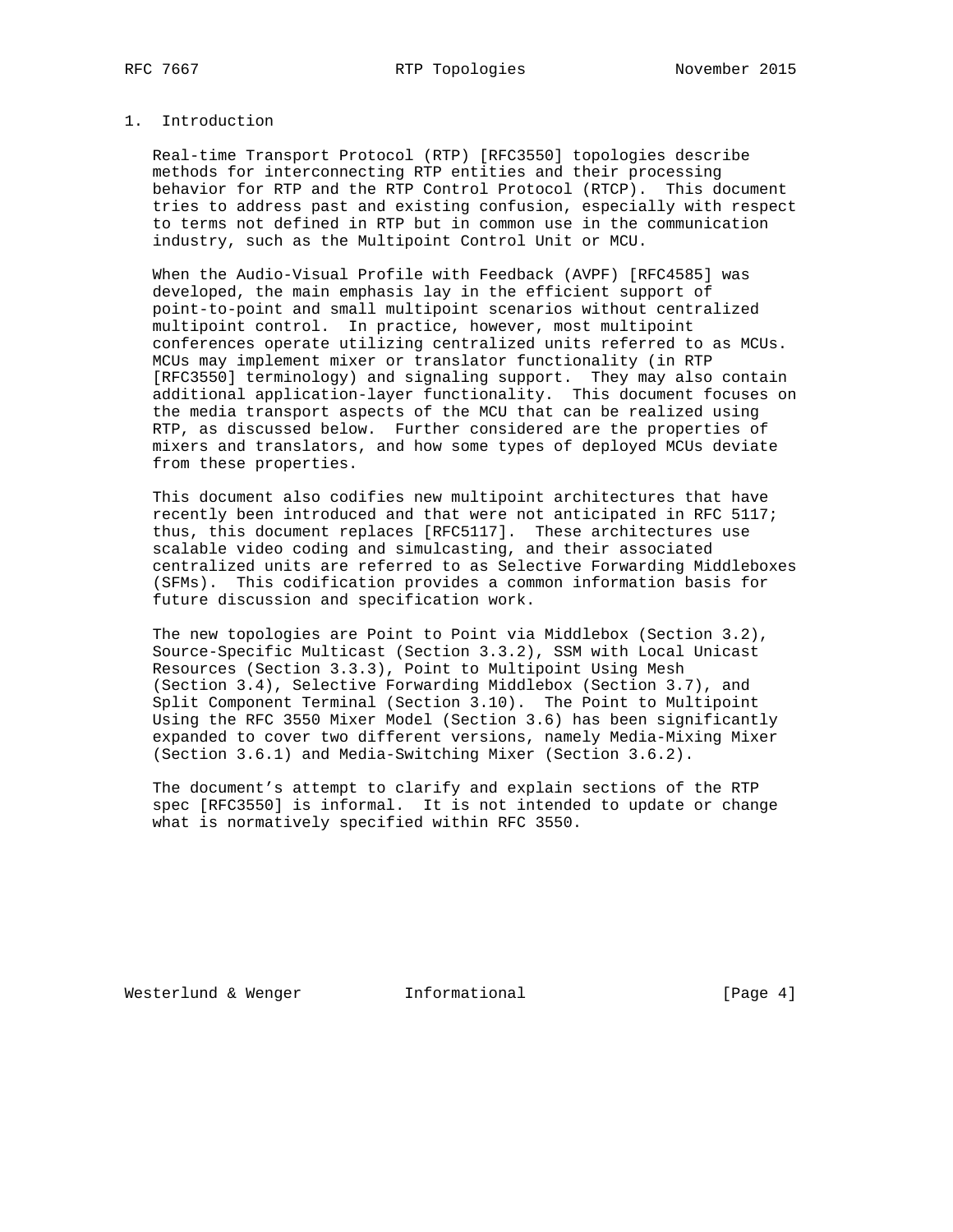# 1. Introduction

Real-time Transport Protocol (RTP) [RFC3550] topologies describe methods for interconnecting RTP entities and their processing behavior for RTP and the RTP Control Protocol (RTCP). This document tries to address past and existing confusion, especially with respect to terms not defined in RTP but in common use in the communication industry, such as the Multipoint Control Unit or MCU.

When the Audio-Visual Profile with Feedback (AVPF) [RFC4585] was developed, the main emphasis lay in the efficient support of point-to-point and small multipoint scenarios without centralized multipoint control. In practice, however, most multipoint conferences operate utilizing centralized units referred to as MCUs. MCUs may implement mixer or translator functionality (in RTP [RFC3550] terminology) and signaling support. They may also contain additional application-layer functionality. This document focuses on the media transport aspects of the MCU that can be realized using RTP, as discussed below. Further considered are the properties of mixers and translators, and how some types of deployed MCUs deviate from these properties.

This document also codifies new multipoint architectures that have recently been introduced and that were not anticipated in RFC 5117; thus, this document replaces [RFC5117]. These architectures use scalable video coding and simulcasting, and their associated centralized units are referred to as Selective Forwarding Middleboxes (SFMs). This codification provides a common information basis for future discussion and specification work.

The new topologies are Point to Point via Middlebox (Section 3.2), Source-Specific Multicast (Section 3.3.2), SSM with Local Unicast Resources (Section 3.3.3), Point to Multipoint Using Mesh (Section 3.4), Selective Forwarding Middlebox (Section 3.7), and Split Component Terminal (Section 3.10). The Point to Multipoint Using the RFC 3550 Mixer Model (Section 3.6) has been significantly expanded to cover two different versions, namely Media-Mixing Mixer (Section 3.6.1) and Media-Switching Mixer (Section 3.6.2).

The document’s attempt to clarify and explain sections of the RTP spec [RFC3550] is informal. It is not intended to update or change what is normatively specified within RFC 3550.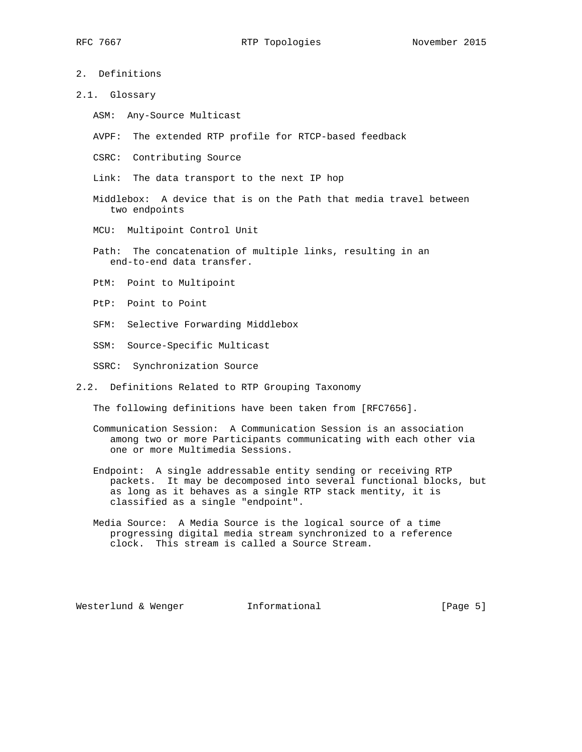## 2. Definitions

### 2.1. Glossary

ASM: Any-Source Multicast

AVPF: The extended RTP profile for RTCP-based feedback

CSRC: Contributing Source

Link: The data transport to the next IP hop

Middlebox: A device that is on the Path that media travel between two endpoints

MCU: Multipoint Control Unit

Path: The concatenation of multiple links, resulting in an end-to-end data transfer.

PtM: Point to Multipoint

PtP: Point to Point

SFM: Selective Forwarding Middlebox

SSM: Source-Specific Multicast

SSRC: Synchronization Source

### 2.2. Definitions Related to RTP Grouping Taxonomy

The following definitions have been taken from [RFC7656].

Communication Session: A Communication Session is an association among two or more Participants communicating with each other via one or more Multimedia Sessions.

Endpoint: A single addressable entity sending or receiving RTP packets. It may be decomposed into several functional blocks, but as long as it behaves as a single RTP stack mentity, it is classified as a single "endpoint".

Media Source: A Media Source is the logical source of a time progressing digital media stream synchronized to a reference clock. This stream is called a Source Stream.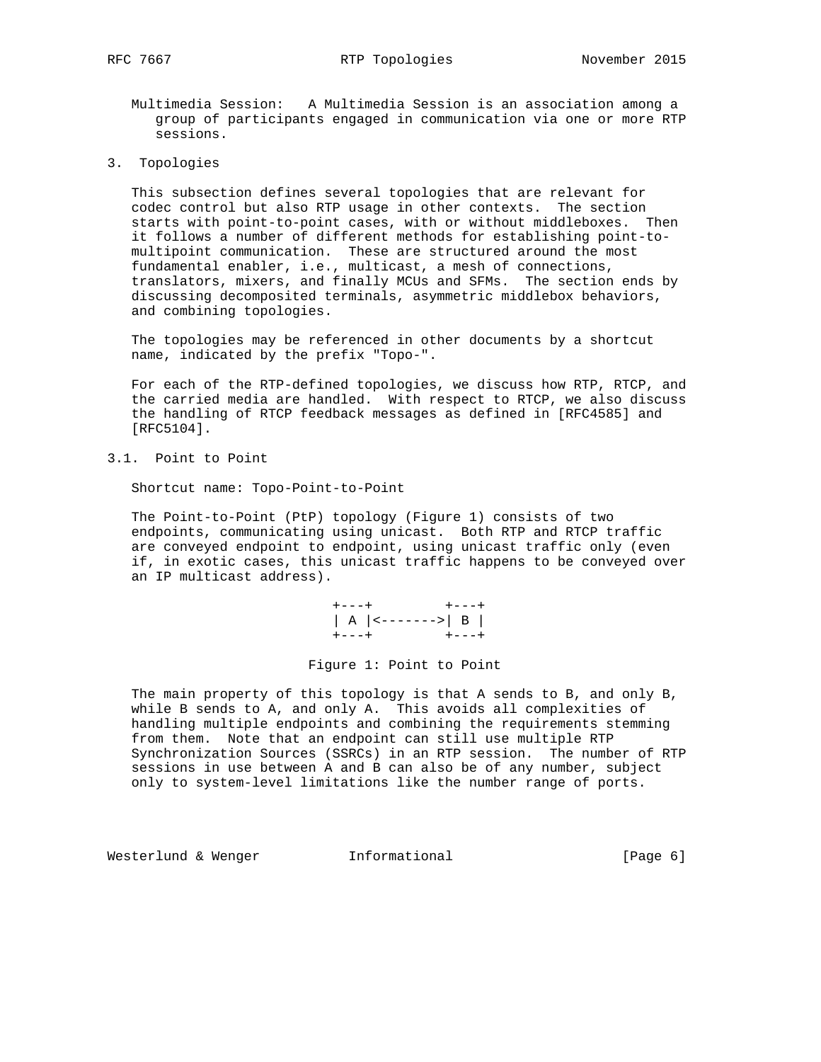Multimedia Session: A Multimedia Session is an association among a group of participants engaged in communication via one or more RTP sessions.

# 3. Topologies

This subsection defines several topologies that are relevant for codec control but also RTP usage in other contexts. The section starts with point-to-point cases, with or without middleboxes. Then it follows a number of different methods for establishing point-to-multipoint communication. These are structured around the most fundamental enabler, i.e., multicast, a mesh of connections, translators, mixers, and finally MCUs and SFMs. The section ends by discussing decomposited terminals, asymmetric middlebox behaviors, and combining topologies.

The topologies may be referenced in other documents by a shortcut name, indicated by the prefix "Topo-".

For each of the RTP-defined topologies, we discuss how RTP, RTCP, and the carried media are handled. With respect to RTCP, we also discuss the handling of RTCP feedback messages as defined in [RFC4585] and [RFC5104].

## 3.1. Point to Point

Shortcut name: Topo-Point-to-Point

The Point-to-Point (PtP) topology (Figure 1) consists of two endpoints, communicating using unicast. Both RTP and RTCP traffic are conveyed endpoint to endpoint, using unicast traffic only (even if, in exotic cases, this unicast traffic happens to be conveyed over an IP multicast address).

```
+---+         +---+
| A |<------->| B |
+---+         +---+
```

Figure 1: Point to Point

The main property of this topology is that A sends to B, and only B, while B sends to A, and only A. This avoids all complexities of handling multiple endpoints and combining the requirements stemming from them. Note that an endpoint can still use multiple RTP Synchronization Sources (SSRCs) in an RTP session. The number of RTP sessions in use between A and B can also be of any number, subject only to system-level limitations like the number range of ports.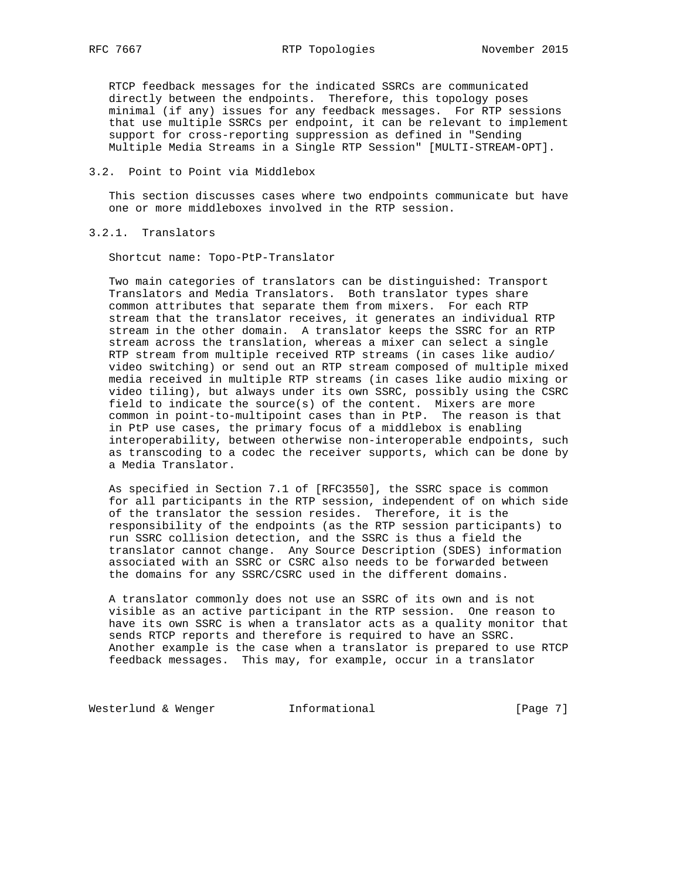RTCP feedback messages for the indicated SSRCs are communicated directly between the endpoints. Therefore, this topology poses minimal (if any) issues for any feedback messages. For RTP sessions that use multiple SSRCs per endpoint, it can be relevant to implement support for cross-reporting suppression as defined in "Sending Multiple Media Streams in a Single RTP Session" [MULTI-STREAM-OPT].

## 3.2. Point to Point via Middlebox

This section discusses cases where two endpoints communicate but have one or more middleboxes involved in the RTP session.

### 3.2.1. Translators

Shortcut name: Topo-PtP-Translator

Two main categories of translators can be distinguished: Transport Translators and Media Translators. Both translator types share common attributes that separate them from mixers. For each RTP stream that the translator receives, it generates an individual RTP stream in the other domain. A translator keeps the SSRC for an RTP stream across the translation, whereas a mixer can select a single RTP stream from multiple received RTP streams (in cases like audio/video switching) or send out an RTP stream composed of multiple mixed media received in multiple RTP streams (in cases like audio mixing or video tiling), but always under its own SSRC, possibly using the CSRC field to indicate the source(s) of the content. Mixers are more common in point-to-multipoint cases than in PtP. The reason is that in PtP use cases, the primary focus of a middlebox is enabling interoperability, between otherwise non-interoperable endpoints, such as transcoding to a codec the receiver supports, which can be done by a Media Translator.

As specified in Section 7.1 of [RFC3550], the SSRC space is common for all participants in the RTP session, independent of on which side of the translator the session resides. Therefore, it is the responsibility of the endpoints (as the RTP session participants) to run SSRC collision detection, and the SSRC is thus a field the translator cannot change. Any Source Description (SDES) information associated with an SSRC or CSRC also needs to be forwarded between the domains for any SSRC/CSRC used in the different domains.

A translator commonly does not use an SSRC of its own and is not visible as an active participant in the RTP session. One reason to have its own SSRC is when a translator acts as a quality monitor that sends RTCP reports and therefore is required to have an SSRC. Another example is the case when a translator is prepared to use RTCP feedback messages. This may, for example, occur in a translator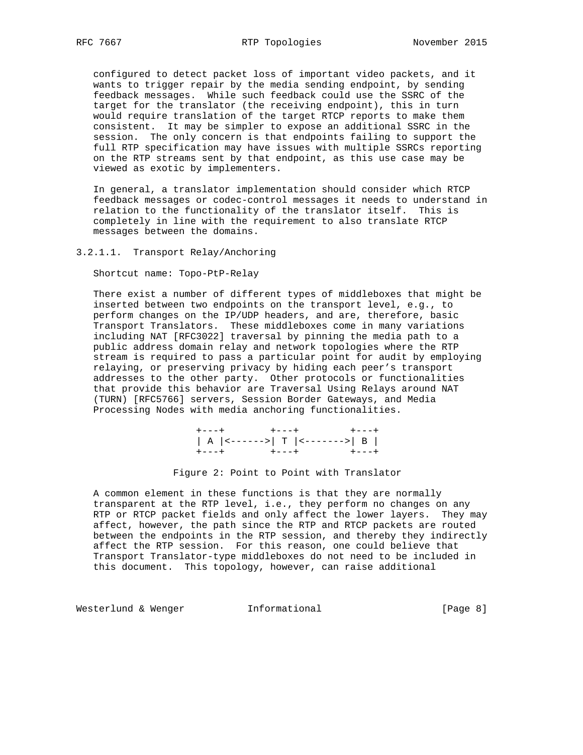configured to detect packet loss of important video packets, and it wants to trigger repair by the media sending endpoint, by sending feedback messages. While such feedback could use the SSRC of the target for the translator (the receiving endpoint), this in turn would require translation of the target RTCP reports to make them consistent. It may be simpler to expose an additional SSRC in the session. The only concern is that endpoints failing to support the full RTP specification may have issues with multiple SSRCs reporting on the RTP streams sent by that endpoint, as this use case may be viewed as exotic by implementers.

In general, a translator implementation should consider which RTCP feedback messages or codec-control messages it needs to understand in relation to the functionality of the translator itself. This is completely in line with the requirement to also translate RTCP messages between the domains.

#### 3.2.1.1. Transport Relay/Anchoring

Shortcut name: Topo-PtP-Relay

There exist a number of different types of middleboxes that might be inserted between two endpoints on the transport level, e.g., to perform changes on the IP/UDP headers, and are, therefore, basic Transport Translators. These middleboxes come in many variations including NAT [RFC3022] traversal by pinning the media path to a public address domain relay and network topologies where the RTP stream is required to pass a particular point for audit by employing relaying, or preserving privacy by hiding each peer's transport addresses to the other party. Other protocols or functionalities that provide this behavior are Traversal Using Relays around NAT (TURN) [RFC5766] servers, Session Border Gateways, and Media Processing Nodes with media anchoring functionalities.

```
+---+       +---+        +---+
| A |<------>| T |<------->| B |
+---+       +---+        +---+
```

Figure 2: Point to Point with Translator

A common element in these functions is that they are normally transparent at the RTP level, i.e., they perform no changes on any RTP or RTCP packet fields and only affect the lower layers. They may affect, however, the path since the RTP and RTCP packets are routed between the endpoints in the RTP session, and thereby they indirectly affect the RTP session. For this reason, one could believe that Transport Translator-type middleboxes do not need to be included in this document. This topology, however, can raise additional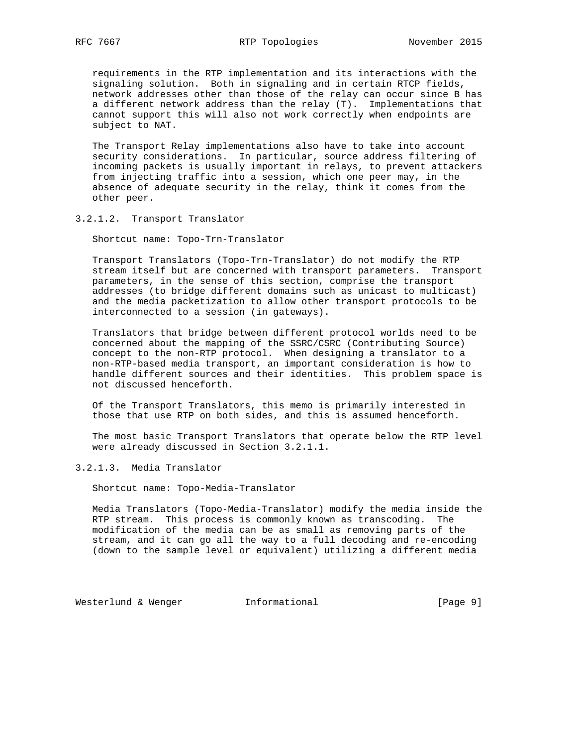requirements in the RTP implementation and its interactions with the signaling solution. Both in signaling and in certain RTCP fields, network addresses other than those of the relay can occur since B has a different network address than the relay (T). Implementations that cannot support this will also not work correctly when endpoints are subject to NAT.

The Transport Relay implementations also have to take into account security considerations. In particular, source address filtering of incoming packets is usually important in relays, to prevent attackers from injecting traffic into a session, which one peer may, in the absence of adequate security in the relay, think it comes from the other peer.

#### 3.2.1.2. Transport Translator

Shortcut name: Topo-Trn-Translator

Transport Translators (Topo-Trn-Translator) do not modify the RTP stream itself but are concerned with transport parameters. Transport parameters, in the sense of this section, comprise the transport addresses (to bridge different domains such as unicast to multicast) and the media packetization to allow other transport protocols to be interconnected to a session (in gateways).

Translators that bridge between different protocol worlds need to be concerned about the mapping of the SSRC/CSRC (Contributing Source) concept to the non-RTP protocol. When designing a translator to a non-RTP-based media transport, an important consideration is how to handle different sources and their identities. This problem space is not discussed henceforth.

Of the Transport Translators, this memo is primarily interested in those that use RTP on both sides, and this is assumed henceforth.

The most basic Transport Translators that operate below the RTP level were already discussed in Section 3.2.1.1.

#### 3.2.1.3. Media Translator

Shortcut name: Topo-Media-Translator

Media Translators (Topo-Media-Translator) modify the media inside the RTP stream. This process is commonly known as transcoding. The modification of the media can be as small as removing parts of the stream, and it can go all the way to a full decoding and re-encoding (down to the sample level or equivalent) utilizing a different media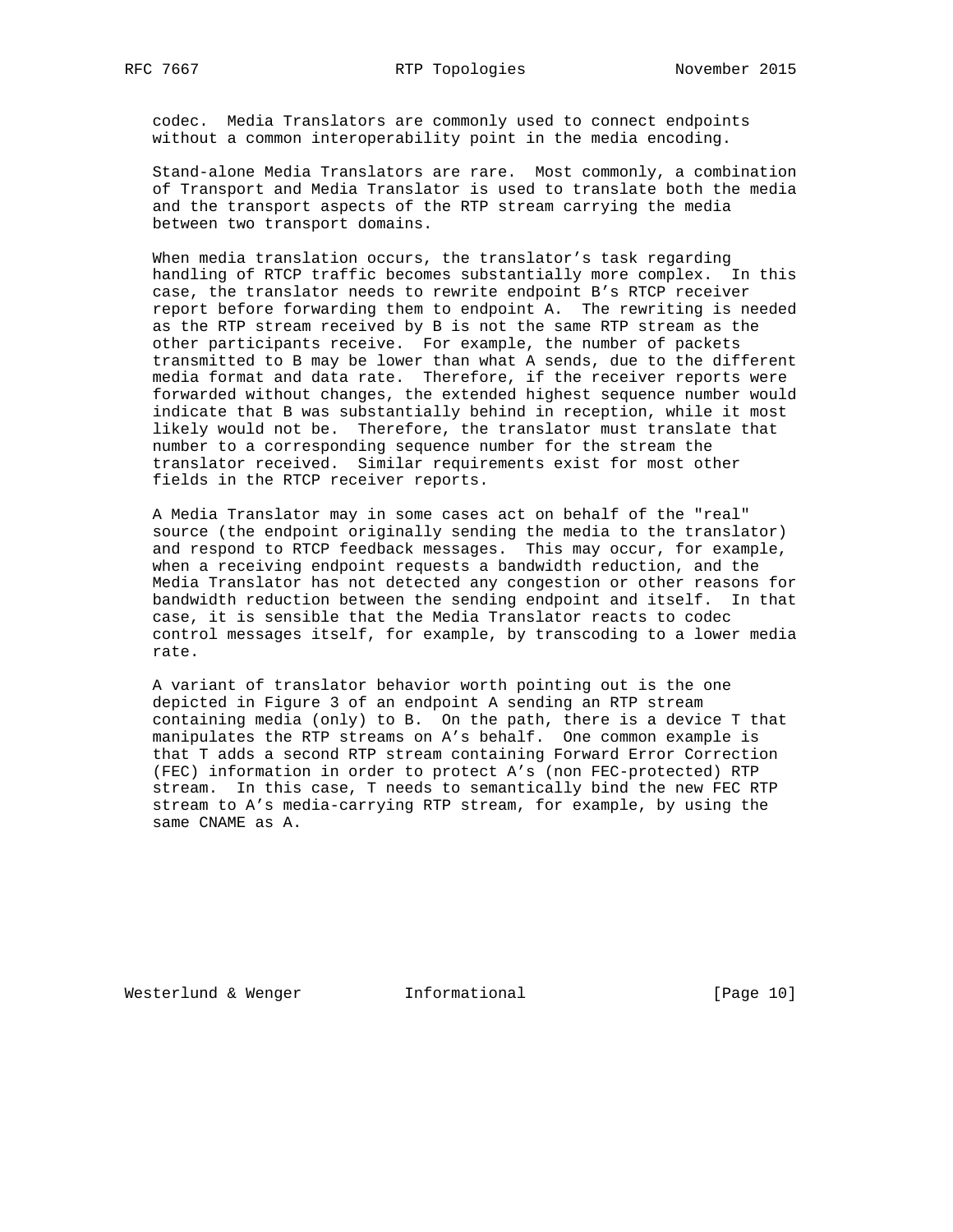codec. Media Translators are commonly used to connect endpoints without a common interoperability point in the media encoding.

Stand-alone Media Translators are rare. Most commonly, a combination of Transport and Media Translator is used to translate both the media and the transport aspects of the RTP stream carrying the media between two transport domains.

When media translation occurs, the translator's task regarding handling of RTCP traffic becomes substantially more complex. In this case, the translator needs to rewrite endpoint B's RTCP receiver report before forwarding them to endpoint A. The rewriting is needed as the RTP stream received by B is not the same RTP stream as the other participants receive. For example, the number of packets transmitted to B may be lower than what A sends, due to the different media format and data rate. Therefore, if the receiver reports were forwarded without changes, the extended highest sequence number would indicate that B was substantially behind in reception, while it most likely would not be. Therefore, the translator must translate that number to a corresponding sequence number for the stream the translator received. Similar requirements exist for most other fields in the RTCP receiver reports.

A Media Translator may in some cases act on behalf of the "real" source (the endpoint originally sending the media to the translator) and respond to RTCP feedback messages. This may occur, for example, when a receiving endpoint requests a bandwidth reduction, and the Media Translator has not detected any congestion or other reasons for bandwidth reduction between the sending endpoint and itself. In that case, it is sensible that the Media Translator reacts to codec control messages itself, for example, by transcoding to a lower media rate.

A variant of translator behavior worth pointing out is the one depicted in Figure 3 of an endpoint A sending an RTP stream containing media (only) to B. On the path, there is a device T that manipulates the RTP streams on A's behalf. One common example is that T adds a second RTP stream containing Forward Error Correction (FEC) information in order to protect A's (non FEC-protected) RTP stream. In this case, T needs to semantically bind the new FEC RTP stream to A's media-carrying RTP stream, for example, by using the same CNAME as A.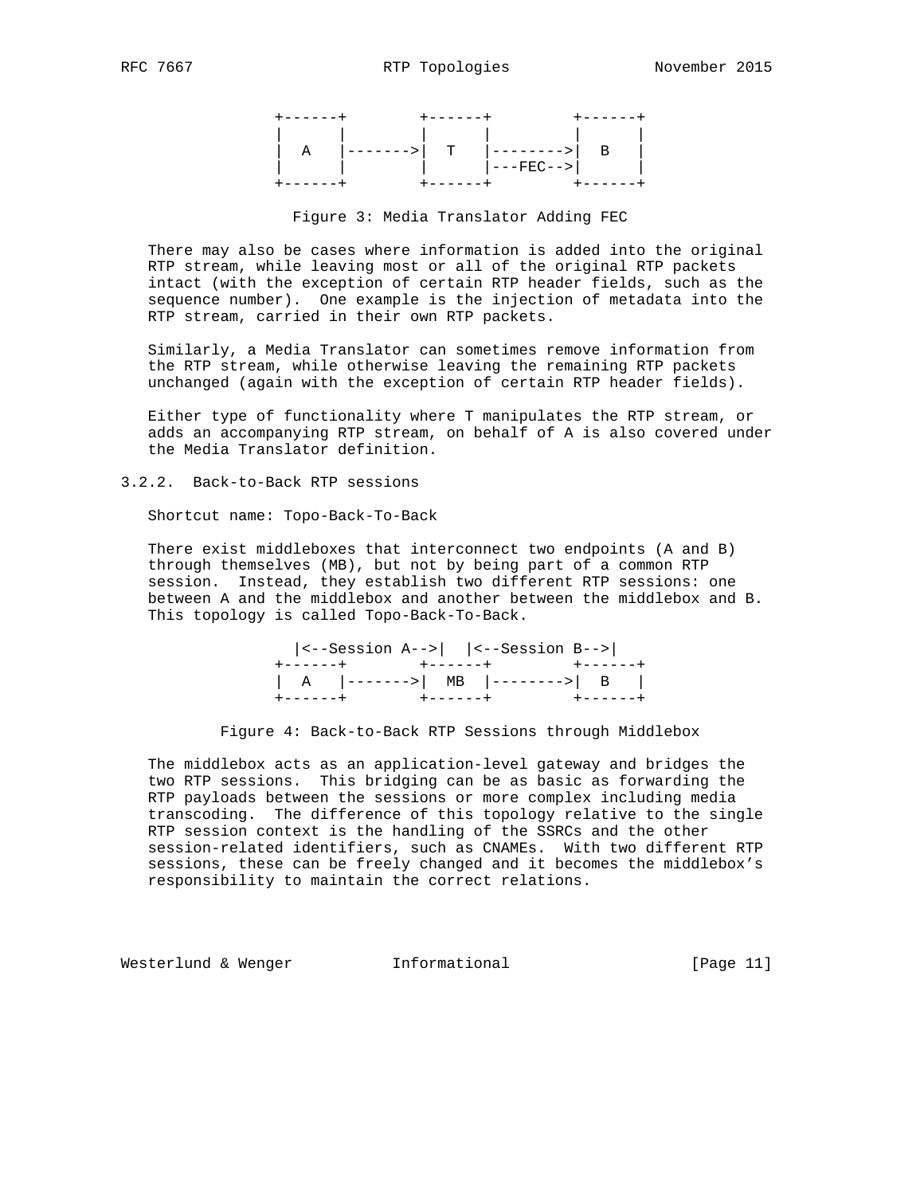```
+------+        +------+         +------+
|      |        |      |         |      |
|  A   |------->|  T   |-------->|  B   |
|      |        |      |---FEC-->|      |
+------+        +------+         +------+
```

Figure 3: Media Translator Adding FEC

There may also be cases where information is added into the original RTP stream, while leaving most or all of the original RTP packets intact (with the exception of certain RTP header fields, such as the sequence number). One example is the injection of metadata into the RTP stream, carried in their own RTP packets.

Similarly, a Media Translator can sometimes remove information from the RTP stream, while otherwise leaving the remaining RTP packets unchanged (again with the exception of certain RTP header fields).

Either type of functionality where T manipulates the RTP stream, or adds an accompanying RTP stream, on behalf of A is also covered under the Media Translator definition.

#### 3.2.2. Back-to-Back RTP sessions

Shortcut name: Topo-Back-To-Back

There exist middleboxes that interconnect two endpoints (A and B) through themselves (MB), but not by being part of a common RTP session. Instead, they establish two different RTP sessions: one between A and the middlebox and another between the middlebox and B. This topology is called Topo-Back-To-Back.

```
  |<--Session A-->|  |<--Session B-->|
+------+        +------+         +------+
|  A   |------->|  MB  |-------->|  B   |
+------+        +------+         +------+
```

Figure 4: Back-to-Back RTP Sessions through Middlebox

The middlebox acts as an application-level gateway and bridges the two RTP sessions. This bridging can be as basic as forwarding the RTP payloads between the sessions or more complex including media transcoding. The difference of this topology relative to the single RTP session context is the handling of the SSRCs and the other session-related identifiers, such as CNAMEs. With two different RTP sessions, these can be freely changed and it becomes the middlebox's responsibility to maintain the correct relations.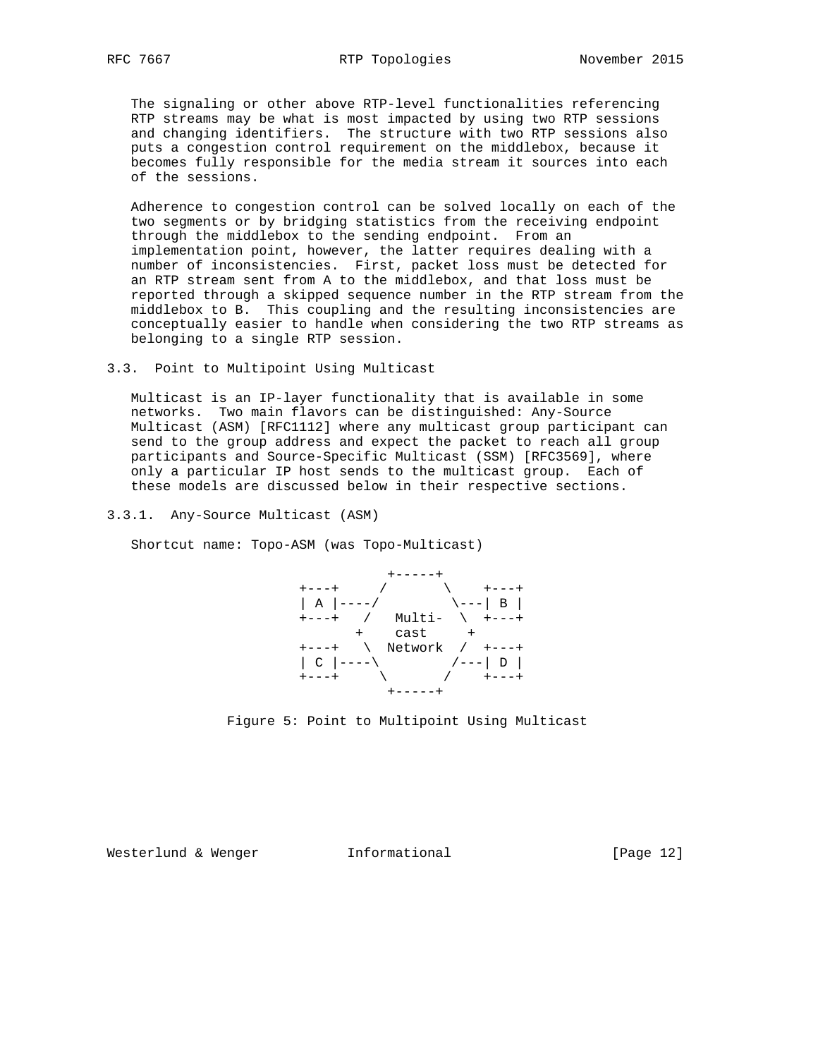The signaling or other above RTP-level functionalities referencing RTP streams may be what is most impacted by using two RTP sessions and changing identifiers. The structure with two RTP sessions also puts a congestion control requirement on the middlebox, because it becomes fully responsible for the media stream it sources into each of the sessions.

Adherence to congestion control can be solved locally on each of the two segments or by bridging statistics from the receiving endpoint through the middlebox to the sending endpoint. From an implementation point, however, the latter requires dealing with a number of inconsistencies. First, packet loss must be detected for an RTP stream sent from A to the middlebox, and that loss must be reported through a skipped sequence number in the RTP stream from the middlebox to B. This coupling and the resulting inconsistencies are conceptually easier to handle when considering the two RTP streams as belonging to a single RTP session.

### 3.3. Point to Multipoint Using Multicast

Multicast is an IP-layer functionality that is available in some networks. Two main flavors can be distinguished: Any-Source Multicast (ASM) [RFC1112] where any multicast group participant can send to the group address and expect the packet to reach all group participants and Source-Specific Multicast (SSM) [RFC3569], where only a particular IP host sends to the multicast group. Each of these models are discussed below in their respective sections.

#### 3.3.1. Any-Source Multicast (ASM)

Shortcut name: Topo-ASM (was Topo-Multicast)

```
              +-----+
 +---+       /       \    +---+
 | A |----/         \---| B |
 +---+   /   Multi-  \  +---+
        +    cast     +
 +---+   \  Network  /  +---+
 | C |----\         /---| D |
 +---+     \       /    +---+
              +-----+
```

Figure 5: Point to Multipoint Using Multicast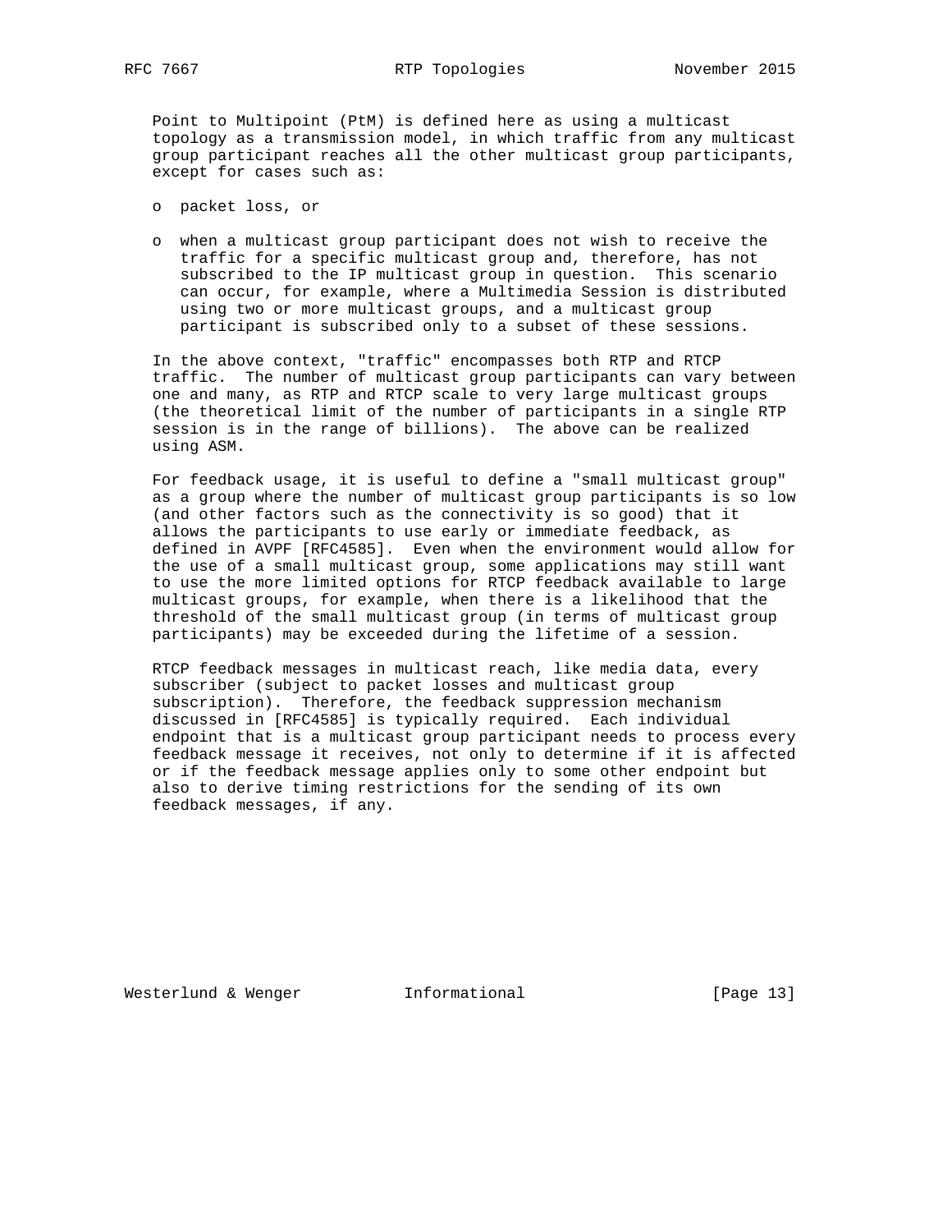Point to Multipoint (PtM) is defined here as using a multicast topology as a transmission model, in which traffic from any multicast group participant reaches all the other multicast group participants, except for cases such as:

- packet loss, or

- when a multicast group participant does not wish to receive the traffic for a specific multicast group and, therefore, has not subscribed to the IP multicast group in question. This scenario can occur, for example, where a Multimedia Session is distributed using two or more multicast groups, and a multicast group participant is subscribed only to a subset of these sessions.

In the above context, "traffic" encompasses both RTP and RTCP traffic. The number of multicast group participants can vary between one and many, as RTP and RTCP scale to very large multicast groups (the theoretical limit of the number of participants in a single RTP session is in the range of billions). The above can be realized using ASM.

For feedback usage, it is useful to define a "small multicast group" as a group where the number of multicast group participants is so low (and other factors such as the connectivity is so good) that it allows the participants to use early or immediate feedback, as defined in AVPF [RFC4585]. Even when the environment would allow for the use of a small multicast group, some applications may still want to use the more limited options for RTCP feedback available to large multicast groups, for example, when there is a likelihood that the threshold of the small multicast group (in terms of multicast group participants) may be exceeded during the lifetime of a session.

RTCP feedback messages in multicast reach, like media data, every subscriber (subject to packet losses and multicast group subscription). Therefore, the feedback suppression mechanism discussed in [RFC4585] is typically required. Each individual endpoint that is a multicast group participant needs to process every feedback message it receives, not only to determine if it is affected or if the feedback message applies only to some other endpoint but also to derive timing restrictions for the sending of its own feedback messages, if any.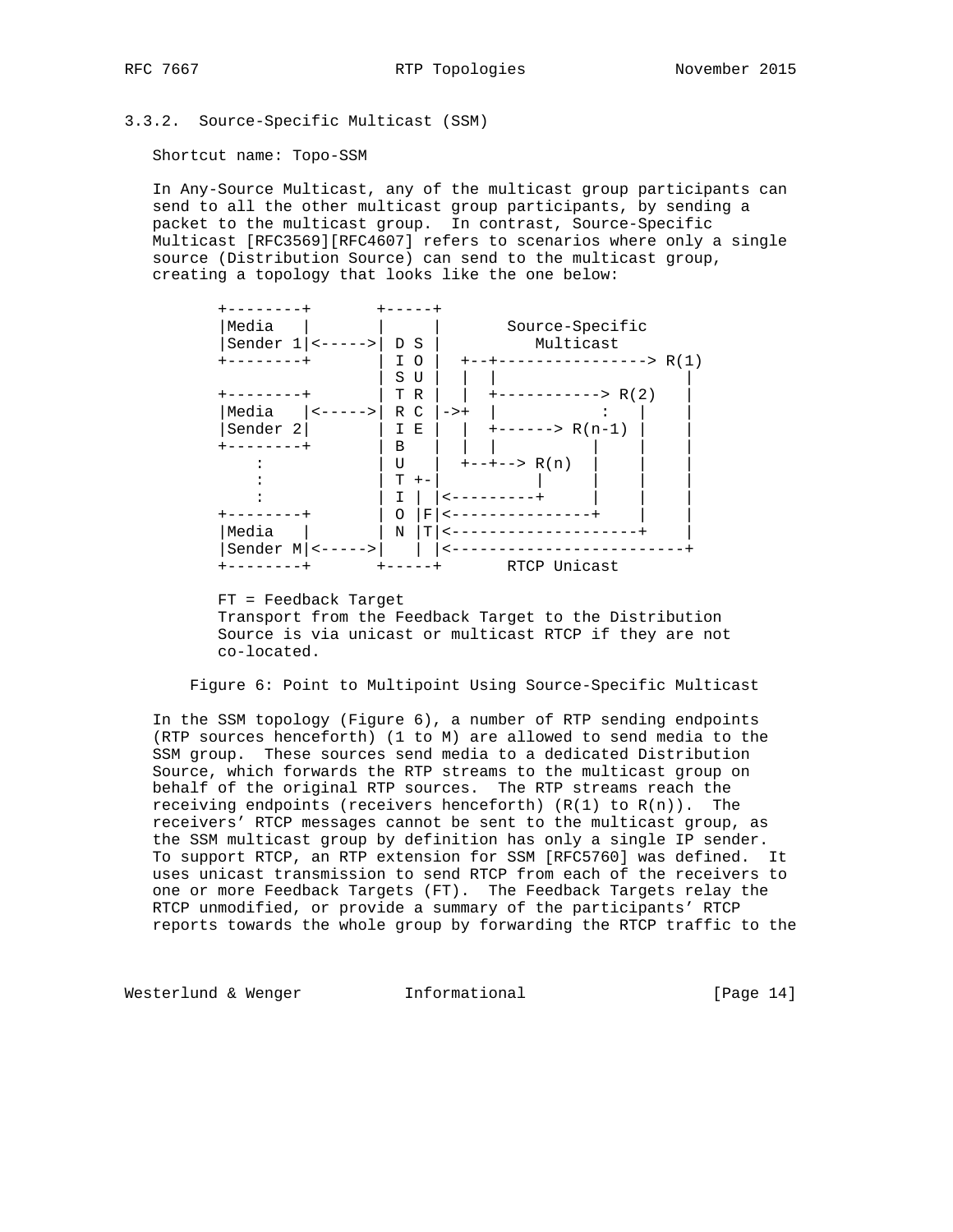### 3.3.2. Source-Specific Multicast (SSM)

Shortcut name: Topo-SSM

In Any-Source Multicast, any of the multicast group participants can send to all the other multicast group participants, by sending a packet to the multicast group. In contrast, Source-Specific Multicast [RFC3569][RFC4607] refers to scenarios where only a single source (Distribution Source) can send to the multicast group, creating a topology that looks like the one below:

```
+--------+       +-----+
|Media   |       |     |       Source-Specific
|Sender 1|<----->| D S |          Multicast
+--------+       | I O |  +--+----------------> R(1)
                 | S U |  |  |                    |
+--------+       | T R |  |  +-----------> R(2)   |
|Media   |<----->| R C |->+  |           :   |    |
|Sender 2|       | I E |  |  +------> R(n-1) |    |
+--------+       | B   |  |  |         |     |    |
    :            | U   |  +--+--> R(n)  |     |    |
    :            | T +-|          |     |     |    |
    :            | I | |<---------+     |     |    |
+--------+       | O |F|<---------------+     |    |
|Media   |       | N |T|<--------------------+    |
|Sender M|<----->|   | |<-------------------------+
+--------+       +-----+       RTCP Unicast

FT = Feedback Target
Transport from the Feedback Target to the Distribution
Source is via unicast or multicast RTCP if they are not
co-located.
```

Figure 6: Point to Multipoint Using Source-Specific Multicast

In the SSM topology (Figure 6), a number of RTP sending endpoints (RTP sources henceforth) (1 to M) are allowed to send media to the SSM group. These sources send media to a dedicated Distribution Source, which forwards the RTP streams to the multicast group on behalf of the original RTP sources. The RTP streams reach the receiving endpoints (receivers henceforth) (R(1) to R(n)). The receivers' RTCP messages cannot be sent to the multicast group, as the SSM multicast group by definition has only a single IP sender. To support RTCP, an RTP extension for SSM [RFC5760] was defined. It uses unicast transmission to send RTCP from each of the receivers to one or more Feedback Targets (FT). The Feedback Targets relay the RTCP unmodified, or provide a summary of the participants' RTCP reports towards the whole group by forwarding the RTCP traffic to the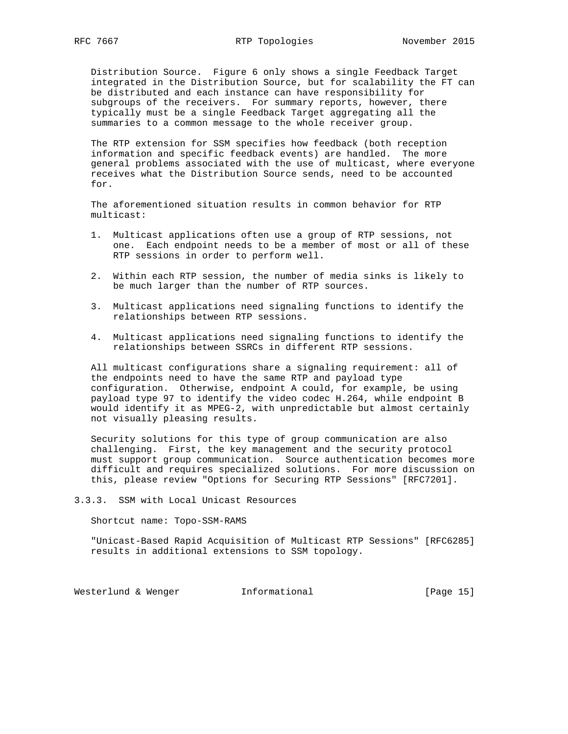Distribution Source. Figure 6 only shows a single Feedback Target integrated in the Distribution Source, but for scalability the FT can be distributed and each instance can have responsibility for subgroups of the receivers. For summary reports, however, there typically must be a single Feedback Target aggregating all the summaries to a common message to the whole receiver group.

The RTP extension for SSM specifies how feedback (both reception information and specific feedback events) are handled. The more general problems associated with the use of multicast, where everyone receives what the Distribution Source sends, need to be accounted for.

The aforementioned situation results in common behavior for RTP multicast:

1. Multicast applications often use a group of RTP sessions, not one. Each endpoint needs to be a member of most or all of these RTP sessions in order to perform well.

2. Within each RTP session, the number of media sinks is likely to be much larger than the number of RTP sources.

3. Multicast applications need signaling functions to identify the relationships between RTP sessions.

4. Multicast applications need signaling functions to identify the relationships between SSRCs in different RTP sessions.

All multicast configurations share a signaling requirement: all of the endpoints need to have the same RTP and payload type configuration. Otherwise, endpoint A could, for example, be using payload type 97 to identify the video codec H.264, while endpoint B would identify it as MPEG-2, with unpredictable but almost certainly not visually pleasing results.

Security solutions for this type of group communication are also challenging. First, the key management and the security protocol must support group communication. Source authentication becomes more difficult and requires specialized solutions. For more discussion on this, please review "Options for Securing RTP Sessions" [RFC7201].

### 3.3.3. SSM with Local Unicast Resources

Shortcut name: Topo-SSM-RAMS

"Unicast-Based Rapid Acquisition of Multicast RTP Sessions" [RFC6285] results in additional extensions to SSM topology.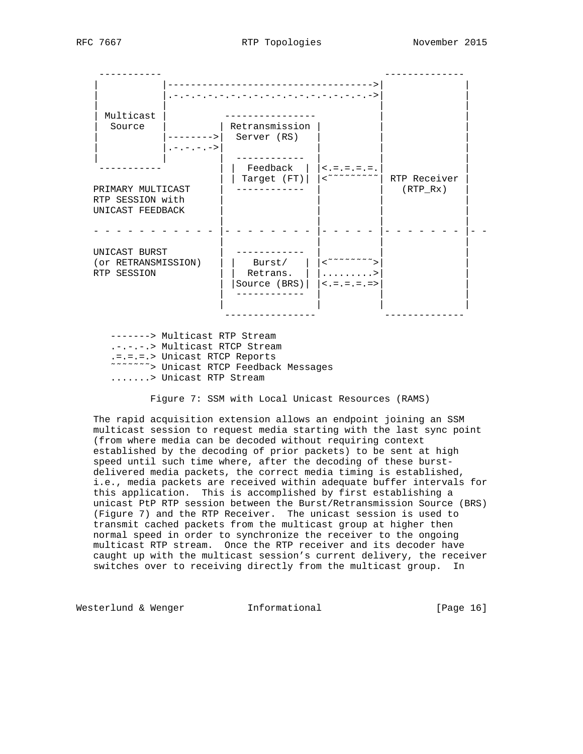```
 -----------                                   --------------
|           |------------------------------------>|              |
|           |.-.-.-.-.-.-.-.-.-.-.-.-.-.-.-.-.-.->|              |
|           |                                     |              |
| Multicast |          ----------------           |              |
|  Source   |         | Retransmission |          |              |
|           |-------->|  Server (RS)   |          |              |
|           |.-.-.-.->|                |          |              |
|           |         |  ------------  |          |              |
 -----------          | |  Feedback  | |<.=.=.=.=.|              |
                      | | Target (FT)| |<~~~~~~~~~| RTP Receiver |
PRIMARY MULTICAST     |  ------------  |          |   (RTP_Rx)   |
RTP SESSION with      |                |          |              |
UNICAST FEEDBACK      |                |          |              |
                      |                |          |              |
- - - - - - - - - - - |- - - - - - - - |- - - - - |- - - - - - - |- -
                      |                |          |              |
UNICAST BURST         |  ------------  |          |              |
(or RETRANSMISSION)   | |   Burst/   | |<~~~~~~~~>|              |
RTP SESSION           | |  Retrans.  | |.........>|              |
                      | |Source (BRS)| |<.=.=.=.=>|              |
                      |  ------------  |          |              |
                      |                |          |              |
                       ----------------            --------------

   -------> Multicast RTP Stream
   .-.-.-.> Multicast RTCP Stream
   .=.=.=.> Unicast RTCP Reports
   ~~~~~~~> Unicast RTCP Feedback Messages
   .......> Unicast RTP Stream
```

Figure 7: SSM with Local Unicast Resources (RAMS)

The rapid acquisition extension allows an endpoint joining an SSM multicast session to request media starting with the last sync point (from where media can be decoded without requiring context established by the decoding of prior packets) to be sent at high speed until such time where, after the decoding of these burst-delivered media packets, the correct media timing is established, i.e., media packets are received within adequate buffer intervals for this application. This is accomplished by first establishing a unicast PtP RTP session between the Burst/Retransmission Source (BRS) (Figure 7) and the RTP Receiver. The unicast session is used to transmit cached packets from the multicast group at higher then normal speed in order to synchronize the receiver to the ongoing multicast RTP stream. Once the RTP receiver and its decoder have caught up with the multicast session's current delivery, the receiver switches over to receiving directly from the multicast group. In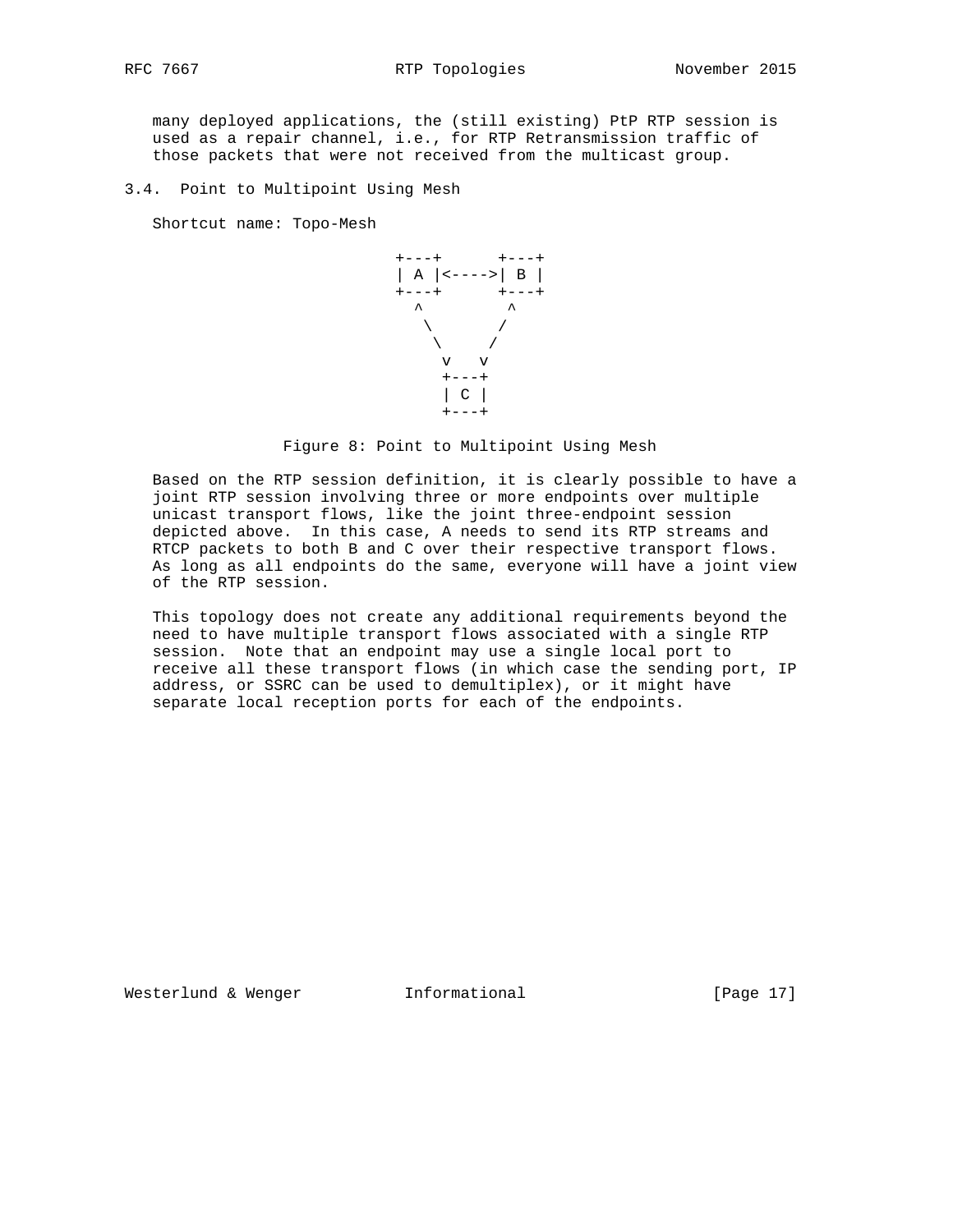many deployed applications, the (still existing) PtP RTP session is used as a repair channel, i.e., for RTP Retransmission traffic of those packets that were not received from the multicast group.

### 3.4. Point to Multipoint Using Mesh

Shortcut name: Topo-Mesh

```
+---+      +---+
| A |<---->| B |
+---+      +---+
  ^         ^
   \       /
    \     /
     v   v
     +---+
     | C |
     +---+
```

Figure 8: Point to Multipoint Using Mesh

Based on the RTP session definition, it is clearly possible to have a joint RTP session involving three or more endpoints over multiple unicast transport flows, like the joint three-endpoint session depicted above. In this case, A needs to send its RTP streams and RTCP packets to both B and C over their respective transport flows. As long as all endpoints do the same, everyone will have a joint view of the RTP session.

This topology does not create any additional requirements beyond the need to have multiple transport flows associated with a single RTP session. Note that an endpoint may use a single local port to receive all these transport flows (in which case the sending port, IP address, or SSRC can be used to demultiplex), or it might have separate local reception ports for each of the endpoints.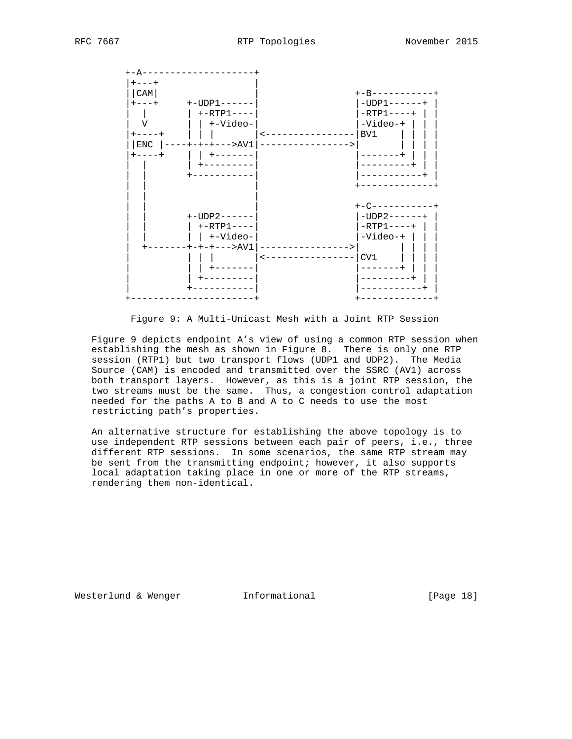```
      +-A--------------------+
      |+---+                 |
      ||CAM|                 |              +-B-----------+
      |+---+     +-UDP1------|              |-UDP1------+ |
      |  |       | +-RTP1----|              |-RTP1----+ | |
      |  V       | | +-Video-|              |-Video-+ | | |
      |+----+    | | |       |<-------------|BV1    | | | |
      ||ENC |----+-+-+--->AV1|------------->|       | | | |
      |+----+    | | +-------|              |-------+ | | |
      |  |       | +---------|              |---------+ | |
      |  |       +-----------|              |-----------+ |
      |  |                   |              +-------------+
      |  |                   |
      |  |                   |              +-C-----------+
      |  |       +-UDP2------|              |-UDP2------+ |
      |  |       | +-RTP1----|              |-RTP1----+ | |
      |  |       | | +-Video-|              |-Video-+ | | |
      |  +-------+-+-+--->AV1|------------->|       | | | |
      |          | | |       |<-------------|CV1    | | | |
      |          | | +-------|              |-------+ | | |
      |          | +---------|              |---------+ | |
      |          +-----------|              |-----------+ |
      +----------------------+              +-------------+
```

Figure 9: A Multi-Unicast Mesh with a Joint RTP Session

Figure 9 depicts endpoint A's view of using a common RTP session when establishing the mesh as shown in Figure 8. There is only one RTP session (RTP1) but two transport flows (UDP1 and UDP2). The Media Source (CAM) is encoded and transmitted over the SSRC (AV1) across both transport layers. However, as this is a joint RTP session, the two streams must be the same. Thus, a congestion control adaptation needed for the paths A to B and A to C needs to use the most restricting path's properties.

An alternative structure for establishing the above topology is to use independent RTP sessions between each pair of peers, i.e., three different RTP sessions. In some scenarios, the same RTP stream may be sent from the transmitting endpoint; however, it also supports local adaptation taking place in one or more of the RTP streams, rendering them non-identical.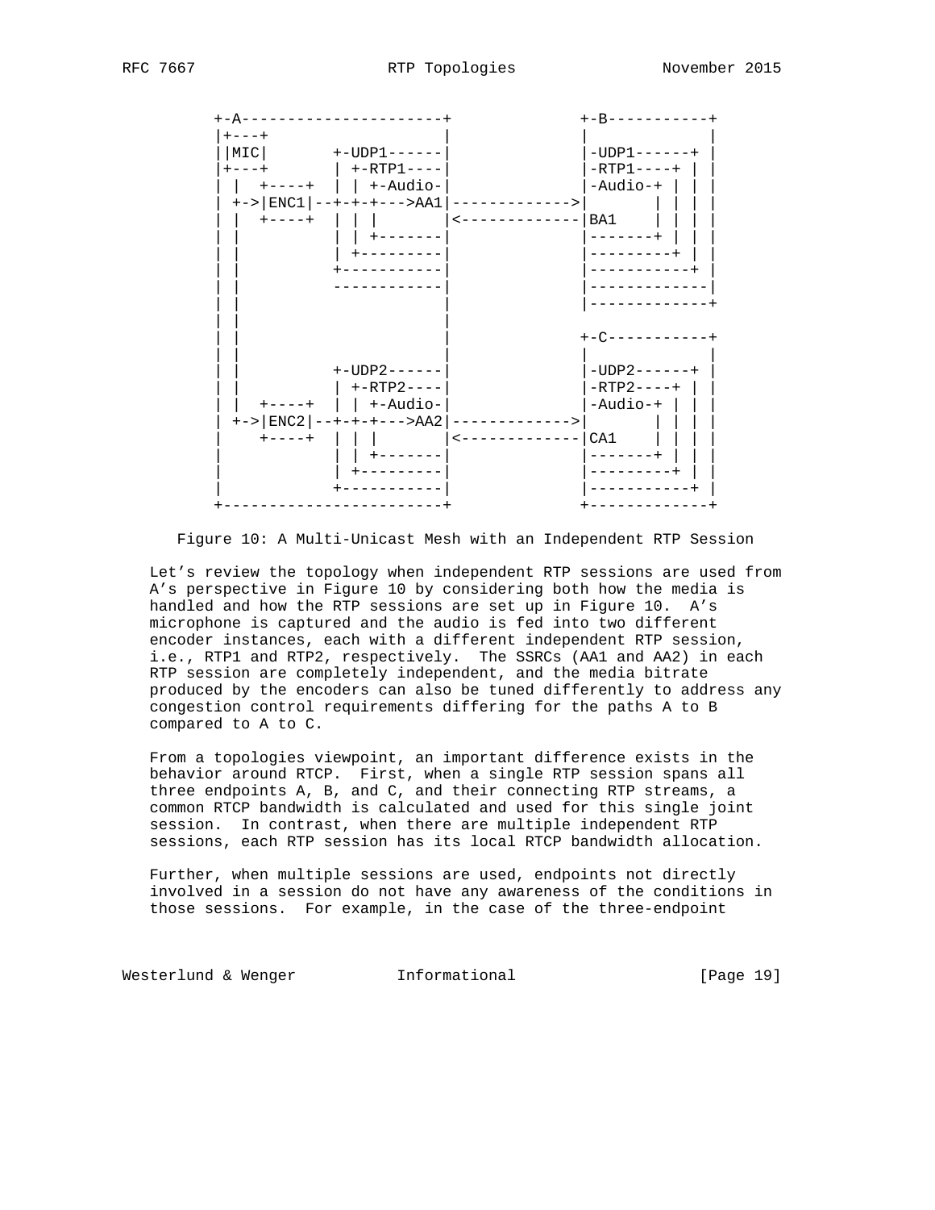```
   +-A----------------------+            +-B-----------+
   |+---+                   |            |             |
   ||MIC|       +-UDP1------|            |-UDP1------+ |
   |+---+       | +-RTP1----|            |-RTP1----+ | |
   | |  +----+  | | +-Audio-|            |-Audio-+ | | |
   | +->|ENC1|--+-+-+--->AA1|------------->|       | | | |
   | |  +----+  | | |       |<-------------|BA1    | | | |
   | |          | | +-------|            |-------+ | | |
   | |          | +---------|            |---------+ | |
   | |          +-----------|            |-----------+ |
   | |          ------------|            |-------------|
   | |                      |            |-------------+
   | |                      |
   | |                      |            +-C-----------+
   | |                      |            |             |
   | |          +-UDP2------|            |-UDP2------+ |
   | |          | +-RTP2----|            |-RTP2----+ | |
   | |  +----+  | | +-Audio-|            |-Audio-+ | | |
   | +->|ENC2|--+-+-+--->AA2|------------->|       | | | |
   |    +----+  | | |       |<-------------|CA1    | | | |
   |            | | +-------|            |-------+ | | |
   |            | +---------|            |---------+ | |
   |            +-----------|            |-----------+ |
   +------------------------+            +-------------+
```

Figure 10: A Multi-Unicast Mesh with an Independent RTP Session

Let's review the topology when independent RTP sessions are used from A's perspective in Figure 10 by considering both how the media is handled and how the RTP sessions are set up in Figure 10. A's microphone is captured and the audio is fed into two different encoder instances, each with a different independent RTP session, i.e., RTP1 and RTP2, respectively. The SSRCs (AA1 and AA2) in each RTP session are completely independent, and the media bitrate produced by the encoders can also be tuned differently to address any congestion control requirements differing for the paths A to B compared to A to C.

From a topologies viewpoint, an important difference exists in the behavior around RTCP. First, when a single RTP session spans all three endpoints A, B, and C, and their connecting RTP streams, a common RTCP bandwidth is calculated and used for this single joint session. In contrast, when there are multiple independent RTP sessions, each RTP session has its local RTCP bandwidth allocation.

Further, when multiple sessions are used, endpoints not directly involved in a session do not have any awareness of the conditions in those sessions. For example, in the case of the three-endpoint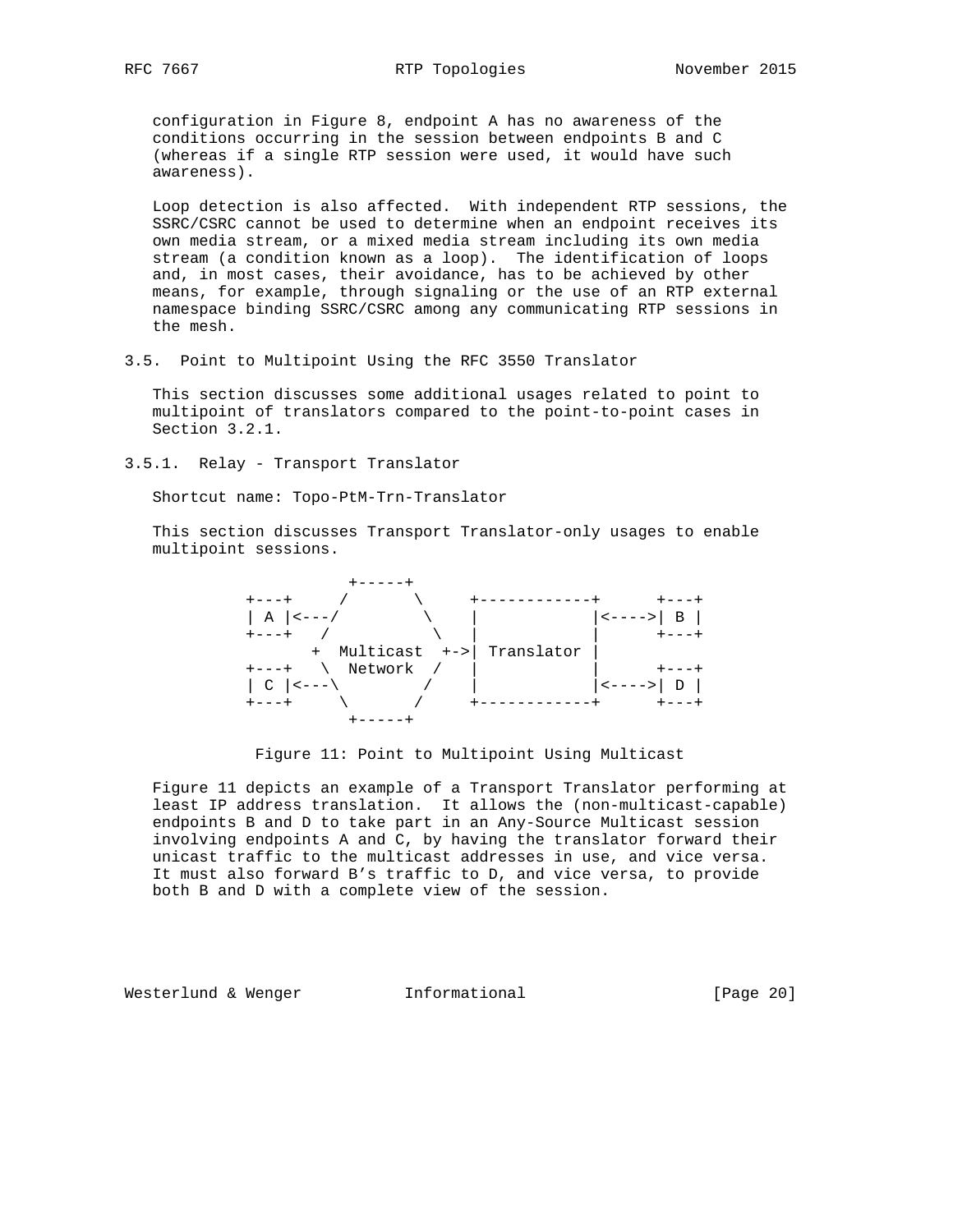configuration in Figure 8, endpoint A has no awareness of the conditions occurring in the session between endpoints B and C (whereas if a single RTP session were used, it would have such awareness).

Loop detection is also affected. With independent RTP sessions, the SSRC/CSRC cannot be used to determine when an endpoint receives its own media stream, or a mixed media stream including its own media stream (a condition known as a loop). The identification of loops and, in most cases, their avoidance, has to be achieved by other means, for example, through signaling or the use of an RTP external namespace binding SSRC/CSRC among any communicating RTP sessions in the mesh.

### 3.5. Point to Multipoint Using the RFC 3550 Translator

This section discusses some additional usages related to point to multipoint of translators compared to the point-to-point cases in Section 3.2.1.

#### 3.5.1. Relay - Transport Translator

Shortcut name: Topo-PtM-Trn-Translator

This section discusses Transport Translator-only usages to enable multipoint sessions.

```
             +-----+
   +---+    /       \     +------------+      +---+
   | A |<---/        \    |            |<---->| B |
   +---+   /          \   |            |      +---+
          +  Multicast  +->| Translator |
   +---+   \  Network  /   |            |      +---+
   | C |<---\         /    |            |<---->| D |
   +---+     \       /     +------------+      +---+
              +-----+
```

Figure 11: Point to Multipoint Using Multicast

Figure 11 depicts an example of a Transport Translator performing at least IP address translation. It allows the (non-multicast-capable) endpoints B and D to take part in an Any-Source Multicast session involving endpoints A and C, by having the translator forward their unicast traffic to the multicast addresses in use, and vice versa. It must also forward B's traffic to D, and vice versa, to provide both B and D with a complete view of the session.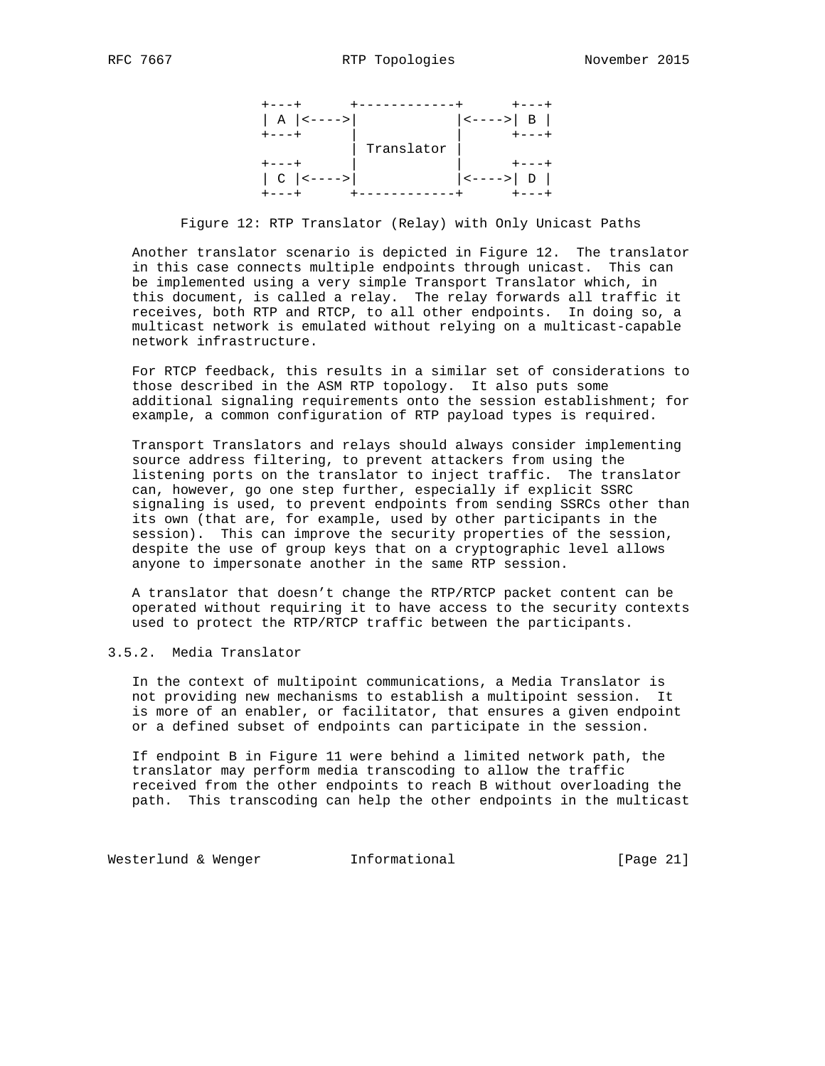```
+---+      +------------+      +---+
| A |<---->|            |<---->| B |
+---+      |            |      +---+
           | Translator |
+---+      |            |      +---+
| C |<---->|            |<---->| D |
+---+      +------------+      +---+
```

Figure 12: RTP Translator (Relay) with Only Unicast Paths

Another translator scenario is depicted in Figure 12. The translator in this case connects multiple endpoints through unicast. This can be implemented using a very simple Transport Translator which, in this document, is called a relay. The relay forwards all traffic it receives, both RTP and RTCP, to all other endpoints. In doing so, a multicast network is emulated without relying on a multicast-capable network infrastructure.

For RTCP feedback, this results in a similar set of considerations to those described in the ASM RTP topology. It also puts some additional signaling requirements onto the session establishment; for example, a common configuration of RTP payload types is required.

Transport Translators and relays should always consider implementing source address filtering, to prevent attackers from using the listening ports on the translator to inject traffic. The translator can, however, go one step further, especially if explicit SSRC signaling is used, to prevent endpoints from sending SSRCs other than its own (that are, for example, used by other participants in the session). This can improve the security properties of the session, despite the use of group keys that on a cryptographic level allows anyone to impersonate another in the same RTP session.

A translator that doesn't change the RTP/RTCP packet content can be operated without requiring it to have access to the security contexts used to protect the RTP/RTCP traffic between the participants.

### 3.5.2. Media Translator

In the context of multipoint communications, a Media Translator is not providing new mechanisms to establish a multipoint session. It is more of an enabler, or facilitator, that ensures a given endpoint or a defined subset of endpoints can participate in the session.

If endpoint B in Figure 11 were behind a limited network path, the translator may perform media transcoding to allow the traffic received from the other endpoints to reach B without overloading the path. This transcoding can help the other endpoints in the multicast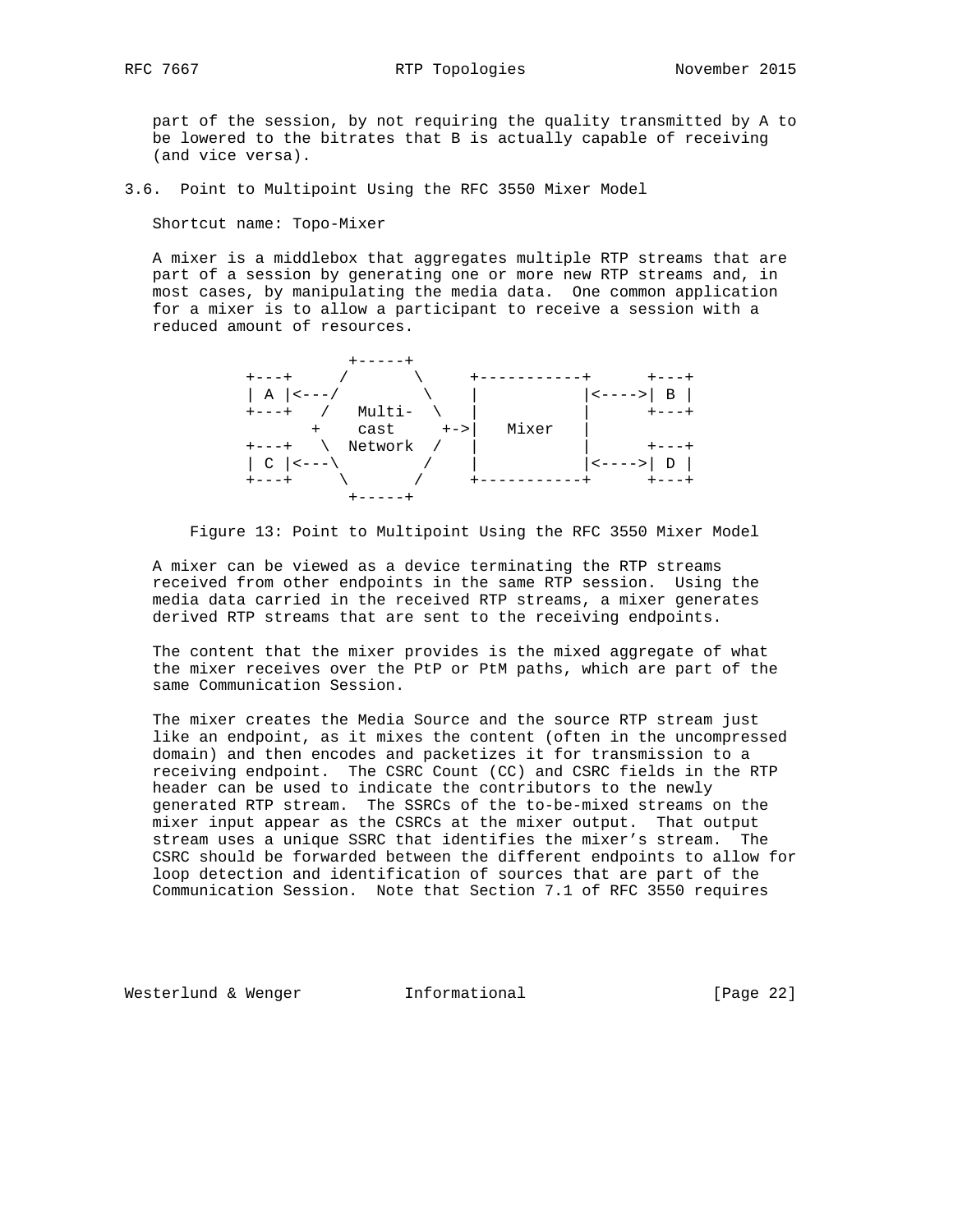part of the session, by not requiring the quality transmitted by A to be lowered to the bitrates that B is actually capable of receiving (and vice versa).

### 3.6. Point to Multipoint Using the RFC 3550 Mixer Model

Shortcut name: Topo-Mixer

A mixer is a middlebox that aggregates multiple RTP streams that are part of a session by generating one or more new RTP streams and, in most cases, by manipulating the media data. One common application for a mixer is to allow a participant to receive a session with a reduced amount of resources.

```
                  +-----+
        +---+     /       \     +-----------+      +---+
        | A |<---/         \    |           |<---->| B |
        +---+   /   Multi-  \   |           |      +---+
               +    cast     +->|   Mixer   |
        +---+   \  Network  /   |           |      +---+
        | C |<---\         /    |           |<---->| D |
        +---+     \       /     +-----------+      +---+
                  +-----+
```

Figure 13: Point to Multipoint Using the RFC 3550 Mixer Model

A mixer can be viewed as a device terminating the RTP streams received from other endpoints in the same RTP session. Using the media data carried in the received RTP streams, a mixer generates derived RTP streams that are sent to the receiving endpoints.

The content that the mixer provides is the mixed aggregate of what the mixer receives over the PtP or PtM paths, which are part of the same Communication Session.

The mixer creates the Media Source and the source RTP stream just like an endpoint, as it mixes the content (often in the uncompressed domain) and then encodes and packetizes it for transmission to a receiving endpoint. The CSRC Count (CC) and CSRC fields in the RTP header can be used to indicate the contributors to the newly generated RTP stream. The SSRCs of the to-be-mixed streams on the mixer input appear as the CSRCs at the mixer output. That output stream uses a unique SSRC that identifies the mixer's stream. The CSRC should be forwarded between the different endpoints to allow for loop detection and identification of sources that are part of the Communication Session. Note that Section 7.1 of RFC 3550 requires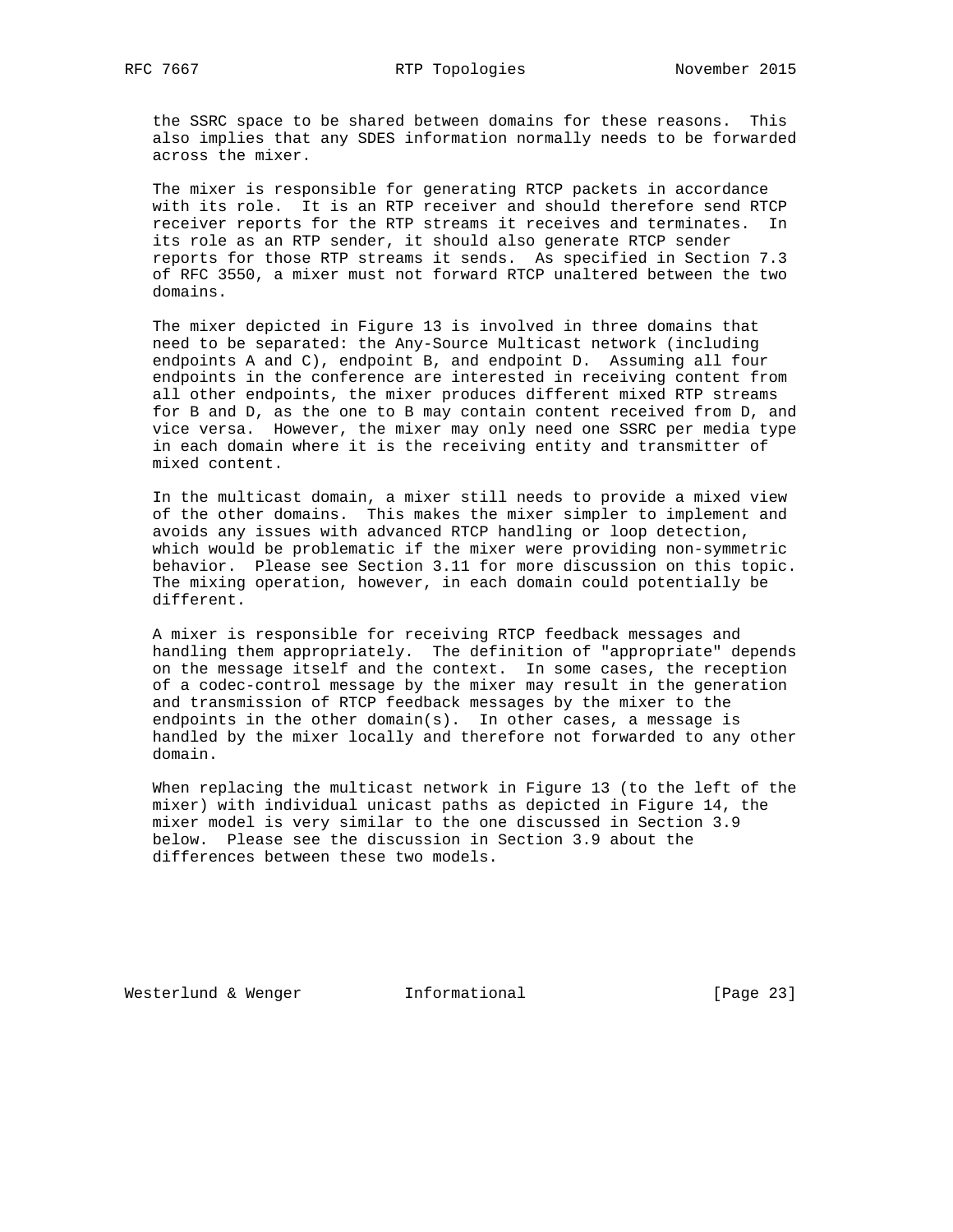the SSRC space to be shared between domains for these reasons. This also implies that any SDES information normally needs to be forwarded across the mixer.

The mixer is responsible for generating RTCP packets in accordance with its role. It is an RTP receiver and should therefore send RTCP receiver reports for the RTP streams it receives and terminates. In its role as an RTP sender, it should also generate RTCP sender reports for those RTP streams it sends. As specified in Section 7.3 of RFC 3550, a mixer must not forward RTCP unaltered between the two domains.

The mixer depicted in Figure 13 is involved in three domains that need to be separated: the Any-Source Multicast network (including endpoints A and C), endpoint B, and endpoint D. Assuming all four endpoints in the conference are interested in receiving content from all other endpoints, the mixer produces different mixed RTP streams for B and D, as the one to B may contain content received from D, and vice versa. However, the mixer may only need one SSRC per media type in each domain where it is the receiving entity and transmitter of mixed content.

In the multicast domain, a mixer still needs to provide a mixed view of the other domains. This makes the mixer simpler to implement and avoids any issues with advanced RTCP handling or loop detection, which would be problematic if the mixer were providing non-symmetric behavior. Please see Section 3.11 for more discussion on this topic. The mixing operation, however, in each domain could potentially be different.

A mixer is responsible for receiving RTCP feedback messages and handling them appropriately. The definition of "appropriate" depends on the message itself and the context. In some cases, the reception of a codec-control message by the mixer may result in the generation and transmission of RTCP feedback messages by the mixer to the endpoints in the other domain(s). In other cases, a message is handled by the mixer locally and therefore not forwarded to any other domain.

When replacing the multicast network in Figure 13 (to the left of the mixer) with individual unicast paths as depicted in Figure 14, the mixer model is very similar to the one discussed in Section 3.9 below. Please see the discussion in Section 3.9 about the differences between these two models.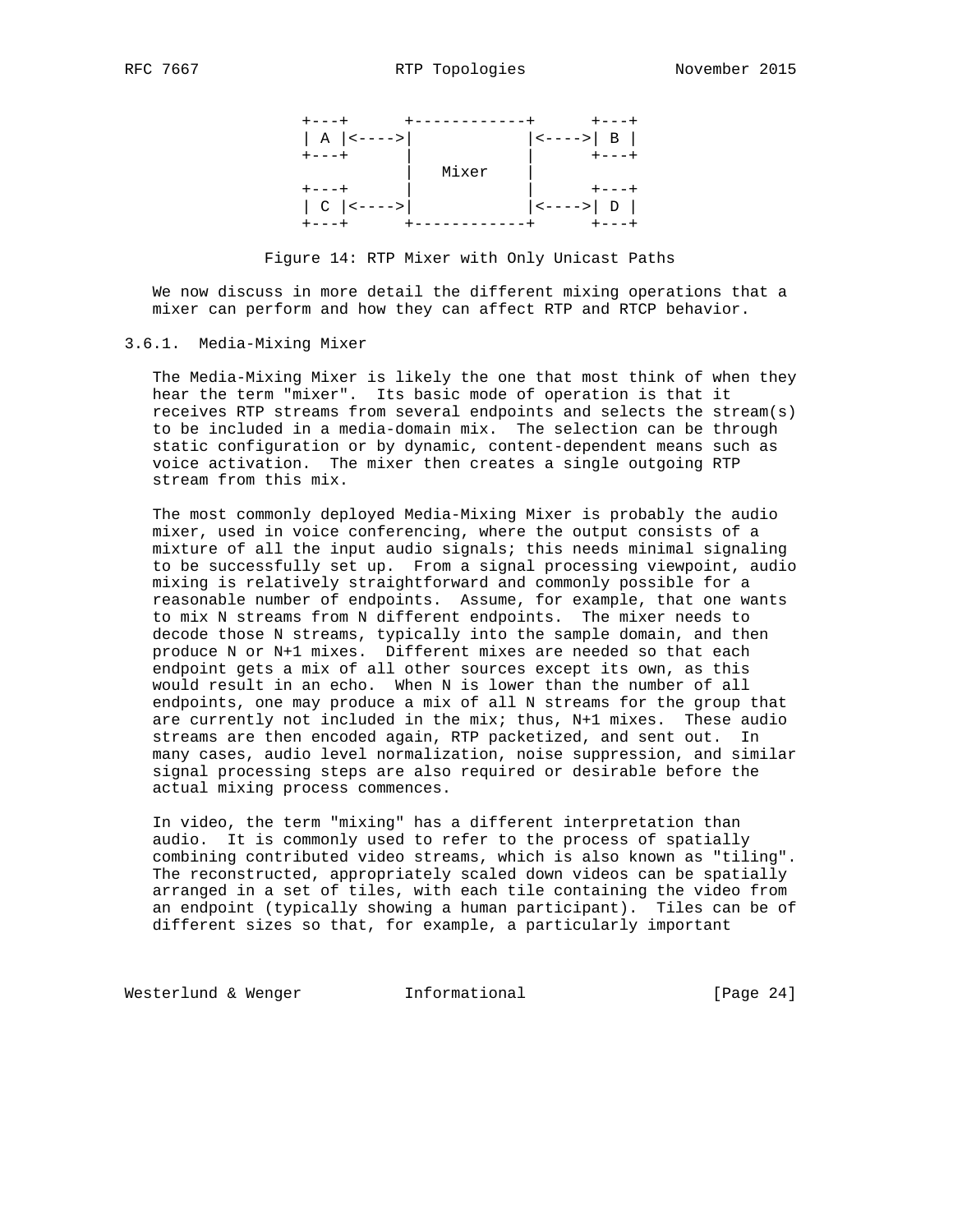```
+---+      +------------+      +---+
| A |<---->|            |<---->| B |
+---+      |            |      +---+
           |   Mixer    |
+---+      |            |      +---+
| C |<---->|            |<---->| D |
+---+      +------------+      +---+
```

Figure 14: RTP Mixer with Only Unicast Paths

We now discuss in more detail the different mixing operations that a mixer can perform and how they can affect RTP and RTCP behavior.

### 3.6.1. Media-Mixing Mixer

The Media-Mixing Mixer is likely the one that most think of when they hear the term "mixer". Its basic mode of operation is that it receives RTP streams from several endpoints and selects the stream(s) to be included in a media-domain mix. The selection can be through static configuration or by dynamic, content-dependent means such as voice activation. The mixer then creates a single outgoing RTP stream from this mix.

The most commonly deployed Media-Mixing Mixer is probably the audio mixer, used in voice conferencing, where the output consists of a mixture of all the input audio signals; this needs minimal signaling to be successfully set up. From a signal processing viewpoint, audio mixing is relatively straightforward and commonly possible for a reasonable number of endpoints. Assume, for example, that one wants to mix N streams from N different endpoints. The mixer needs to decode those N streams, typically into the sample domain, and then produce N or N+1 mixes. Different mixes are needed so that each endpoint gets a mix of all other sources except its own, as this would result in an echo. When N is lower than the number of all endpoints, one may produce a mix of all N streams for the group that are currently not included in the mix; thus, N+1 mixes. These audio streams are then encoded again, RTP packetized, and sent out. In many cases, audio level normalization, noise suppression, and similar signal processing steps are also required or desirable before the actual mixing process commences.

In video, the term "mixing" has a different interpretation than audio. It is commonly used to refer to the process of spatially combining contributed video streams, which is also known as "tiling". The reconstructed, appropriately scaled down videos can be spatially arranged in a set of tiles, with each tile containing the video from an endpoint (typically showing a human participant). Tiles can be of different sizes so that, for example, a particularly important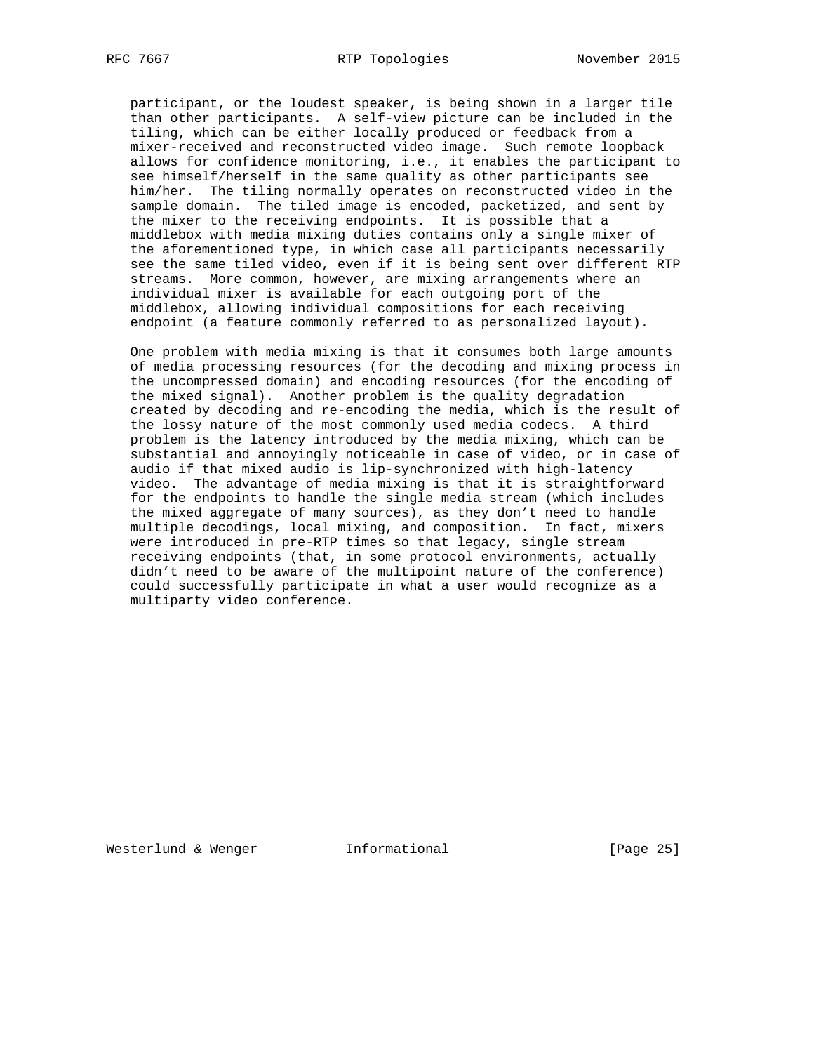participant, or the loudest speaker, is being shown in a larger tile than other participants. A self-view picture can be included in the tiling, which can be either locally produced or feedback from a mixer-received and reconstructed video image. Such remote loopback allows for confidence monitoring, i.e., it enables the participant to see himself/herself in the same quality as other participants see him/her. The tiling normally operates on reconstructed video in the sample domain. The tiled image is encoded, packetized, and sent by the mixer to the receiving endpoints. It is possible that a middlebox with media mixing duties contains only a single mixer of the aforementioned type, in which case all participants necessarily see the same tiled video, even if it is being sent over different RTP streams. More common, however, are mixing arrangements where an individual mixer is available for each outgoing port of the middlebox, allowing individual compositions for each receiving endpoint (a feature commonly referred to as personalized layout).

One problem with media mixing is that it consumes both large amounts of media processing resources (for the decoding and mixing process in the uncompressed domain) and encoding resources (for the encoding of the mixed signal). Another problem is the quality degradation created by decoding and re-encoding the media, which is the result of the lossy nature of the most commonly used media codecs. A third problem is the latency introduced by the media mixing, which can be substantial and annoyingly noticeable in case of video, or in case of audio if that mixed audio is lip-synchronized with high-latency video. The advantage of media mixing is that it is straightforward for the endpoints to handle the single media stream (which includes the mixed aggregate of many sources), as they don’t need to handle multiple decodings, local mixing, and composition. In fact, mixers were introduced in pre-RTP times so that legacy, single stream receiving endpoints (that, in some protocol environments, actually didn’t need to be aware of the multipoint nature of the conference) could successfully participate in what a user would recognize as a multiparty video conference.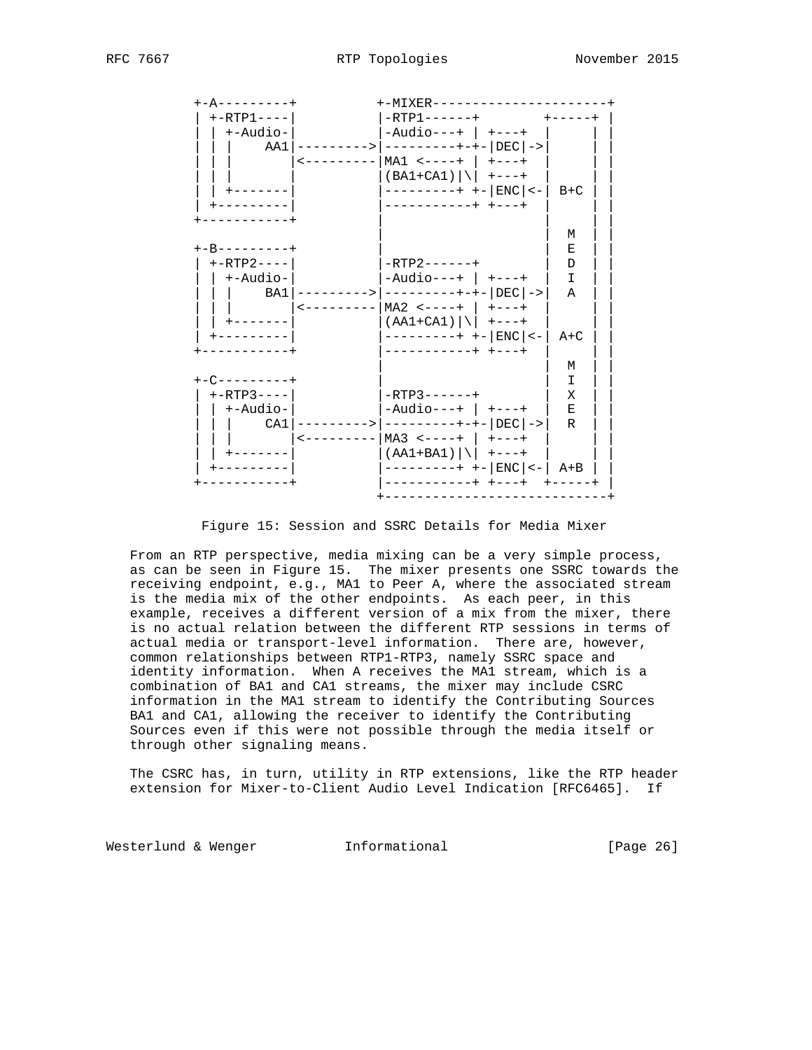```
 +-A---------+          +-MIXER----------------------+
 | +-RTP1----|          |-RTP1------+        +-----+ |
 | | +-Audio-|          |-Audio---+ | +---+  |     | |
 | | |    AA1|--------->|---------+-+-|DEC|->|     | |
 | | |       |<---------|MA1 <----+ | +---+  |     | |
 | | |       |          |(BA1+CA1)|\| +---+  |     | |
 | | +-------|          |---------+ +-|ENC|<-| B+C | |
 | +---------|          |-----------+ +---+  |     | |
 +-----------+          |                    |     | |
                        |                    |  M  | |
 +-B---------+          |                    |  E  | |
 | +-RTP2----|          |-RTP2------+        |  D  | |
 | | +-Audio-|          |-Audio---+ | +---+  |  I  | |
 | | |    BA1|--------->|---------+-+-|DEC|->|  A  | |
 | | |       |<---------|MA2 <----+ | +---+  |     | |
 | | +-------|          |(AA1+CA1)|\| +---+  |     | |
 | +---------|          |---------+ +-|ENC|<-| A+C | |
 +-----------+          |-----------+ +---+  |     | |
                        |                    |  M  | |
 +-C---------+          |                    |  I  | |
 | +-RTP3----|          |-RTP3------+        |  X  | |
 | | +-Audio-|          |-Audio---+ | +---+  |  E  | |
 | | |    CA1|--------->|---------+-+-|DEC|->|  R  | |
 | | |       |<---------|MA3 <----+ | +---+  |     | |
 | | +-------|          |(AA1+BA1)|\| +---+  |     | |
 | +---------|          |---------+ +-|ENC|<-| A+B | |
 +-----------+          |-----------+ +---+  +-----+ |
                        +----------------------------+
```

Figure 15: Session and SSRC Details for Media Mixer

From an RTP perspective, media mixing can be a very simple process, as can be seen in Figure 15. The mixer presents one SSRC towards the receiving endpoint, e.g., MA1 to Peer A, where the associated stream is the media mix of the other endpoints. As each peer, in this example, receives a different version of a mix from the mixer, there is no actual relation between the different RTP sessions in terms of actual media or transport-level information. There are, however, common relationships between RTP1-RTP3, namely SSRC space and identity information. When A receives the MA1 stream, which is a combination of BA1 and CA1 streams, the mixer may include CSRC information in the MA1 stream to identify the Contributing Sources BA1 and CA1, allowing the receiver to identify the Contributing Sources even if this were not possible through the media itself or through other signaling means.

The CSRC has, in turn, utility in RTP extensions, like the RTP header extension for Mixer-to-Client Audio Level Indication [RFC6465]. If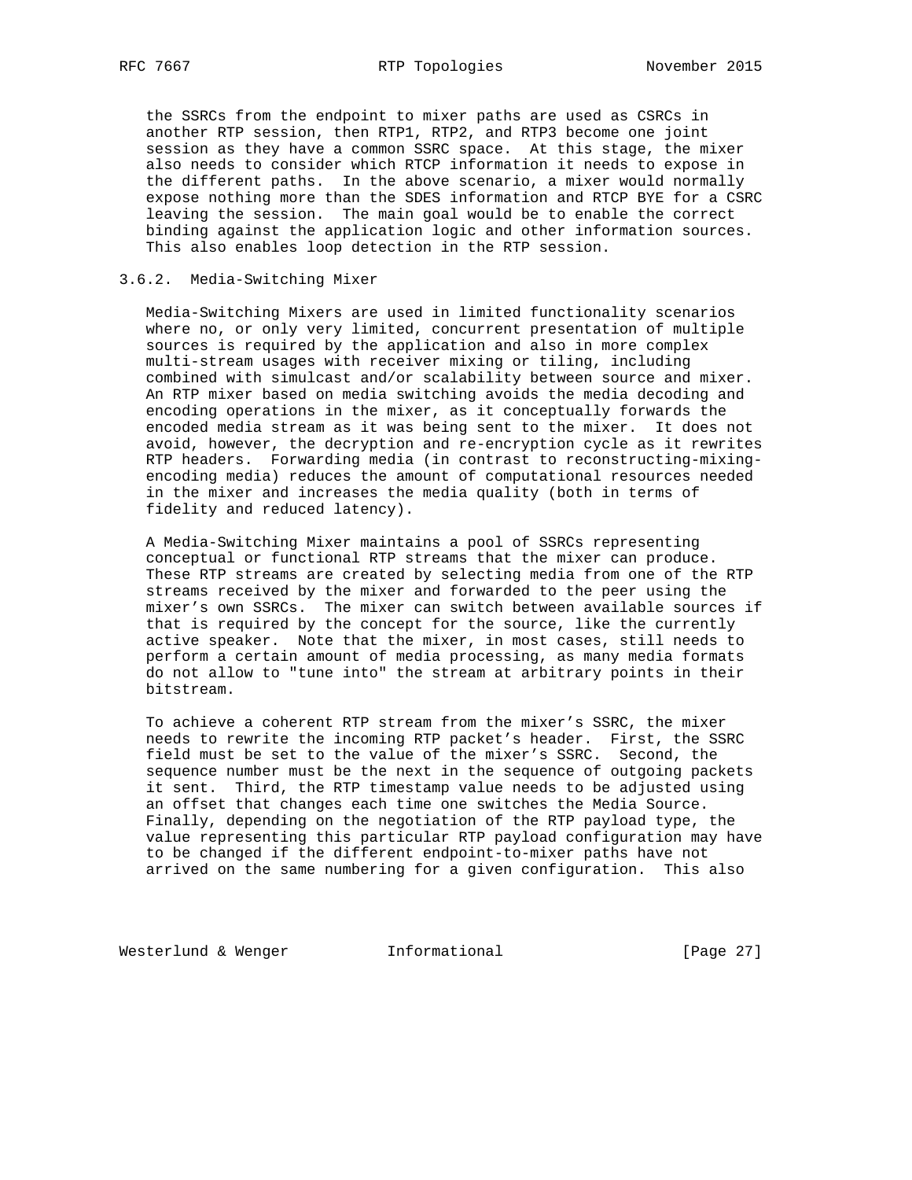the SSRCs from the endpoint to mixer paths are used as CSRCs in another RTP session, then RTP1, RTP2, and RTP3 become one joint session as they have a common SSRC space. At this stage, the mixer also needs to consider which RTCP information it needs to expose in the different paths. In the above scenario, a mixer would normally expose nothing more than the SDES information and RTCP BYE for a CSRC leaving the session. The main goal would be to enable the correct binding against the application logic and other information sources. This also enables loop detection in the RTP session.

### 3.6.2. Media-Switching Mixer

Media-Switching Mixers are used in limited functionality scenarios where no, or only very limited, concurrent presentation of multiple sources is required by the application and also in more complex multi-stream usages with receiver mixing or tiling, including combined with simulcast and/or scalability between source and mixer. An RTP mixer based on media switching avoids the media decoding and encoding operations in the mixer, as it conceptually forwards the encoded media stream as it was being sent to the mixer. It does not avoid, however, the decryption and re-encryption cycle as it rewrites RTP headers. Forwarding media (in contrast to reconstructing-mixing-encoding media) reduces the amount of computational resources needed in the mixer and increases the media quality (both in terms of fidelity and reduced latency).

A Media-Switching Mixer maintains a pool of SSRCs representing conceptual or functional RTP streams that the mixer can produce. These RTP streams are created by selecting media from one of the RTP streams received by the mixer and forwarded to the peer using the mixer's own SSRCs. The mixer can switch between available sources if that is required by the concept for the source, like the currently active speaker. Note that the mixer, in most cases, still needs to perform a certain amount of media processing, as many media formats do not allow to "tune into" the stream at arbitrary points in their bitstream.

To achieve a coherent RTP stream from the mixer's SSRC, the mixer needs to rewrite the incoming RTP packet's header. First, the SSRC field must be set to the value of the mixer's SSRC. Second, the sequence number must be the next in the sequence of outgoing packets it sent. Third, the RTP timestamp value needs to be adjusted using an offset that changes each time one switches the Media Source. Finally, depending on the negotiation of the RTP payload type, the value representing this particular RTP payload configuration may have to be changed if the different endpoint-to-mixer paths have not arrived on the same numbering for a given configuration. This also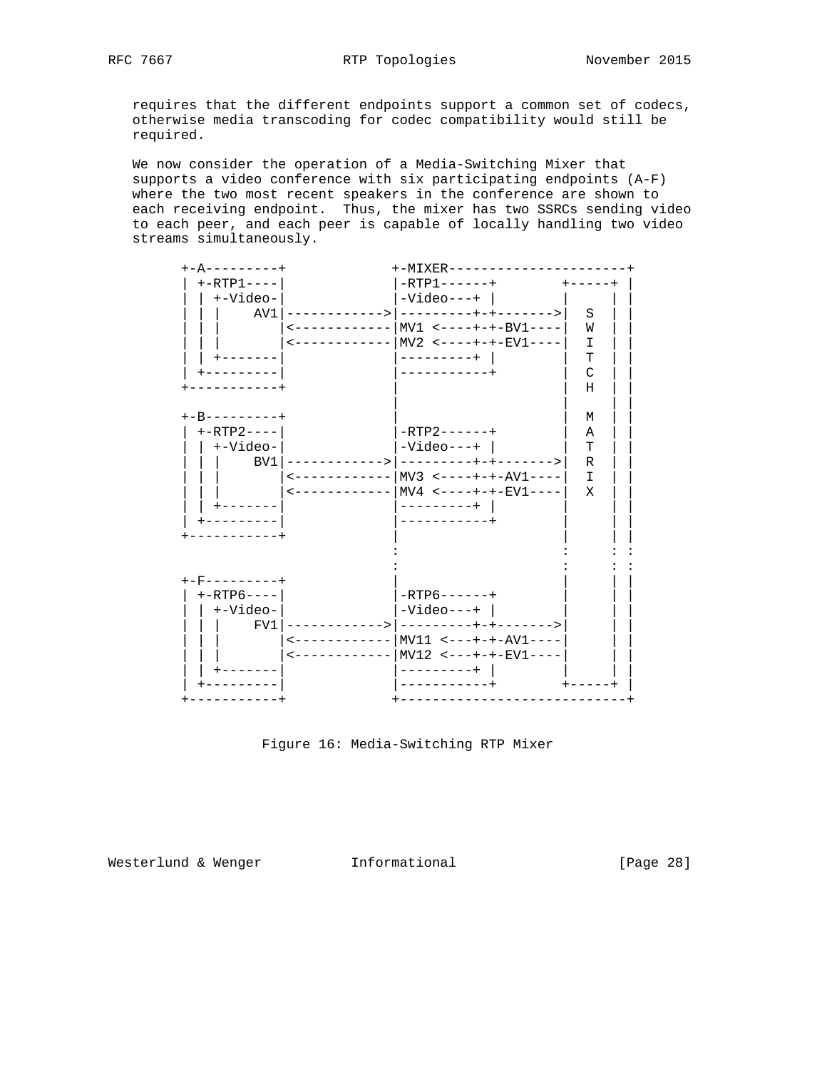requires that the different endpoints support a common set of codecs, otherwise media transcoding for codec compatibility would still be required.

We now consider the operation of a Media-Switching Mixer that supports a video conference with six participating endpoints (A-F) where the two most recent speakers in the conference are shown to each receiving endpoint. Thus, the mixer has two SSRCs sending video to each peer, and each peer is capable of locally handling two video streams simultaneously.

```
+-A---------+             +-MIXER----------------------+
| +-RTP1----|             |-RTP1------+        +-----+ |
| | +-Video-|             |-Video---+ |        |     | |
| | |    AV1|------------>|---------+-+------->|  S  | |
| | |       |<------------|MV1 <----+-+-BV1----|  W  | |
| | |       |<------------|MV2 <----+-+-EV1----|  I  | |
| | +-------|             |---------+ |        |  T  | |
| +---------|             |-----------+        |  C  | |
+-----------+             |                    |  H  | |
                          |                    |     | |
+-B---------+             |                    |  M  | |
| +-RTP2----|             |-RTP2------+        |  A  | |
| | +-Video-|             |-Video---+ |        |  T  | |
| | |    BV1|------------>|---------+-+------->|  R  | |
| | |       |<------------|MV3 <----+-+-AV1----|  I  | |
| | |       |<------------|MV4 <----+-+-EV1----|  X  | |
| | +-------|             |---------+ |        |     | |
| +---------|             |-----------+        |     | |
+-----------+             |                    |     | |
                          :                    :     : :
                          :                    :     : :
+-F---------+             |                    |     | |
| +-RTP6----|             |-RTP6------+        |     | |
| | +-Video-|             |-Video---+ |        |     | |
| | |    FV1|------------>|---------+-+------->|     | |
| | |       |<------------|MV11 <---+-+-AV1----|     | |
| | |       |<------------|MV12 <---+-+-EV1----|     | |
| | +-------|             |---------+ |        |     | |
| +---------|             |-----------+        +-----+ |
+-----------+             +----------------------------+
```

Figure 16: Media-Switching RTP Mixer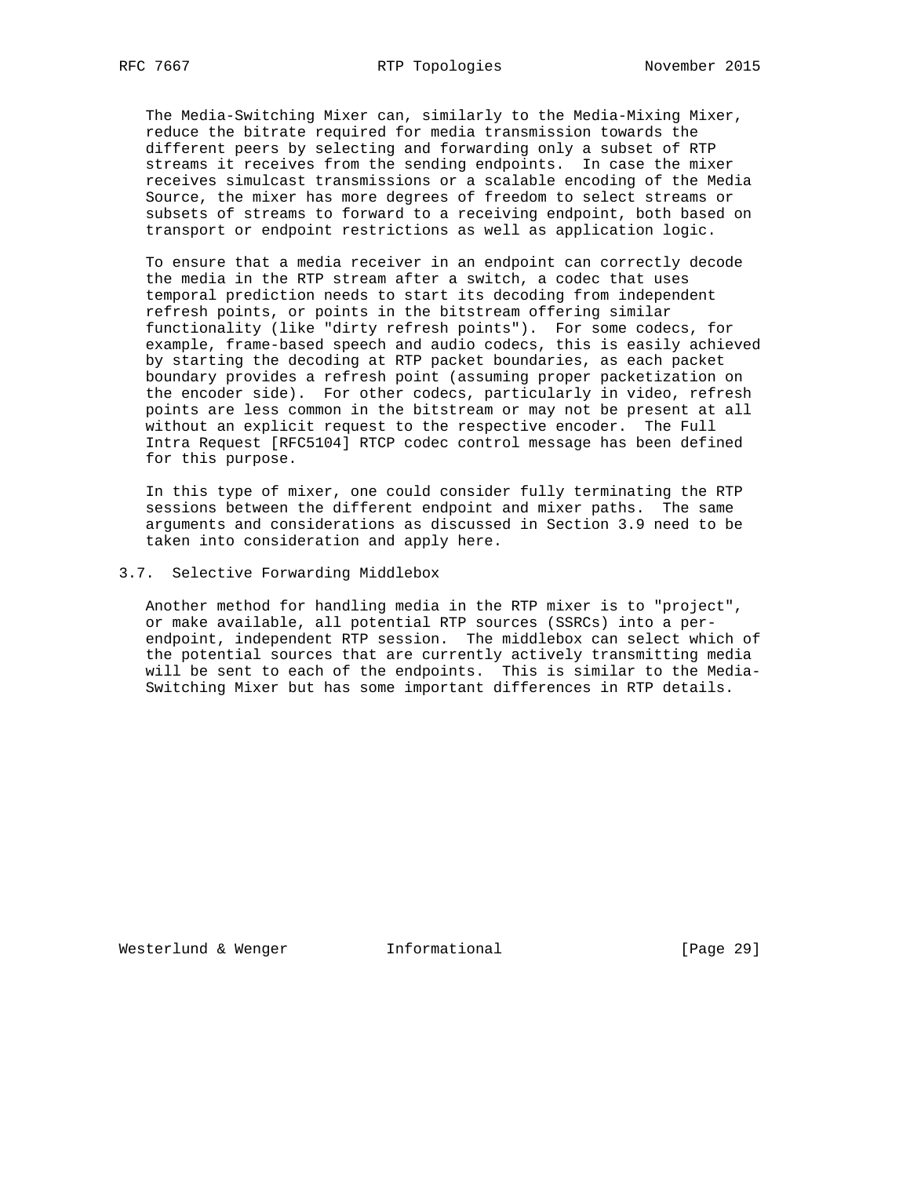The Media-Switching Mixer can, similarly to the Media-Mixing Mixer, reduce the bitrate required for media transmission towards the different peers by selecting and forwarding only a subset of RTP streams it receives from the sending endpoints. In case the mixer receives simulcast transmissions or a scalable encoding of the Media Source, the mixer has more degrees of freedom to select streams or subsets of streams to forward to a receiving endpoint, both based on transport or endpoint restrictions as well as application logic.

To ensure that a media receiver in an endpoint can correctly decode the media in the RTP stream after a switch, a codec that uses temporal prediction needs to start its decoding from independent refresh points, or points in the bitstream offering similar functionality (like "dirty refresh points"). For some codecs, for example, frame-based speech and audio codecs, this is easily achieved by starting the decoding at RTP packet boundaries, as each packet boundary provides a refresh point (assuming proper packetization on the encoder side). For other codecs, particularly in video, refresh points are less common in the bitstream or may not be present at all without an explicit request to the respective encoder. The Full Intra Request [RFC5104] RTCP codec control message has been defined for this purpose.

In this type of mixer, one could consider fully terminating the RTP sessions between the different endpoint and mixer paths. The same arguments and considerations as discussed in Section 3.9 need to be taken into consideration and apply here.

### 3.7. Selective Forwarding Middlebox

Another method for handling media in the RTP mixer is to "project", or make available, all potential RTP sources (SSRCs) into a per-endpoint, independent RTP session. The middlebox can select which of the potential sources that are currently actively transmitting media will be sent to each of the endpoints. This is similar to the Media-Switching Mixer but has some important differences in RTP details.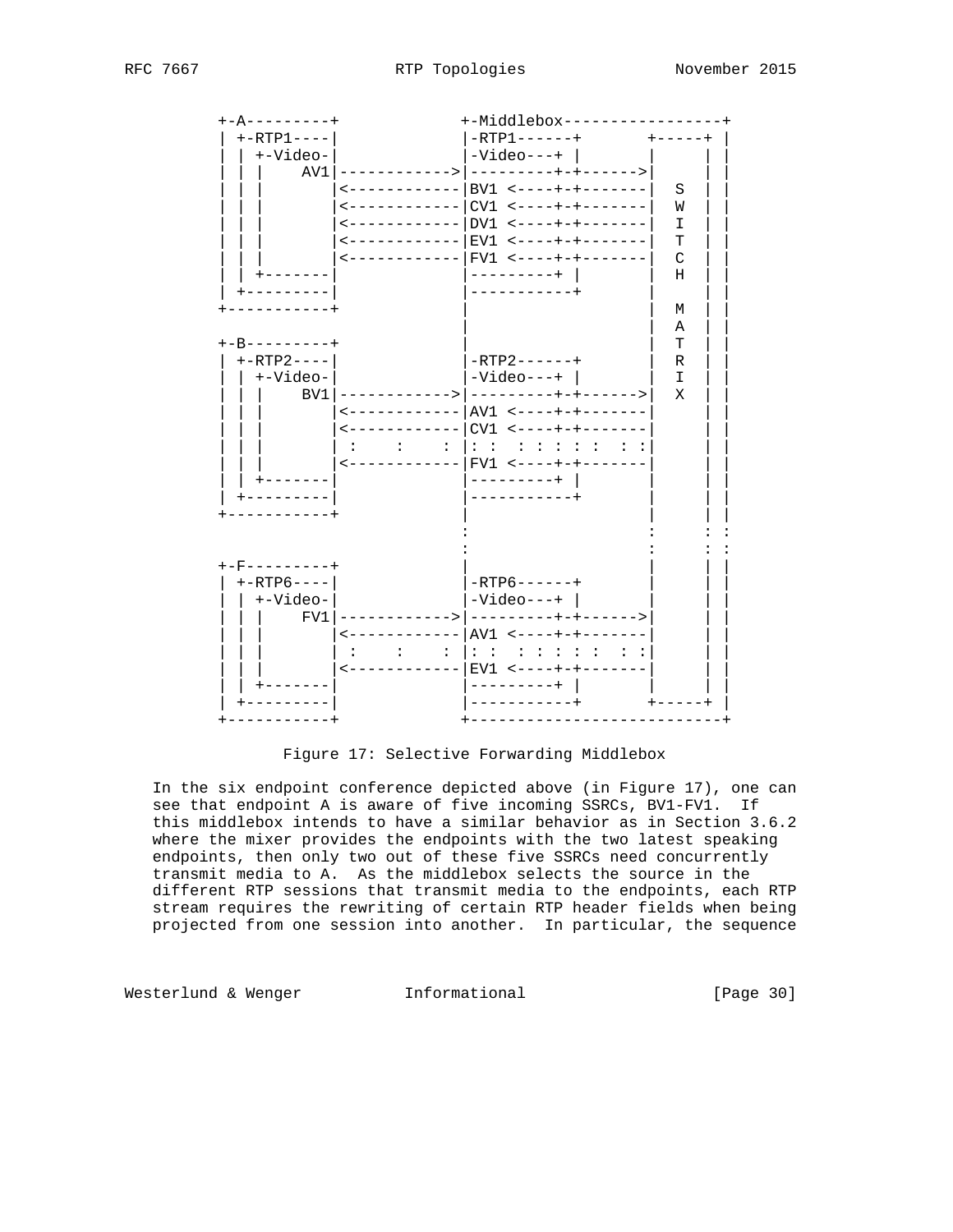```
+-A---------+             +-Middlebox-----------------+
| +-RTP1----|             |-RTP1------+       +-----+ |
| | +-Video-|             |-Video---+ |       |     | |
| | |    AV1|------------>|---------+-+------>|     | |
| | |       |<------------|BV1 <----+-+-------|  S  | |
| | |       |<------------|CV1 <----+-+-------|  W  | |
| | |       |<------------|DV1 <----+-+-------|  I  | |
| | |       |<------------|EV1 <----+-+-------|  T  | |
| | |       |<------------|FV1 <----+-+-------|  C  | |
| | +-------|             |---------+ |       |  H  | |
| +---------|             |-----------+       |     | |
+-----------+             |                   |  M  | |
                          |                   |  A  | |
+-B---------+             |                   |  T  | |
| +-RTP2----|             |-RTP2------+       |  R  | |
| | +-Video-|             |-Video---+ |       |  I  | |
| | |    BV1|------------>|---------+-+------>|  X  | |
| | |       |<------------|AV1 <----+-+-------|     | |
| | |       |<------------|CV1 <----+-+-------|     | |
| | |       | :    :    : |: :  : : : : :  : :|     | |
| | |       |<------------|FV1 <----+-+-------|     | |
| | +-------|             |---------+ |       |     | |
| +---------|             |-----------+       |     | |
+-----------+             |                   |     | |
                          :                   :     : :
                          :                   :     : :
+-F---------+             |                   |     | |
| +-RTP6----|             |-RTP6------+       |     | |
| | +-Video-|             |-Video---+ |       |     | |
| | |    FV1|------------>|---------+-+------>|     | |
| | |       |<------------|AV1 <----+-+-------|     | |
| | |       | :    :    : |: :  : : : : :  : :|     | |
| | |       |<------------|EV1 <----+-+-------|     | |
| | +-------|             |---------+ |       |     | |
| +---------|             |-----------+       +-----+ |
+-----------+             +---------------------------+
```

Figure 17: Selective Forwarding Middlebox

In the six endpoint conference depicted above (in Figure 17), one can see that endpoint A is aware of five incoming SSRCs, BV1-FV1. If this middlebox intends to have a similar behavior as in Section 3.6.2 where the mixer provides the endpoints with the two latest speaking endpoints, then only two out of these five SSRCs need concurrently transmit media to A. As the middlebox selects the source in the different RTP sessions that transmit media to the endpoints, each RTP stream requires the rewriting of certain RTP header fields when being projected from one session into another. In particular, the sequence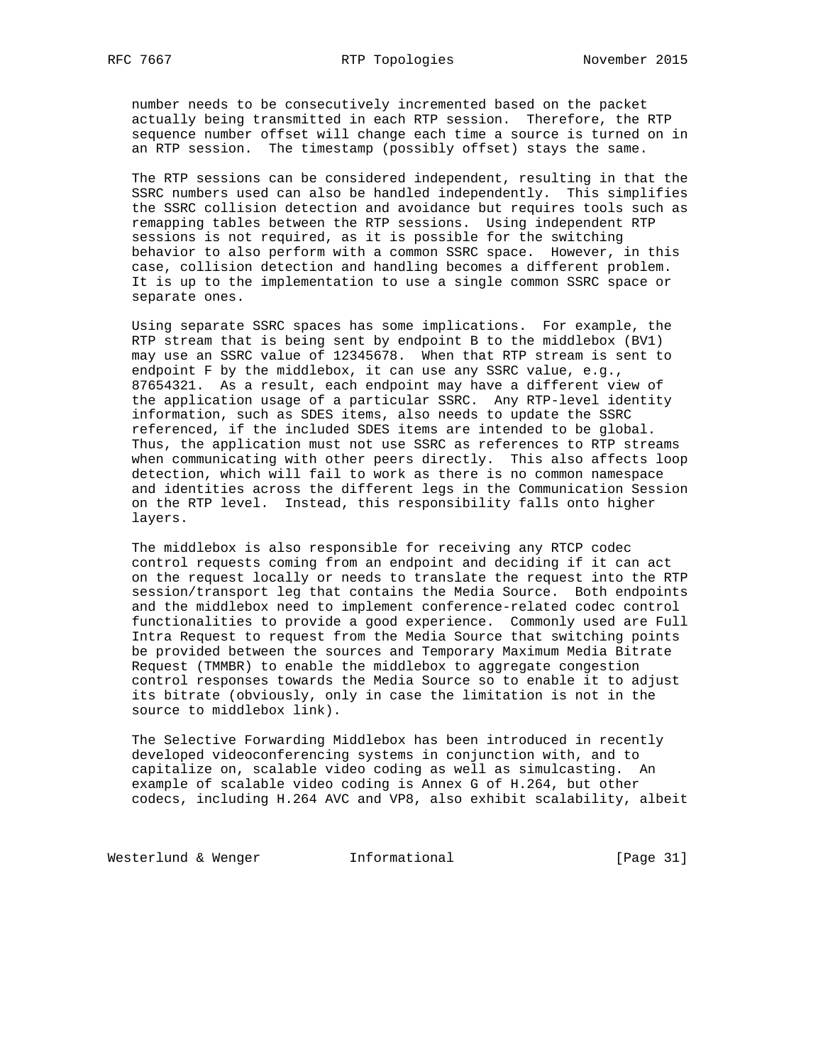number needs to be consecutively incremented based on the packet actually being transmitted in each RTP session. Therefore, the RTP sequence number offset will change each time a source is turned on in an RTP session. The timestamp (possibly offset) stays the same.

The RTP sessions can be considered independent, resulting in that the SSRC numbers used can also be handled independently. This simplifies the SSRC collision detection and avoidance but requires tools such as remapping tables between the RTP sessions. Using independent RTP sessions is not required, as it is possible for the switching behavior to also perform with a common SSRC space. However, in this case, collision detection and handling becomes a different problem. It is up to the implementation to use a single common SSRC space or separate ones.

Using separate SSRC spaces has some implications. For example, the RTP stream that is being sent by endpoint B to the middlebox (BV1) may use an SSRC value of 12345678. When that RTP stream is sent to endpoint F by the middlebox, it can use any SSRC value, e.g., 87654321. As a result, each endpoint may have a different view of the application usage of a particular SSRC. Any RTP-level identity information, such as SDES items, also needs to update the SSRC referenced, if the included SDES items are intended to be global. Thus, the application must not use SSRC as references to RTP streams when communicating with other peers directly. This also affects loop detection, which will fail to work as there is no common namespace and identities across the different legs in the Communication Session on the RTP level. Instead, this responsibility falls onto higher layers.

The middlebox is also responsible for receiving any RTCP codec control requests coming from an endpoint and deciding if it can act on the request locally or needs to translate the request into the RTP session/transport leg that contains the Media Source. Both endpoints and the middlebox need to implement conference-related codec control functionalities to provide a good experience. Commonly used are Full Intra Request to request from the Media Source that switching points be provided between the sources and Temporary Maximum Media Bitrate Request (TMMBR) to enable the middlebox to aggregate congestion control responses towards the Media Source so to enable it to adjust its bitrate (obviously, only in case the limitation is not in the source to middlebox link).

The Selective Forwarding Middlebox has been introduced in recently developed videoconferencing systems in conjunction with, and to capitalize on, scalable video coding as well as simulcasting. An example of scalable video coding is Annex G of H.264, but other codecs, including H.264 AVC and VP8, also exhibit scalability, albeit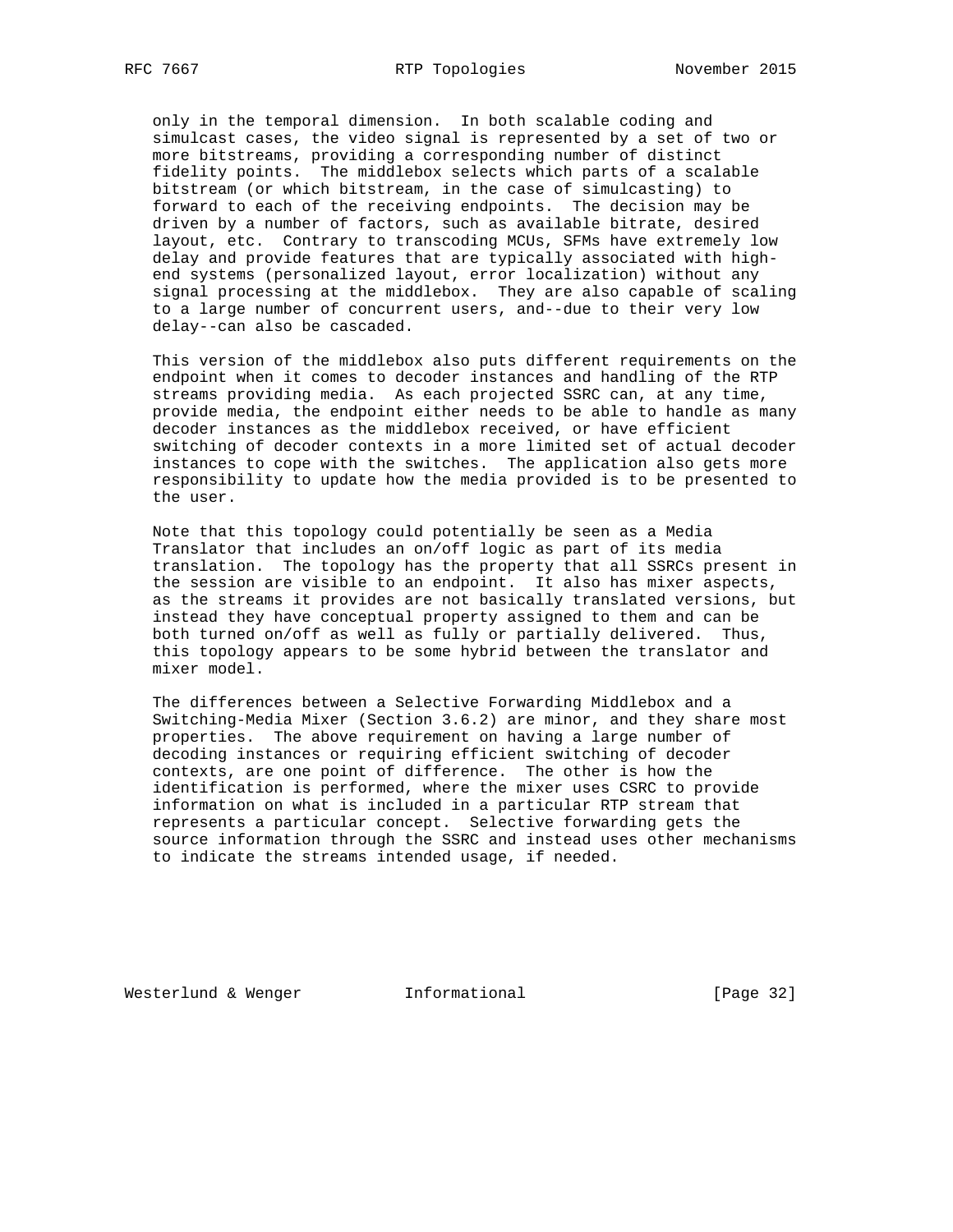only in the temporal dimension. In both scalable coding and simulcast cases, the video signal is represented by a set of two or more bitstreams, providing a corresponding number of distinct fidelity points. The middlebox selects which parts of a scalable bitstream (or which bitstream, in the case of simulcasting) to forward to each of the receiving endpoints. The decision may be driven by a number of factors, such as available bitrate, desired layout, etc. Contrary to transcoding MCUs, SFMs have extremely low delay and provide features that are typically associated with high-end systems (personalized layout, error localization) without any signal processing at the middlebox. They are also capable of scaling to a large number of concurrent users, and--due to their very low delay--can also be cascaded.

This version of the middlebox also puts different requirements on the endpoint when it comes to decoder instances and handling of the RTP streams providing media. As each projected SSRC can, at any time, provide media, the endpoint either needs to be able to handle as many decoder instances as the middlebox received, or have efficient switching of decoder contexts in a more limited set of actual decoder instances to cope with the switches. The application also gets more responsibility to update how the media provided is to be presented to the user.

Note that this topology could potentially be seen as a Media Translator that includes an on/off logic as part of its media translation. The topology has the property that all SSRCs present in the session are visible to an endpoint. It also has mixer aspects, as the streams it provides are not basically translated versions, but instead they have conceptual property assigned to them and can be both turned on/off as well as fully or partially delivered. Thus, this topology appears to be some hybrid between the translator and mixer model.

The differences between a Selective Forwarding Middlebox and a Switching-Media Mixer (Section 3.6.2) are minor, and they share most properties. The above requirement on having a large number of decoding instances or requiring efficient switching of decoder contexts, are one point of difference. The other is how the identification is performed, where the mixer uses CSRC to provide information on what is included in a particular RTP stream that represents a particular concept. Selective forwarding gets the source information through the SSRC and instead uses other mechanisms to indicate the streams intended usage, if needed.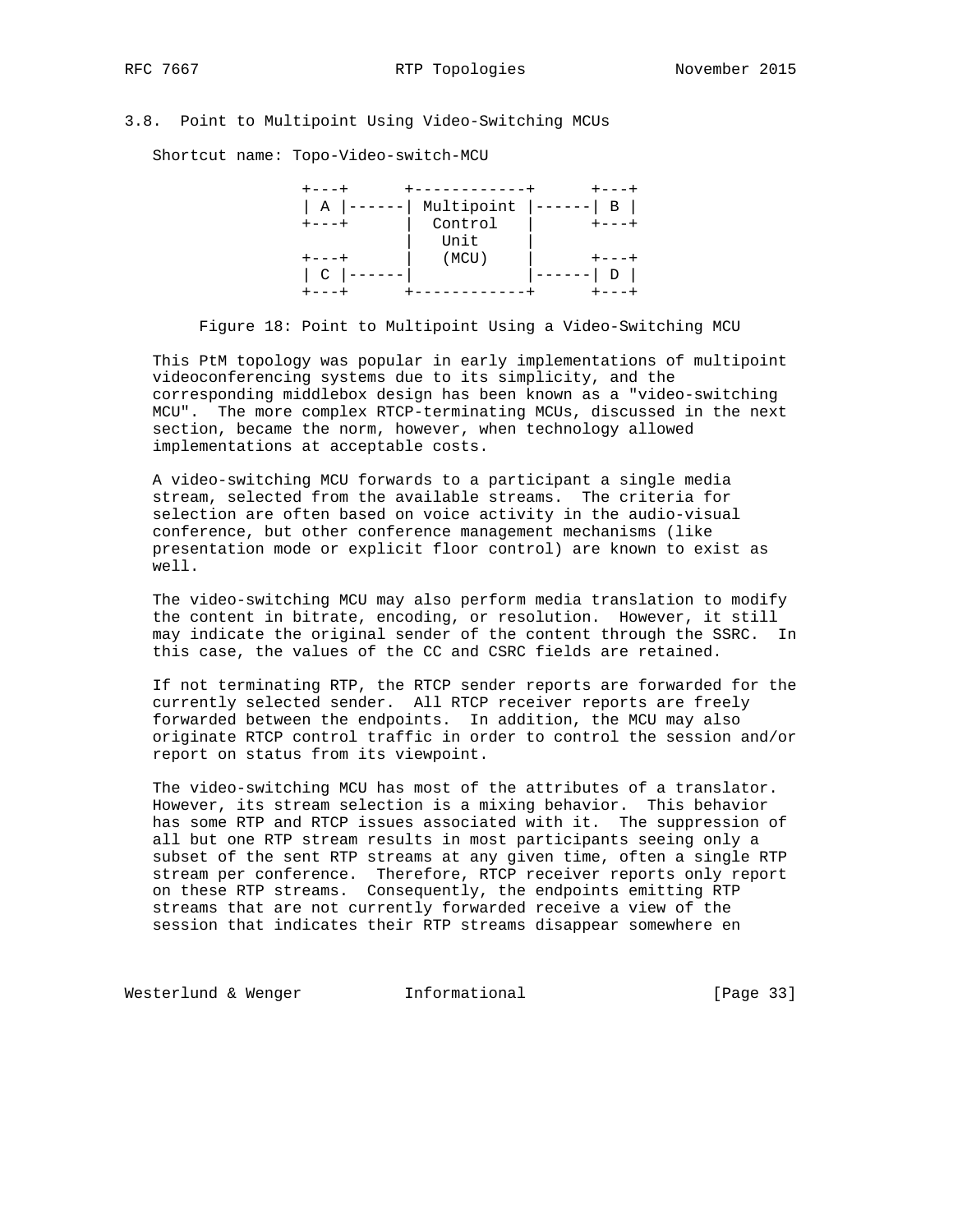### 3.8. Point to Multipoint Using Video-Switching MCUs

Shortcut name: Topo-Video-switch-MCU

```
+---+      +------------+      +---+
| A |------| Multipoint |------| B |
+---+      |  Control   |      +---+
           |   Unit     |
+---+      |   (MCU)    |      +---+
| C |------|            |------| D |
+---+      +------------+      +---+
```

Figure 18: Point to Multipoint Using a Video-Switching MCU

This PtM topology was popular in early implementations of multipoint videoconferencing systems due to its simplicity, and the corresponding middlebox design has been known as a "video-switching MCU". The more complex RTCP-terminating MCUs, discussed in the next section, became the norm, however, when technology allowed implementations at acceptable costs.

A video-switching MCU forwards to a participant a single media stream, selected from the available streams. The criteria for selection are often based on voice activity in the audio-visual conference, but other conference management mechanisms (like presentation mode or explicit floor control) are known to exist as well.

The video-switching MCU may also perform media translation to modify the content in bitrate, encoding, or resolution. However, it still may indicate the original sender of the content through the SSRC. In this case, the values of the CC and CSRC fields are retained.

If not terminating RTP, the RTCP sender reports are forwarded for the currently selected sender. All RTCP receiver reports are freely forwarded between the endpoints. In addition, the MCU may also originate RTCP control traffic in order to control the session and/or report on status from its viewpoint.

The video-switching MCU has most of the attributes of a translator. However, its stream selection is a mixing behavior. This behavior has some RTP and RTCP issues associated with it. The suppression of all but one RTP stream results in most participants seeing only a subset of the sent RTP streams at any given time, often a single RTP stream per conference. Therefore, RTCP receiver reports only report on these RTP streams. Consequently, the endpoints emitting RTP streams that are not currently forwarded receive a view of the session that indicates their RTP streams disappear somewhere en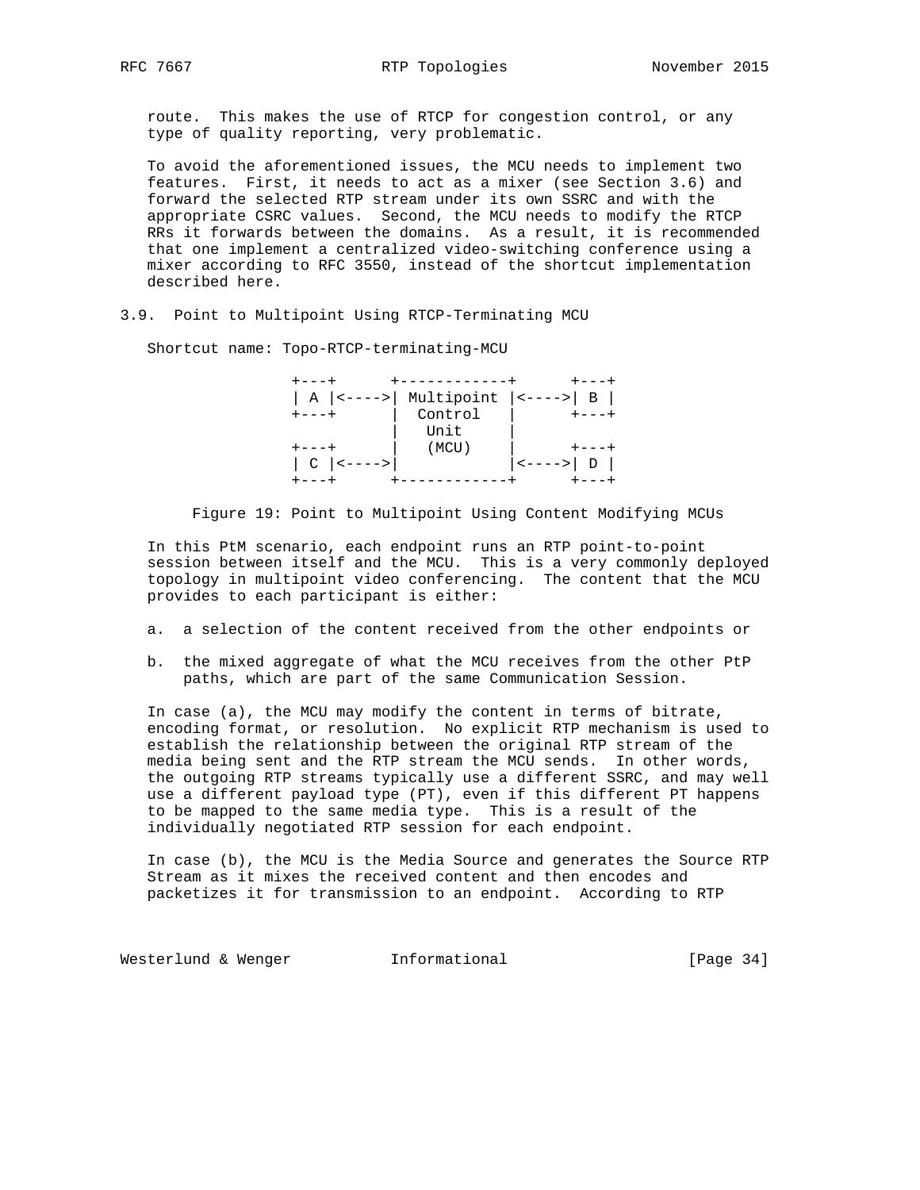route. This makes the use of RTCP for congestion control, or any type of quality reporting, very problematic.

To avoid the aforementioned issues, the MCU needs to implement two features. First, it needs to act as a mixer (see Section 3.6) and forward the selected RTP stream under its own SSRC and with the appropriate CSRC values. Second, the MCU needs to modify the RTCP RRs it forwards between the domains. As a result, it is recommended that one implement a centralized video-switching conference using a mixer according to RFC 3550, instead of the shortcut implementation described here.

### 3.9. Point to Multipoint Using RTCP-Terminating MCU

Shortcut name: Topo-RTCP-terminating-MCU

```
+---+      +------------+      +---+
| A |<---->| Multipoint |<---->| B |
+---+      |  Control   |      +---+
           |   Unit     |
+---+      |   (MCU)    |      +---+
| C |<---->|            |<---->| D |
+---+      +------------+      +---+
```

Figure 19: Point to Multipoint Using Content Modifying MCUs

In this PtM scenario, each endpoint runs an RTP point-to-point session between itself and the MCU. This is a very commonly deployed topology in multipoint video conferencing. The content that the MCU provides to each participant is either:

a. a selection of the content received from the other endpoints or

b. the mixed aggregate of what the MCU receives from the other PtP paths, which are part of the same Communication Session.

In case (a), the MCU may modify the content in terms of bitrate, encoding format, or resolution. No explicit RTP mechanism is used to establish the relationship between the original RTP stream of the media being sent and the RTP stream the MCU sends. In other words, the outgoing RTP streams typically use a different SSRC, and may well use a different payload type (PT), even if this different PT happens to be mapped to the same media type. This is a result of the individually negotiated RTP session for each endpoint.

In case (b), the MCU is the Media Source and generates the Source RTP Stream as it mixes the received content and then encodes and packetizes it for transmission to an endpoint. According to RTP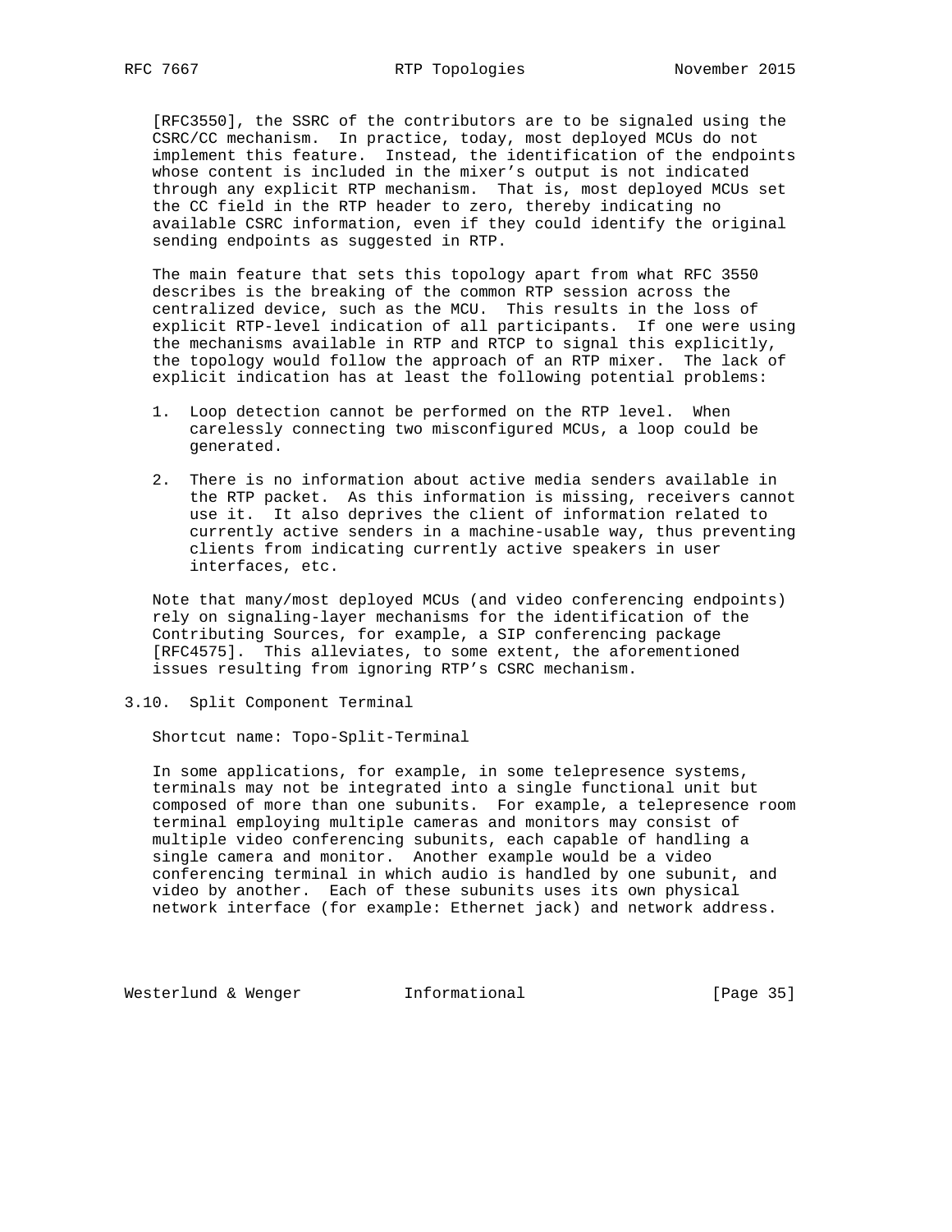[RFC3550], the SSRC of the contributors are to be signaled using the CSRC/CC mechanism. In practice, today, most deployed MCUs do not implement this feature. Instead, the identification of the endpoints whose content is included in the mixer's output is not indicated through any explicit RTP mechanism. That is, most deployed MCUs set the CC field in the RTP header to zero, thereby indicating no available CSRC information, even if they could identify the original sending endpoints as suggested in RTP.

The main feature that sets this topology apart from what RFC 3550 describes is the breaking of the common RTP session across the centralized device, such as the MCU. This results in the loss of explicit RTP-level indication of all participants. If one were using the mechanisms available in RTP and RTCP to signal this explicitly, the topology would follow the approach of an RTP mixer. The lack of explicit indication has at least the following potential problems:

1. Loop detection cannot be performed on the RTP level. When carelessly connecting two misconfigured MCUs, a loop could be generated.

2. There is no information about active media senders available in the RTP packet. As this information is missing, receivers cannot use it. It also deprives the client of information related to currently active senders in a machine-usable way, thus preventing clients from indicating currently active speakers in user interfaces, etc.

Note that many/most deployed MCUs (and video conferencing endpoints) rely on signaling-layer mechanisms for the identification of the Contributing Sources, for example, a SIP conferencing package [RFC4575]. This alleviates, to some extent, the aforementioned issues resulting from ignoring RTP's CSRC mechanism.

### 3.10. Split Component Terminal

Shortcut name: Topo-Split-Terminal

In some applications, for example, in some telepresence systems, terminals may not be integrated into a single functional unit but composed of more than one subunits. For example, a telepresence room terminal employing multiple cameras and monitors may consist of multiple video conferencing subunits, each capable of handling a single camera and monitor. Another example would be a video conferencing terminal in which audio is handled by one subunit, and video by another. Each of these subunits uses its own physical network interface (for example: Ethernet jack) and network address.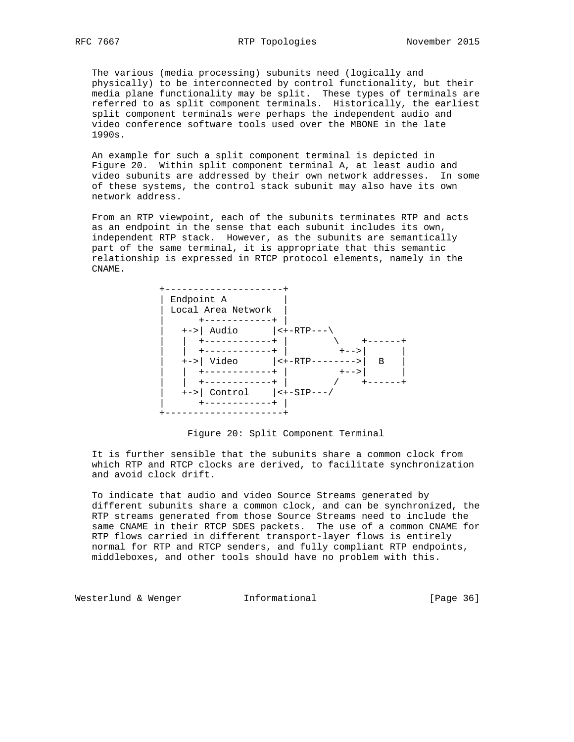The various (media processing) subunits need (logically and physically) to be interconnected by control functionality, but their media plane functionality may be split. These types of terminals are referred to as split component terminals. Historically, the earliest split component terminals were perhaps the independent audio and video conference software tools used over the MBONE in the late 1990s.

An example for such a split component terminal is depicted in Figure 20. Within split component terminal A, at least audio and video subunits are addressed by their own network addresses. In some of these systems, the control stack subunit may also have its own network address.

From an RTP viewpoint, each of the subunits terminates RTP and acts as an endpoint in the sense that each subunit includes its own, independent RTP stack. However, as the subunits are semantically part of the same terminal, it is appropriate that this semantic relationship is expressed in RTCP protocol elements, namely in the CNAME.

```
+---------------------+
| Endpoint A          |
| Local Area Network  |
|      +------------+ |
|   +->| Audio      |<+-RTP---\
|   |  +------------+ |        \    +------+
|   |  +------------+ |         +-->|      |
|   +->| Video      |<+-RTP-------->|  B   |
|   |  +------------+ |         +-->|      |
|   |  +------------+ |        /    +------+
|   +->| Control    |<+-SIP---/
|      +------------+ |
+---------------------+
```

Figure 20: Split Component Terminal

It is further sensible that the subunits share a common clock from which RTP and RTCP clocks are derived, to facilitate synchronization and avoid clock drift.

To indicate that audio and video Source Streams generated by different subunits share a common clock, and can be synchronized, the RTP streams generated from those Source Streams need to include the same CNAME in their RTCP SDES packets. The use of a common CNAME for RTP flows carried in different transport-layer flows is entirely normal for RTP and RTCP senders, and fully compliant RTP endpoints, middleboxes, and other tools should have no problem with this.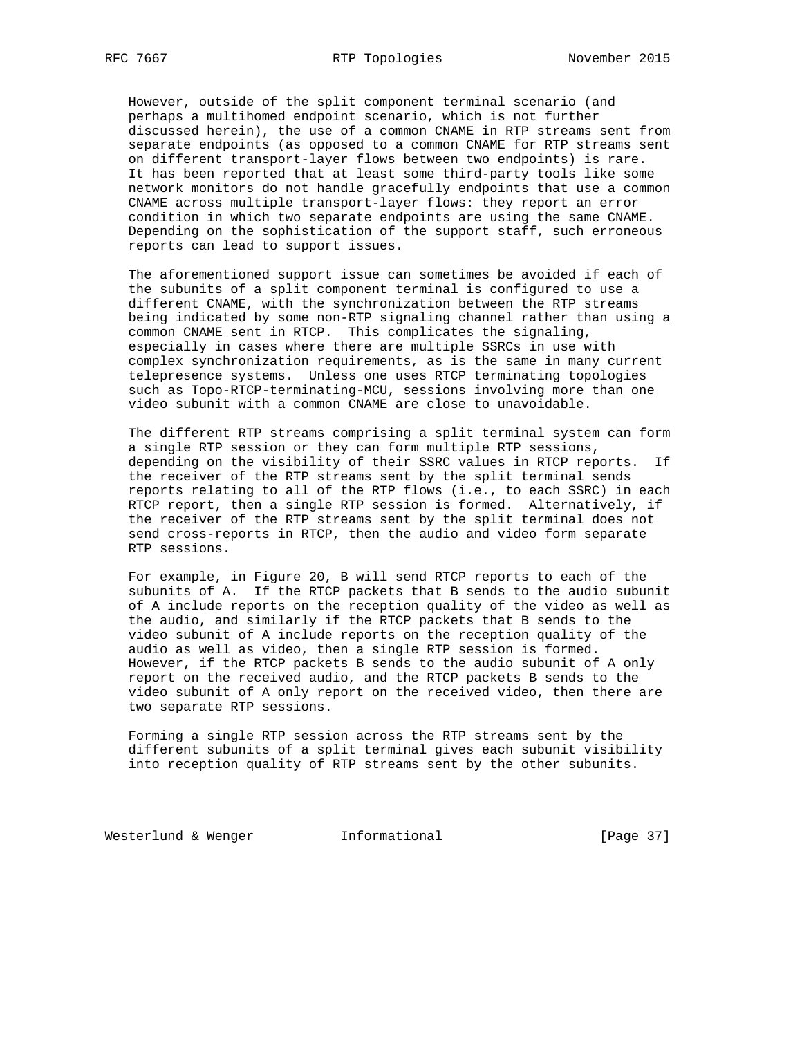However, outside of the split component terminal scenario (and perhaps a multihomed endpoint scenario, which is not further discussed herein), the use of a common CNAME in RTP streams sent from separate endpoints (as opposed to a common CNAME for RTP streams sent on different transport-layer flows between two endpoints) is rare. It has been reported that at least some third-party tools like some network monitors do not handle gracefully endpoints that use a common CNAME across multiple transport-layer flows: they report an error condition in which two separate endpoints are using the same CNAME. Depending on the sophistication of the support staff, such erroneous reports can lead to support issues.

The aforementioned support issue can sometimes be avoided if each of the subunits of a split component terminal is configured to use a different CNAME, with the synchronization between the RTP streams being indicated by some non-RTP signaling channel rather than using a common CNAME sent in RTCP. This complicates the signaling, especially in cases where there are multiple SSRCs in use with complex synchronization requirements, as is the same in many current telepresence systems. Unless one uses RTCP terminating topologies such as Topo-RTCP-terminating-MCU, sessions involving more than one video subunit with a common CNAME are close to unavoidable.

The different RTP streams comprising a split terminal system can form a single RTP session or they can form multiple RTP sessions, depending on the visibility of their SSRC values in RTCP reports. If the receiver of the RTP streams sent by the split terminal sends reports relating to all of the RTP flows (i.e., to each SSRC) in each RTCP report, then a single RTP session is formed. Alternatively, if the receiver of the RTP streams sent by the split terminal does not send cross-reports in RTCP, then the audio and video form separate RTP sessions.

For example, in Figure 20, B will send RTCP reports to each of the subunits of A. If the RTCP packets that B sends to the audio subunit of A include reports on the reception quality of the video as well as the audio, and similarly if the RTCP packets that B sends to the video subunit of A include reports on the reception quality of the audio as well as video, then a single RTP session is formed. However, if the RTCP packets B sends to the audio subunit of A only report on the received audio, and the RTCP packets B sends to the video subunit of A only report on the received video, then there are two separate RTP sessions.

Forming a single RTP session across the RTP streams sent by the different subunits of a split terminal gives each subunit visibility into reception quality of RTP streams sent by the other subunits.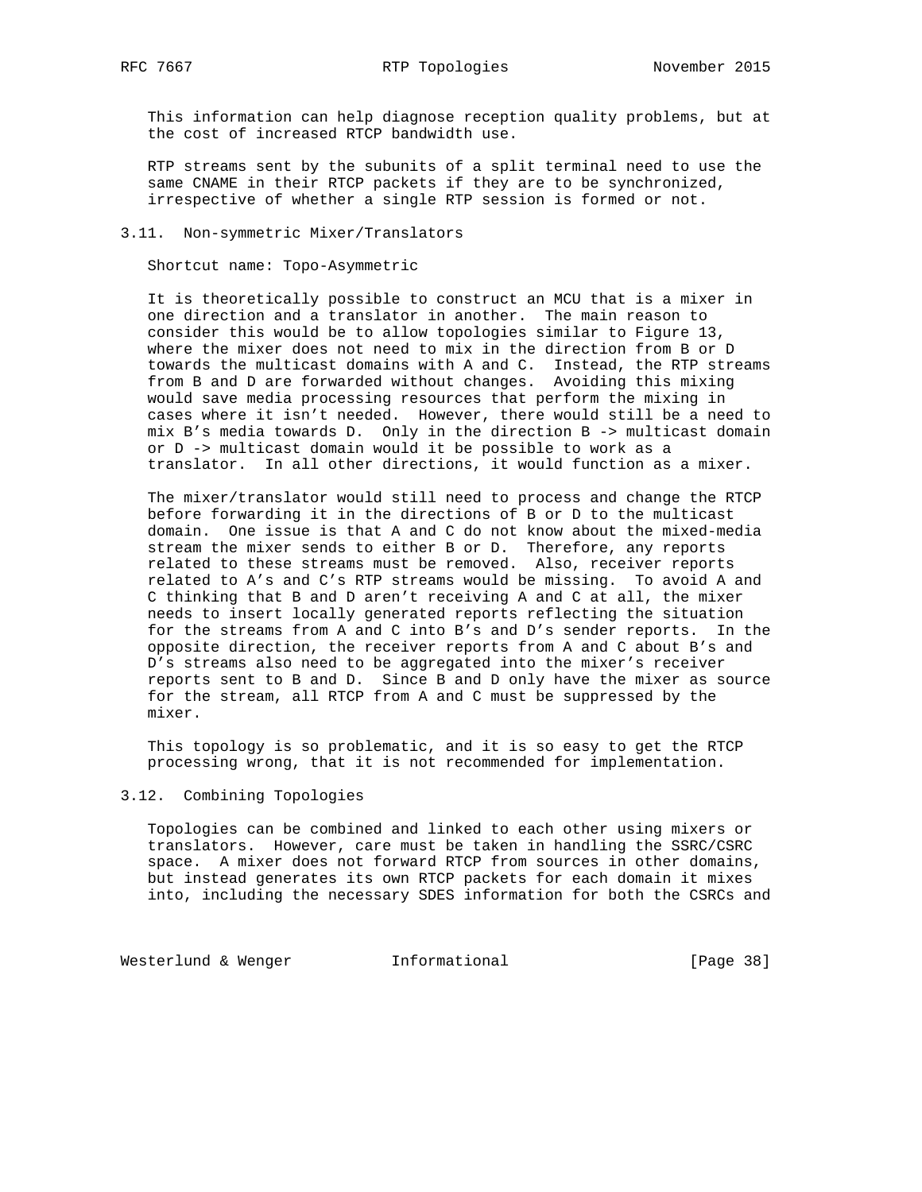This information can help diagnose reception quality problems, but at the cost of increased RTCP bandwidth use.

RTP streams sent by the subunits of a split terminal need to use the same CNAME in their RTCP packets if they are to be synchronized, irrespective of whether a single RTP session is formed or not.

### 3.11. Non-symmetric Mixer/Translators

Shortcut name: Topo-Asymmetric

It is theoretically possible to construct an MCU that is a mixer in one direction and a translator in another. The main reason to consider this would be to allow topologies similar to Figure 13, where the mixer does not need to mix in the direction from B or D towards the multicast domains with A and C. Instead, the RTP streams from B and D are forwarded without changes. Avoiding this mixing would save media processing resources that perform the mixing in cases where it isn't needed. However, there would still be a need to mix B's media towards D. Only in the direction B -> multicast domain or D -> multicast domain would it be possible to work as a translator. In all other directions, it would function as a mixer.

The mixer/translator would still need to process and change the RTCP before forwarding it in the directions of B or D to the multicast domain. One issue is that A and C do not know about the mixed-media stream the mixer sends to either B or D. Therefore, any reports related to these streams must be removed. Also, receiver reports related to A's and C's RTP streams would be missing. To avoid A and C thinking that B and D aren't receiving A and C at all, the mixer needs to insert locally generated reports reflecting the situation for the streams from A and C into B's and D's sender reports. In the opposite direction, the receiver reports from A and C about B's and D's streams also need to be aggregated into the mixer's receiver reports sent to B and D. Since B and D only have the mixer as source for the stream, all RTCP from A and C must be suppressed by the mixer.

This topology is so problematic, and it is so easy to get the RTCP processing wrong, that it is not recommended for implementation.

### 3.12. Combining Topologies

Topologies can be combined and linked to each other using mixers or translators. However, care must be taken in handling the SSRC/CSRC space. A mixer does not forward RTCP from sources in other domains, but instead generates its own RTCP packets for each domain it mixes into, including the necessary SDES information for both the CSRCs and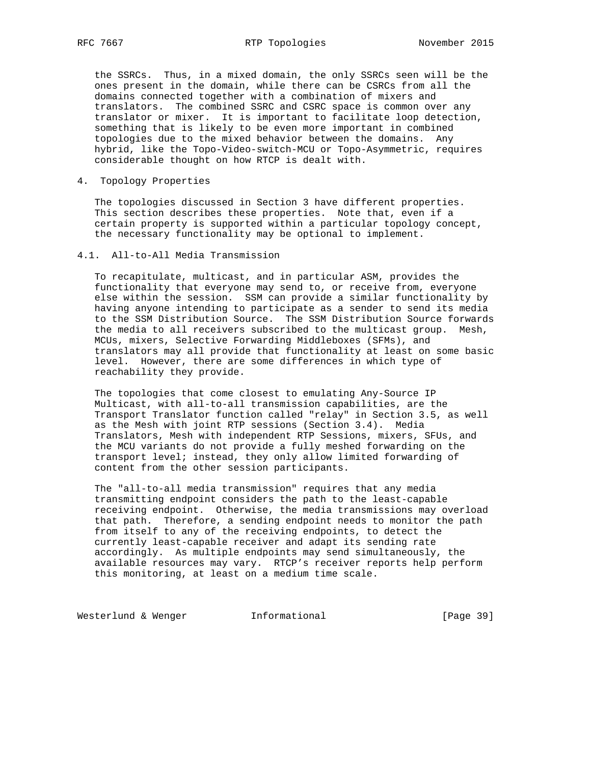the SSRCs. Thus, in a mixed domain, the only SSRCs seen will be the ones present in the domain, while there can be CSRCs from all the domains connected together with a combination of mixers and translators. The combined SSRC and CSRC space is common over any translator or mixer. It is important to facilitate loop detection, something that is likely to be even more important in combined topologies due to the mixed behavior between the domains. Any hybrid, like the Topo-Video-switch-MCU or Topo-Asymmetric, requires considerable thought on how RTCP is dealt with.

## 4. Topology Properties

The topologies discussed in Section 3 have different properties. This section describes these properties. Note that, even if a certain property is supported within a particular topology concept, the necessary functionality may be optional to implement.

### 4.1. All-to-All Media Transmission

To recapitulate, multicast, and in particular ASM, provides the functionality that everyone may send to, or receive from, everyone else within the session. SSM can provide a similar functionality by having anyone intending to participate as a sender to send its media to the SSM Distribution Source. The SSM Distribution Source forwards the media to all receivers subscribed to the multicast group. Mesh, MCUs, mixers, Selective Forwarding Middleboxes (SFMs), and translators may all provide that functionality at least on some basic level. However, there are some differences in which type of reachability they provide.

The topologies that come closest to emulating Any-Source IP Multicast, with all-to-all transmission capabilities, are the Transport Translator function called "relay" in Section 3.5, as well as the Mesh with joint RTP sessions (Section 3.4). Media Translators, Mesh with independent RTP Sessions, mixers, SFUs, and the MCU variants do not provide a fully meshed forwarding on the transport level; instead, they only allow limited forwarding of content from the other session participants.

The "all-to-all media transmission" requires that any media transmitting endpoint considers the path to the least-capable receiving endpoint. Otherwise, the media transmissions may overload that path. Therefore, a sending endpoint needs to monitor the path from itself to any of the receiving endpoints, to detect the currently least-capable receiver and adapt its sending rate accordingly. As multiple endpoints may send simultaneously, the available resources may vary. RTCP's receiver reports help perform this monitoring, at least on a medium time scale.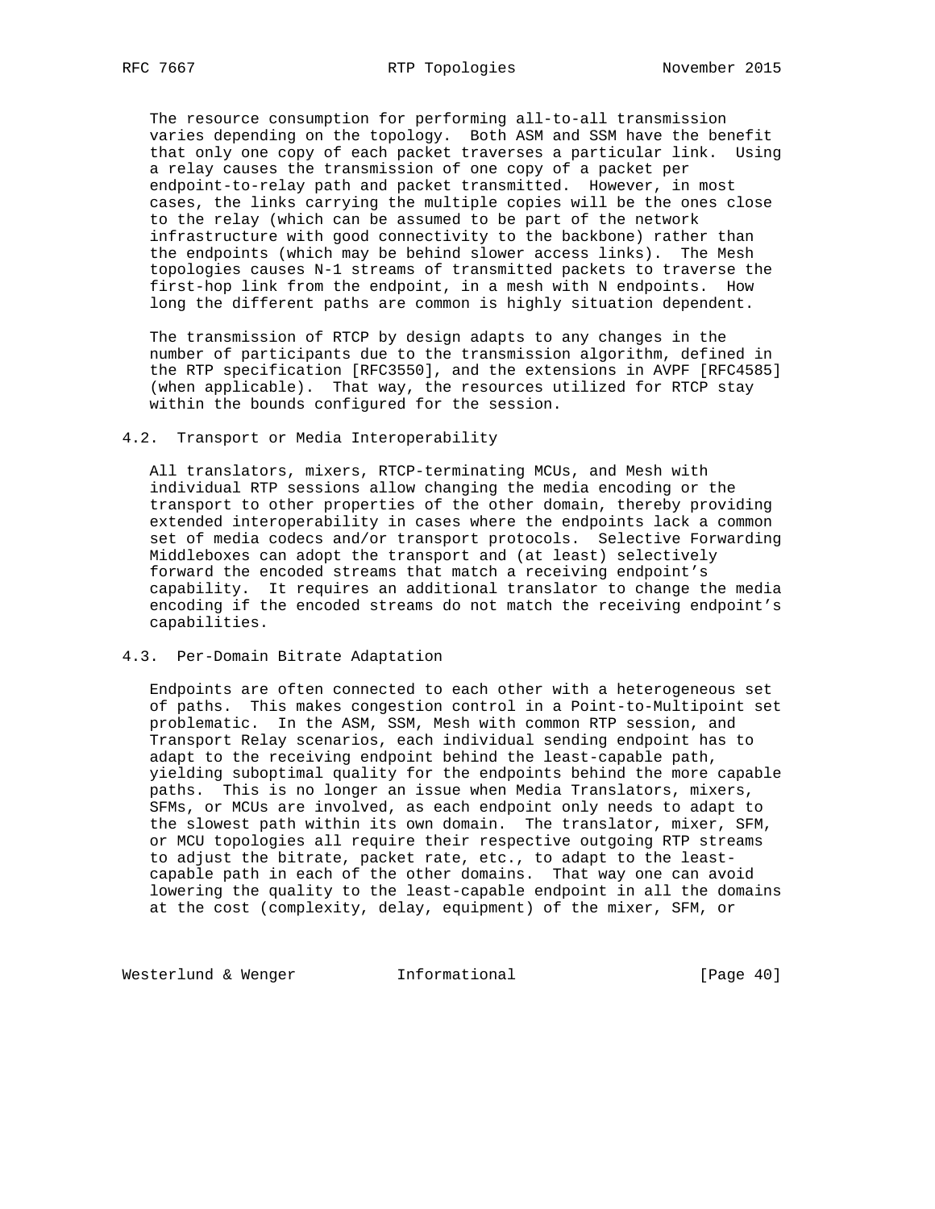The resource consumption for performing all-to-all transmission varies depending on the topology. Both ASM and SSM have the benefit that only one copy of each packet traverses a particular link. Using a relay causes the transmission of one copy of a packet per endpoint-to-relay path and packet transmitted. However, in most cases, the links carrying the multiple copies will be the ones close to the relay (which can be assumed to be part of the network infrastructure with good connectivity to the backbone) rather than the endpoints (which may be behind slower access links). The Mesh topologies causes N-1 streams of transmitted packets to traverse the first-hop link from the endpoint, in a mesh with N endpoints. How long the different paths are common is highly situation dependent.

The transmission of RTCP by design adapts to any changes in the number of participants due to the transmission algorithm, defined in the RTP specification [RFC3550], and the extensions in AVPF [RFC4585] (when applicable). That way, the resources utilized for RTCP stay within the bounds configured for the session.

## 4.2. Transport or Media Interoperability

All translators, mixers, RTCP-terminating MCUs, and Mesh with individual RTP sessions allow changing the media encoding or the transport to other properties of the other domain, thereby providing extended interoperability in cases where the endpoints lack a common set of media codecs and/or transport protocols. Selective Forwarding Middleboxes can adopt the transport and (at least) selectively forward the encoded streams that match a receiving endpoint's capability. It requires an additional translator to change the media encoding if the encoded streams do not match the receiving endpoint's capabilities.

## 4.3. Per-Domain Bitrate Adaptation

Endpoints are often connected to each other with a heterogeneous set of paths. This makes congestion control in a Point-to-Multipoint set problematic. In the ASM, SSM, Mesh with common RTP session, and Transport Relay scenarios, each individual sending endpoint has to adapt to the receiving endpoint behind the least-capable path, yielding suboptimal quality for the endpoints behind the more capable paths. This is no longer an issue when Media Translators, mixers, SFMs, or MCUs are involved, as each endpoint only needs to adapt to the slowest path within its own domain. The translator, mixer, SFM, or MCU topologies all require their respective outgoing RTP streams to adjust the bitrate, packet rate, etc., to adapt to the least-capable path in each of the other domains. That way one can avoid lowering the quality to the least-capable endpoint in all the domains at the cost (complexity, delay, equipment) of the mixer, SFM, or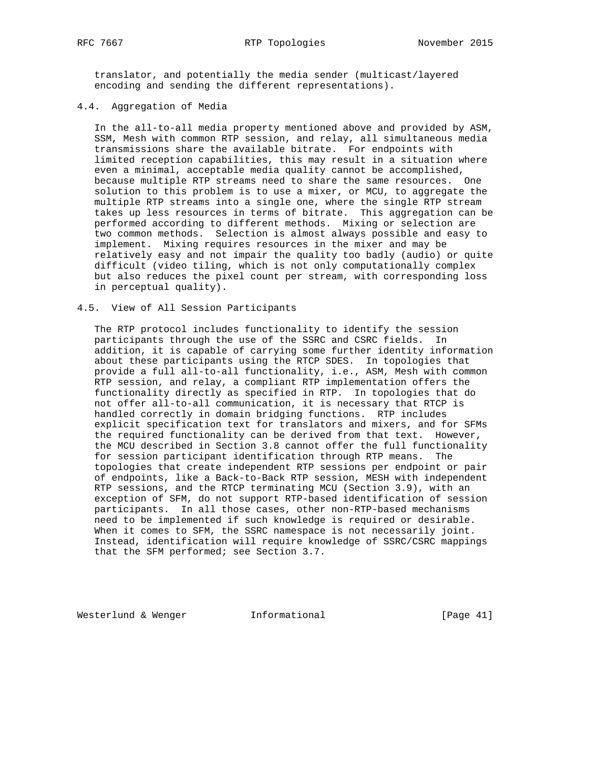translator, and potentially the media sender (multicast/layered encoding and sending the different representations).

### 4.4. Aggregation of Media

In the all-to-all media property mentioned above and provided by ASM, SSM, Mesh with common RTP session, and relay, all simultaneous media transmissions share the available bitrate. For endpoints with limited reception capabilities, this may result in a situation where even a minimal, acceptable media quality cannot be accomplished, because multiple RTP streams need to share the same resources. One solution to this problem is to use a mixer, or MCU, to aggregate the multiple RTP streams into a single one, where the single RTP stream takes up less resources in terms of bitrate. This aggregation can be performed according to different methods. Mixing or selection are two common methods. Selection is almost always possible and easy to implement. Mixing requires resources in the mixer and may be relatively easy and not impair the quality too badly (audio) or quite difficult (video tiling, which is not only computationally complex but also reduces the pixel count per stream, with corresponding loss in perceptual quality).

### 4.5. View of All Session Participants

The RTP protocol includes functionality to identify the session participants through the use of the SSRC and CSRC fields. In addition, it is capable of carrying some further identity information about these participants using the RTCP SDES. In topologies that provide a full all-to-all functionality, i.e., ASM, Mesh with common RTP session, and relay, a compliant RTP implementation offers the functionality directly as specified in RTP. In topologies that do not offer all-to-all communication, it is necessary that RTCP is handled correctly in domain bridging functions. RTP includes explicit specification text for translators and mixers, and for SFMs the required functionality can be derived from that text. However, the MCU described in Section 3.8 cannot offer the full functionality for session participant identification through RTP means. The topologies that create independent RTP sessions per endpoint or pair of endpoints, like a Back-to-Back RTP session, MESH with independent RTP sessions, and the RTCP terminating MCU (Section 3.9), with an exception of SFM, do not support RTP-based identification of session participants. In all those cases, other non-RTP-based mechanisms need to be implemented if such knowledge is required or desirable. When it comes to SFM, the SSRC namespace is not necessarily joint. Instead, identification will require knowledge of SSRC/CSRC mappings that the SFM performed; see Section 3.7.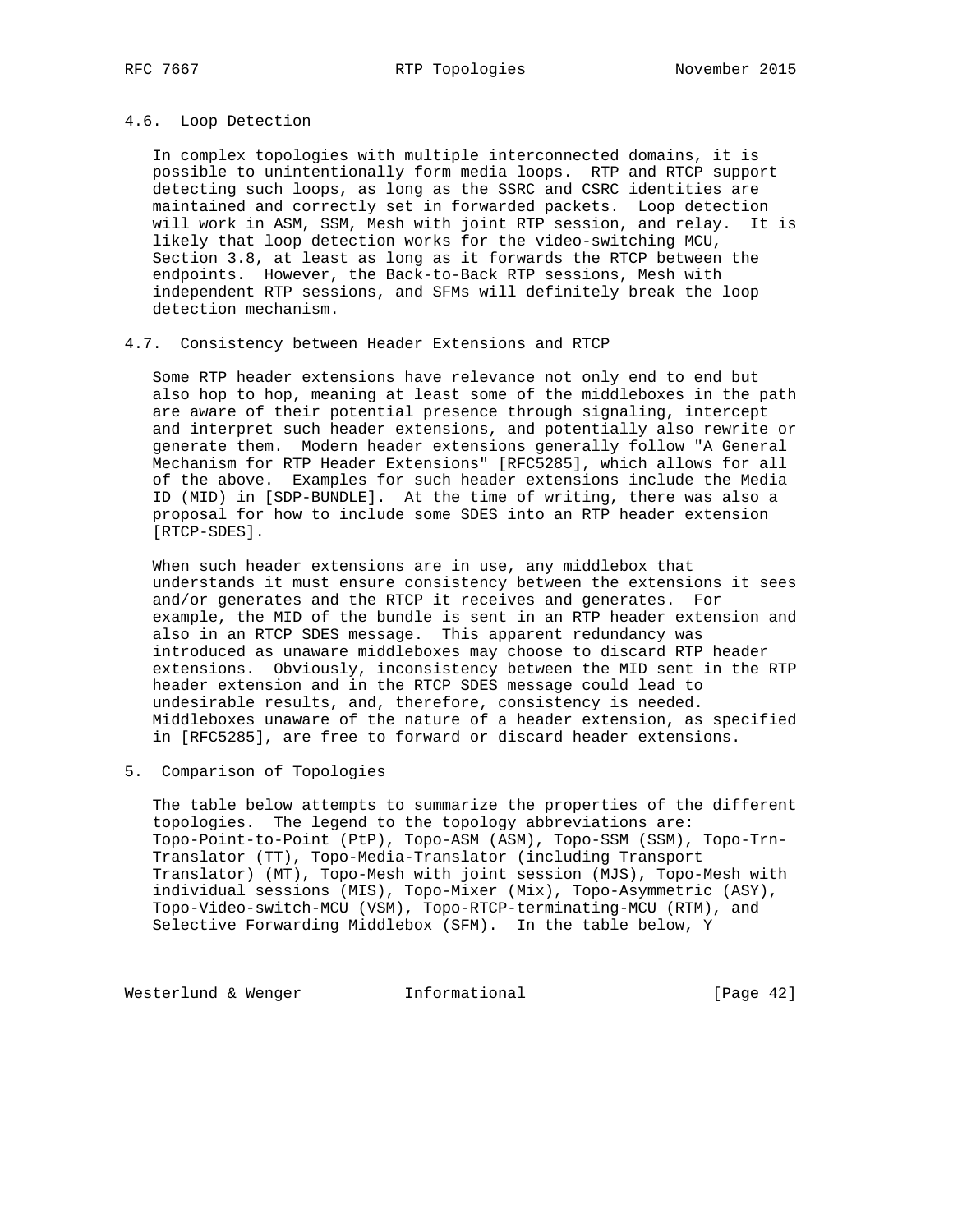### 4.6. Loop Detection

In complex topologies with multiple interconnected domains, it is possible to unintentionally form media loops. RTP and RTCP support detecting such loops, as long as the SSRC and CSRC identities are maintained and correctly set in forwarded packets. Loop detection will work in ASM, SSM, Mesh with joint RTP session, and relay. It is likely that loop detection works for the video-switching MCU, Section 3.8, at least as long as it forwards the RTCP between the endpoints. However, the Back-to-Back RTP sessions, Mesh with independent RTP sessions, and SFMs will definitely break the loop detection mechanism.

### 4.7. Consistency between Header Extensions and RTCP

Some RTP header extensions have relevance not only end to end but also hop to hop, meaning at least some of the middleboxes in the path are aware of their potential presence through signaling, intercept and interpret such header extensions, and potentially also rewrite or generate them. Modern header extensions generally follow "A General Mechanism for RTP Header Extensions" [RFC5285], which allows for all of the above. Examples for such header extensions include the Media ID (MID) in [SDP-BUNDLE]. At the time of writing, there was also a proposal for how to include some SDES into an RTP header extension [RTCP-SDES].

When such header extensions are in use, any middlebox that understands it must ensure consistency between the extensions it sees and/or generates and the RTCP it receives and generates. For example, the MID of the bundle is sent in an RTP header extension and also in an RTCP SDES message. This apparent redundancy was introduced as unaware middleboxes may choose to discard RTP header extensions. Obviously, inconsistency between the MID sent in the RTP header extension and in the RTCP SDES message could lead to undesirable results, and, therefore, consistency is needed. Middleboxes unaware of the nature of a header extension, as specified in [RFC5285], are free to forward or discard header extensions.

## 5. Comparison of Topologies

The table below attempts to summarize the properties of the different topologies. The legend to the topology abbreviations are: Topo-Point-to-Point (PtP), Topo-ASM (ASM), Topo-SSM (SSM), Topo-Trn-Translator (TT), Topo-Media-Translator (including Transport Translator) (MT), Topo-Mesh with joint session (MJS), Topo-Mesh with individual sessions (MIS), Topo-Mixer (Mix), Topo-Asymmetric (ASY), Topo-Video-switch-MCU (VSM), Topo-RTCP-terminating-MCU (RTM), and Selective Forwarding Middlebox (SFM). In the table below, Y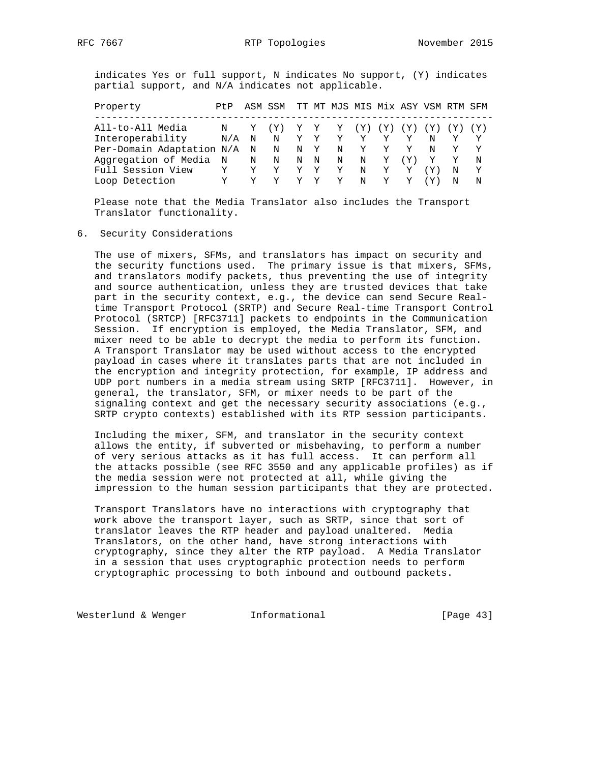indicates Yes or full support, N indicates No support, (Y) indicates partial support, and N/A indicates not applicable.

| Property | PtP | ASM | SSM | TT | MT | MJS | MIS | Mix | ASY | VSM | RTM | SFM |
|---|---|---|---|---|---|---|---|---|---|---|---|---|
| All-to-All Media | N | Y | (Y) | Y | Y | Y | (Y) | (Y) | (Y) | (Y) | (Y) | (Y) |
| Interoperability | N/A | N | N | Y | Y | Y | Y | Y | Y | N | Y | Y |
| Per-Domain Adaptation | N/A | N | N | N | Y | N | Y | Y | Y | N | Y | Y |
| Aggregation of Media | N | N | N | N | N | N | N | Y | (Y) | Y | Y | N |
| Full Session View | Y | Y | Y | Y | Y | Y | N | Y | Y | (Y) | N | Y |
| Loop Detection | Y | Y | Y | Y | Y | Y | N | Y | Y | (Y) | N | N |

Please note that the Media Translator also includes the Transport Translator functionality.

## 6. Security Considerations

The use of mixers, SFMs, and translators has impact on security and the security functions used. The primary issue is that mixers, SFMs, and translators modify packets, thus preventing the use of integrity and source authentication, unless they are trusted devices that take part in the security context, e.g., the device can send Secure Real-time Transport Protocol (SRTP) and Secure Real-time Transport Control Protocol (SRTCP) [RFC3711] packets to endpoints in the Communication Session. If encryption is employed, the Media Translator, SFM, and mixer need to be able to decrypt the media to perform its function. A Transport Translator may be used without access to the encrypted payload in cases where it translates parts that are not included in the encryption and integrity protection, for example, IP address and UDP port numbers in a media stream using SRTP [RFC3711]. However, in general, the translator, SFM, or mixer needs to be part of the signaling context and get the necessary security associations (e.g., SRTP crypto contexts) established with its RTP session participants.

Including the mixer, SFM, and translator in the security context allows the entity, if subverted or misbehaving, to perform a number of very serious attacks as it has full access. It can perform all the attacks possible (see RFC 3550 and any applicable profiles) as if the media session were not protected at all, while giving the impression to the human session participants that they are protected.

Transport Translators have no interactions with cryptography that work above the transport layer, such as SRTP, since that sort of translator leaves the RTP header and payload unaltered. Media Translators, on the other hand, have strong interactions with cryptography, since they alter the RTP payload. A Media Translator in a session that uses cryptographic protection needs to perform cryptographic processing to both inbound and outbound packets.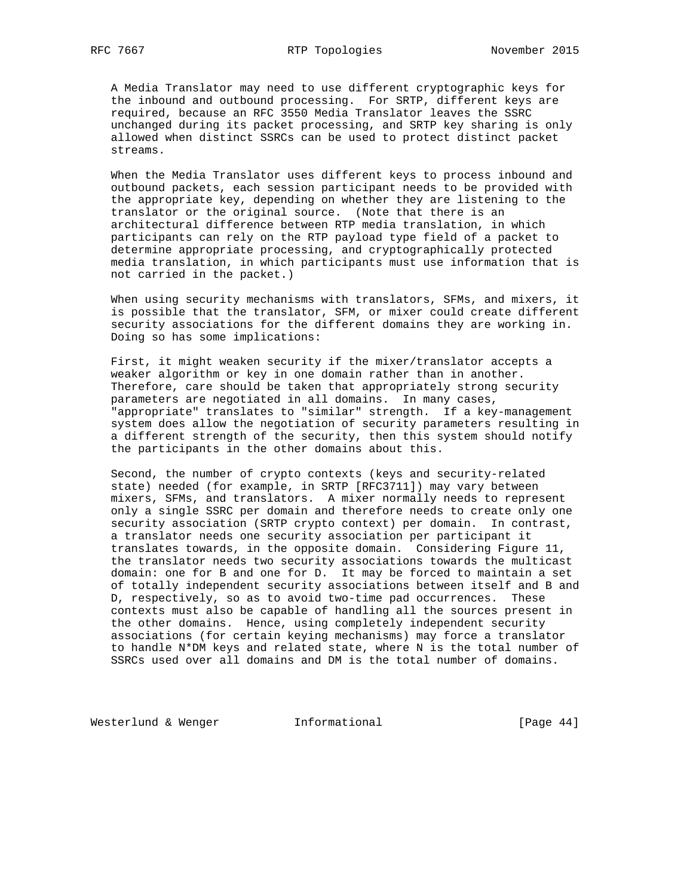A Media Translator may need to use different cryptographic keys for the inbound and outbound processing. For SRTP, different keys are required, because an RFC 3550 Media Translator leaves the SSRC unchanged during its packet processing, and SRTP key sharing is only allowed when distinct SSRCs can be used to protect distinct packet streams.

When the Media Translator uses different keys to process inbound and outbound packets, each session participant needs to be provided with the appropriate key, depending on whether they are listening to the translator or the original source. (Note that there is an architectural difference between RTP media translation, in which participants can rely on the RTP payload type field of a packet to determine appropriate processing, and cryptographically protected media translation, in which participants must use information that is not carried in the packet.)

When using security mechanisms with translators, SFMs, and mixers, it is possible that the translator, SFM, or mixer could create different security associations for the different domains they are working in. Doing so has some implications:

First, it might weaken security if the mixer/translator accepts a weaker algorithm or key in one domain rather than in another. Therefore, care should be taken that appropriately strong security parameters are negotiated in all domains. In many cases, "appropriate" translates to "similar" strength. If a key-management system does allow the negotiation of security parameters resulting in a different strength of the security, then this system should notify the participants in the other domains about this.

Second, the number of crypto contexts (keys and security-related state) needed (for example, in SRTP [RFC3711]) may vary between mixers, SFMs, and translators. A mixer normally needs to represent only a single SSRC per domain and therefore needs to create only one security association (SRTP crypto context) per domain. In contrast, a translator needs one security association per participant it translates towards, in the opposite domain. Considering Figure 11, the translator needs two security associations towards the multicast domain: one for B and one for D. It may be forced to maintain a set of totally independent security associations between itself and B and D, respectively, so as to avoid two-time pad occurrences. These contexts must also be capable of handling all the sources present in the other domains. Hence, using completely independent security associations (for certain keying mechanisms) may force a translator to handle N*DM keys and related state, where N is the total number of SSRCs used over all domains and DM is the total number of domains.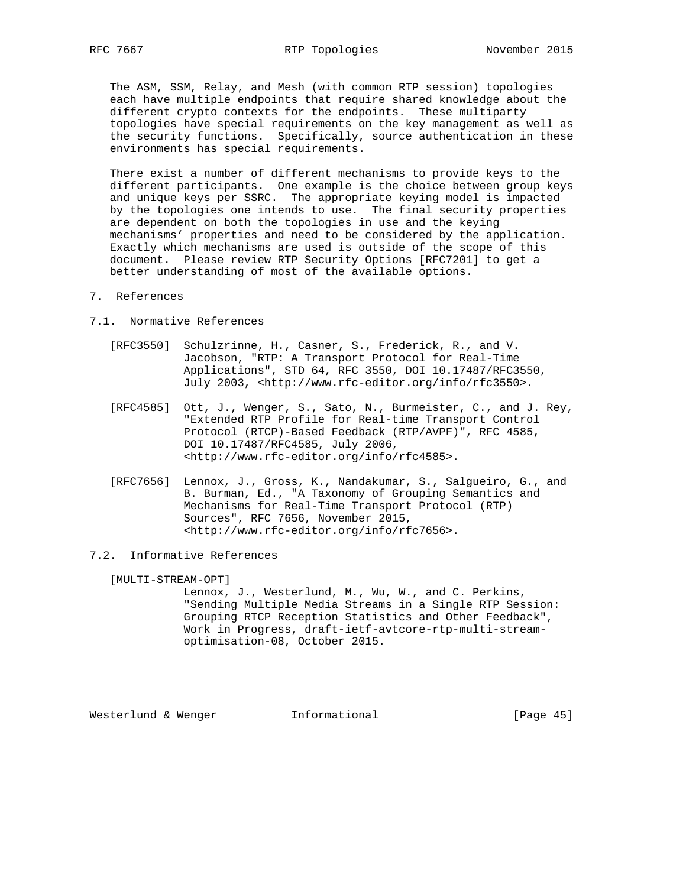The ASM, SSM, Relay, and Mesh (with common RTP session) topologies each have multiple endpoints that require shared knowledge about the different crypto contexts for the endpoints. These multiparty topologies have special requirements on the key management as well as the security functions. Specifically, source authentication in these environments has special requirements.

There exist a number of different mechanisms to provide keys to the different participants. One example is the choice between group keys and unique keys per SSRC. The appropriate keying model is impacted by the topologies one intends to use. The final security properties are dependent on both the topologies in use and the keying mechanisms' properties and need to be considered by the application. Exactly which mechanisms are used is outside of the scope of this document. Please review RTP Security Options [RFC7201] to get a better understanding of most of the available options.

## 7. References

### 7.1. Normative References

[RFC3550] Schulzrinne, H., Casner, S., Frederick, R., and V. Jacobson, "RTP: A Transport Protocol for Real-Time Applications", STD 64, RFC 3550, DOI 10.17487/RFC3550, July 2003, <http://www.rfc-editor.org/info/rfc3550>.

[RFC4585] Ott, J., Wenger, S., Sato, N., Burmeister, C., and J. Rey, "Extended RTP Profile for Real-time Transport Control Protocol (RTCP)-Based Feedback (RTP/AVPF)", RFC 4585, DOI 10.17487/RFC4585, July 2006, <http://www.rfc-editor.org/info/rfc4585>.

[RFC7656] Lennox, J., Gross, K., Nandakumar, S., Salgueiro, G., and B. Burman, Ed., "A Taxonomy of Grouping Semantics and Mechanisms for Real-Time Transport Protocol (RTP) Sources", RFC 7656, November 2015, <http://www.rfc-editor.org/info/rfc7656>.

### 7.2. Informative References

[MULTI-STREAM-OPT] Lennox, J., Westerlund, M., Wu, W., and C. Perkins, "Sending Multiple Media Streams in a Single RTP Session: Grouping RTCP Reception Statistics and Other Feedback", Work in Progress, draft-ietf-avtcore-rtp-multi-stream-optimisation-08, October 2015.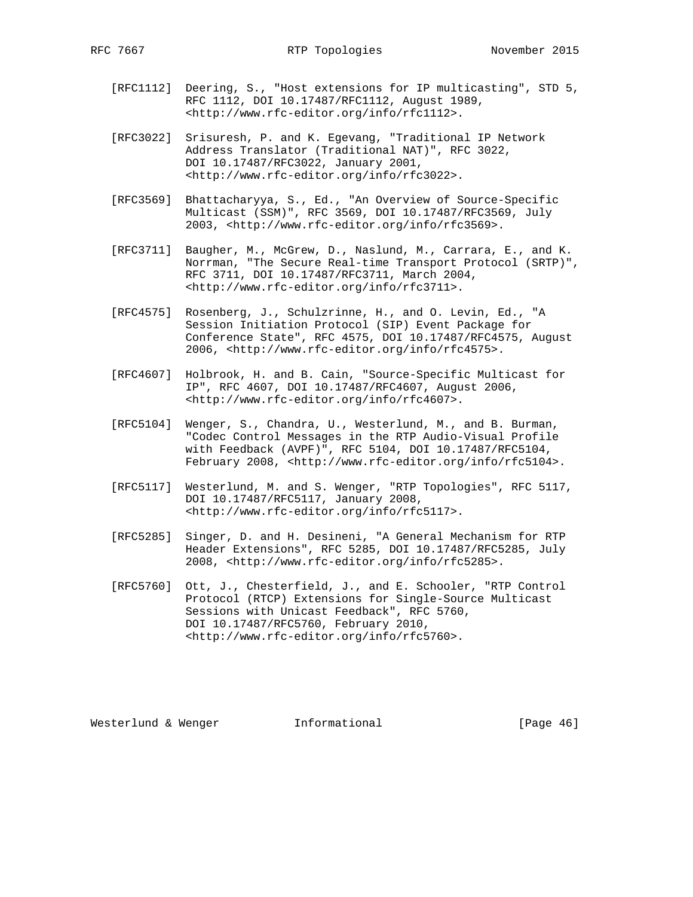[RFC1112] Deering, S., "Host extensions for IP multicasting", STD 5, RFC 1112, DOI 10.17487/RFC1112, August 1989, <http://www.rfc-editor.org/info/rfc1112>.

[RFC3022] Srisuresh, P. and K. Egevang, "Traditional IP Network Address Translator (Traditional NAT)", RFC 3022, DOI 10.17487/RFC3022, January 2001, <http://www.rfc-editor.org/info/rfc3022>.

[RFC3569] Bhattacharyya, S., Ed., "An Overview of Source-Specific Multicast (SSM)", RFC 3569, DOI 10.17487/RFC3569, July 2003, <http://www.rfc-editor.org/info/rfc3569>.

[RFC3711] Baugher, M., McGrew, D., Naslund, M., Carrara, E., and K. Norrman, "The Secure Real-time Transport Protocol (SRTP)", RFC 3711, DOI 10.17487/RFC3711, March 2004, <http://www.rfc-editor.org/info/rfc3711>.

[RFC4575] Rosenberg, J., Schulzrinne, H., and O. Levin, Ed., "A Session Initiation Protocol (SIP) Event Package for Conference State", RFC 4575, DOI 10.17487/RFC4575, August 2006, <http://www.rfc-editor.org/info/rfc4575>.

[RFC4607] Holbrook, H. and B. Cain, "Source-Specific Multicast for IP", RFC 4607, DOI 10.17487/RFC4607, August 2006, <http://www.rfc-editor.org/info/rfc4607>.

[RFC5104] Wenger, S., Chandra, U., Westerlund, M., and B. Burman, "Codec Control Messages in the RTP Audio-Visual Profile with Feedback (AVPF)", RFC 5104, DOI 10.17487/RFC5104, February 2008, <http://www.rfc-editor.org/info/rfc5104>.

[RFC5117] Westerlund, M. and S. Wenger, "RTP Topologies", RFC 5117, DOI 10.17487/RFC5117, January 2008, <http://www.rfc-editor.org/info/rfc5117>.

[RFC5285] Singer, D. and H. Desineni, "A General Mechanism for RTP Header Extensions", RFC 5285, DOI 10.17487/RFC5285, July 2008, <http://www.rfc-editor.org/info/rfc5285>.

[RFC5760] Ott, J., Chesterfield, J., and E. Schooler, "RTP Control Protocol (RTCP) Extensions for Single-Source Multicast Sessions with Unicast Feedback", RFC 5760, DOI 10.17487/RFC5760, February 2010, <http://www.rfc-editor.org/info/rfc5760>.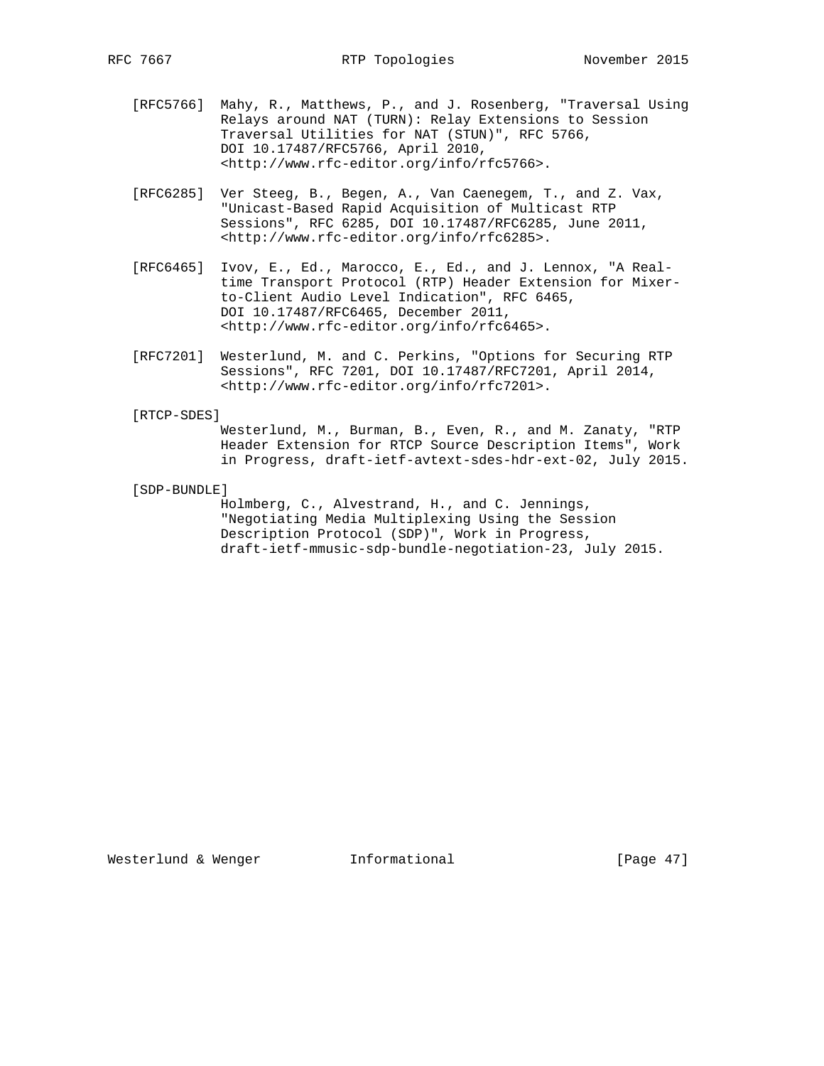[RFC5766] Mahy, R., Matthews, P., and J. Rosenberg, "Traversal Using Relays around NAT (TURN): Relay Extensions to Session Traversal Utilities for NAT (STUN)", RFC 5766, DOI 10.17487/RFC5766, April 2010, <http://www.rfc-editor.org/info/rfc5766>.

[RFC6285] Ver Steeg, B., Begen, A., Van Caenegem, T., and Z. Vax, "Unicast-Based Rapid Acquisition of Multicast RTP Sessions", RFC 6285, DOI 10.17487/RFC6285, June 2011, <http://www.rfc-editor.org/info/rfc6285>.

[RFC6465] Ivov, E., Ed., Marocco, E., Ed., and J. Lennox, "A Real-time Transport Protocol (RTP) Header Extension for Mixer-to-Client Audio Level Indication", RFC 6465, DOI 10.17487/RFC6465, December 2011, <http://www.rfc-editor.org/info/rfc6465>.

[RFC7201] Westerlund, M. and C. Perkins, "Options for Securing RTP Sessions", RFC 7201, DOI 10.17487/RFC7201, April 2014, <http://www.rfc-editor.org/info/rfc7201>.

[RTCP-SDES] Westerlund, M., Burman, B., Even, R., and M. Zanaty, "RTP Header Extension for RTCP Source Description Items", Work in Progress, draft-ietf-avtext-sdes-hdr-ext-02, July 2015.

[SDP-BUNDLE] Holmberg, C., Alvestrand, H., and C. Jennings, "Negotiating Media Multiplexing Using the Session Description Protocol (SDP)", Work in Progress, draft-ietf-mmusic-sdp-bundle-negotiation-23, July 2015.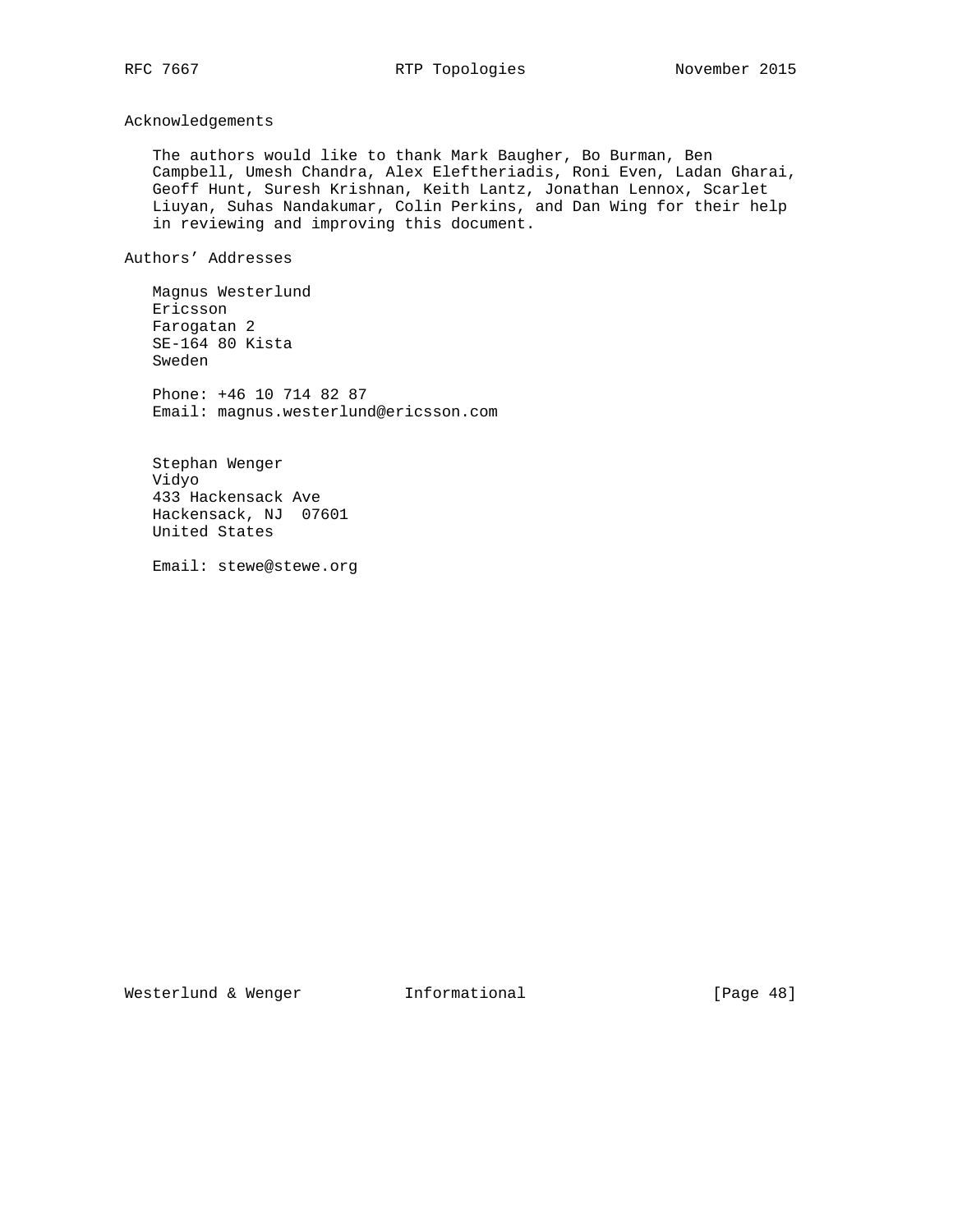## Acknowledgements

The authors would like to thank Mark Baugher, Bo Burman, Ben Campbell, Umesh Chandra, Alex Eleftheriadis, Roni Even, Ladan Gharai, Geoff Hunt, Suresh Krishnan, Keith Lantz, Jonathan Lennox, Scarlet Liuyan, Suhas Nandakumar, Colin Perkins, and Dan Wing for their help in reviewing and improving this document.

## Authors' Addresses

Magnus Westerlund
Ericsson
Farogatan 2
SE-164 80 Kista
Sweden

Phone: +46 10 714 82 87
Email: magnus.westerlund@ericsson.com

Stephan Wenger
Vidyo
433 Hackensack Ave
Hackensack, NJ 07601
United States

Email: stewe@stewe.org